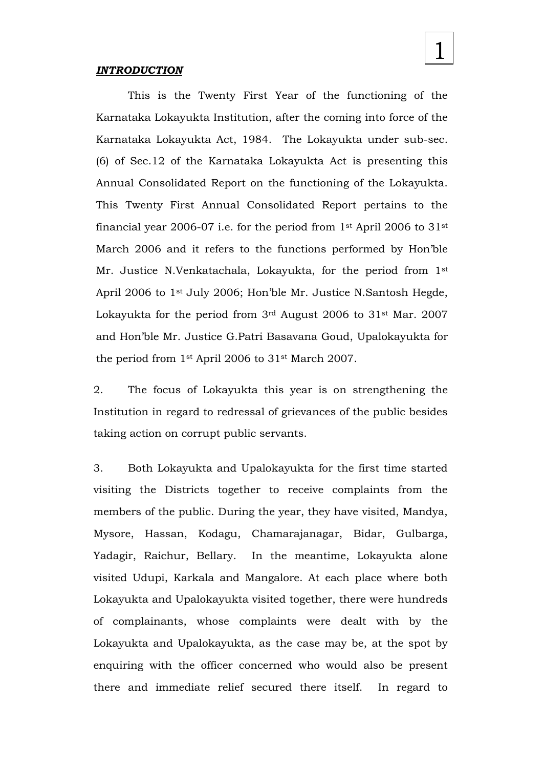***INTRODUCTION***

This is the Twenty First Year of the functioning of the Karnataka Lokayukta Institution, after the coming into force of the Karnataka Lokayukta Act, 1984. The Lokayukta under sub-sec. (6) of Sec.12 of the Karnataka Lokayukta Act is presenting this Annual Consolidated Report on the functioning of the Lokayukta. This Twenty First Annual Consolidated Report pertains to the financial year 2006-07 i.e. for the period from 1st April 2006 to 31st March 2006 and it refers to the functions performed by Hon'ble Mr. Justice N.Venkatachala, Lokayukta, for the period from 1st April 2006 to 1st July 2006; Hon'ble Mr. Justice N.Santosh Hegde, Lokayukta for the period from 3rd August 2006 to 31st Mar. 2007 and Hon'ble Mr. Justice G.Patri Basavana Goud, Upalokayukta for the period from 1st April 2006 to 31st March 2007.

2. The focus of Lokayukta this year is on strengthening the Institution in regard to redressal of grievances of the public besides taking action on corrupt public servants.

3. Both Lokayukta and Upalokayukta for the first time started visiting the Districts together to receive complaints from the members of the public. During the year, they have visited, Mandya, Mysore, Hassan, Kodagu, Chamarajanagar, Bidar, Gulbarga, Yadagir, Raichur, Bellary. In the meantime, Lokayukta alone visited Udupi, Karkala and Mangalore. At each place where both Lokayukta and Upalokayukta visited together, there were hundreds of complainants, whose complaints were dealt with by the Lokayukta and Upalokayukta, as the case may be, at the spot by enquiring with the officer concerned who would also be present there and immediate relief secured there itself. In regard to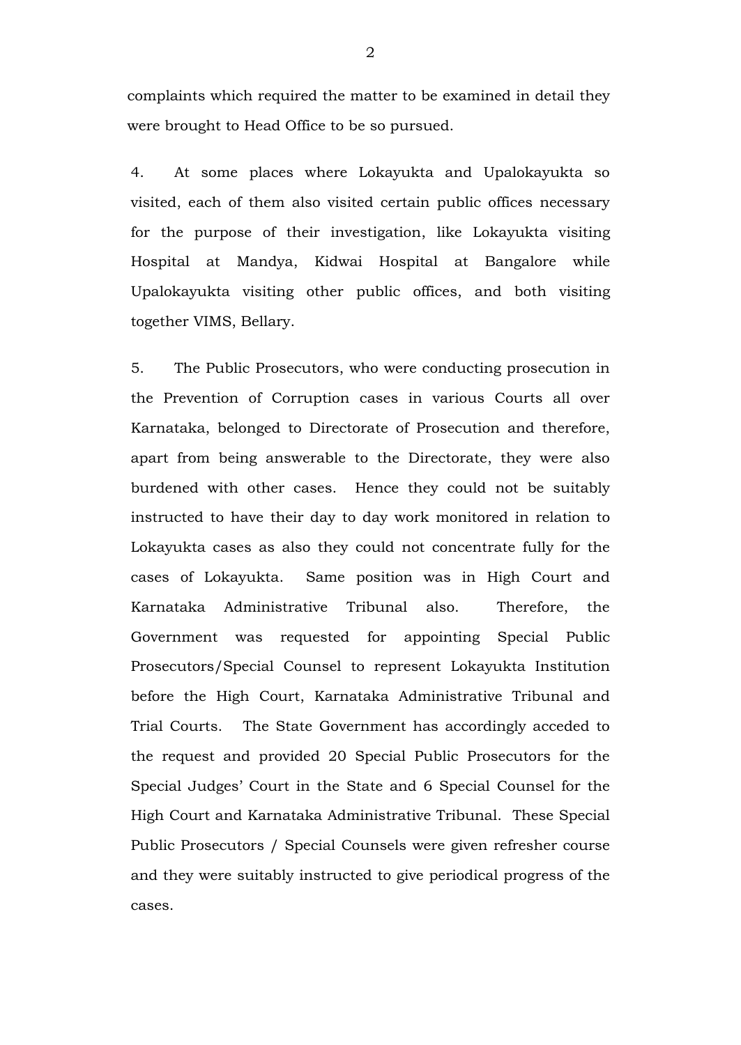complaints which required the matter to be examined in detail they were brought to Head Office to be so pursued.

4. At some places where Lokayukta and Upalokayukta so visited, each of them also visited certain public offices necessary for the purpose of their investigation, like Lokayukta visiting Hospital at Mandya, Kidwai Hospital at Bangalore while Upalokayukta visiting other public offices, and both visiting together VIMS, Bellary.

5. The Public Prosecutors, who were conducting prosecution in the Prevention of Corruption cases in various Courts all over Karnataka, belonged to Directorate of Prosecution and therefore, apart from being answerable to the Directorate, they were also burdened with other cases. Hence they could not be suitably instructed to have their day to day work monitored in relation to Lokayukta cases as also they could not concentrate fully for the cases of Lokayukta. Same position was in High Court and Karnataka Administrative Tribunal also. Therefore, the Government was requested for appointing Special Public Prosecutors/Special Counsel to represent Lokayukta Institution before the High Court, Karnataka Administrative Tribunal and Trial Courts. The State Government has accordingly acceded to the request and provided 20 Special Public Prosecutors for the Special Judges' Court in the State and 6 Special Counsel for the High Court and Karnataka Administrative Tribunal. These Special Public Prosecutors / Special Counsels were given refresher course and they were suitably instructed to give periodical progress of the cases.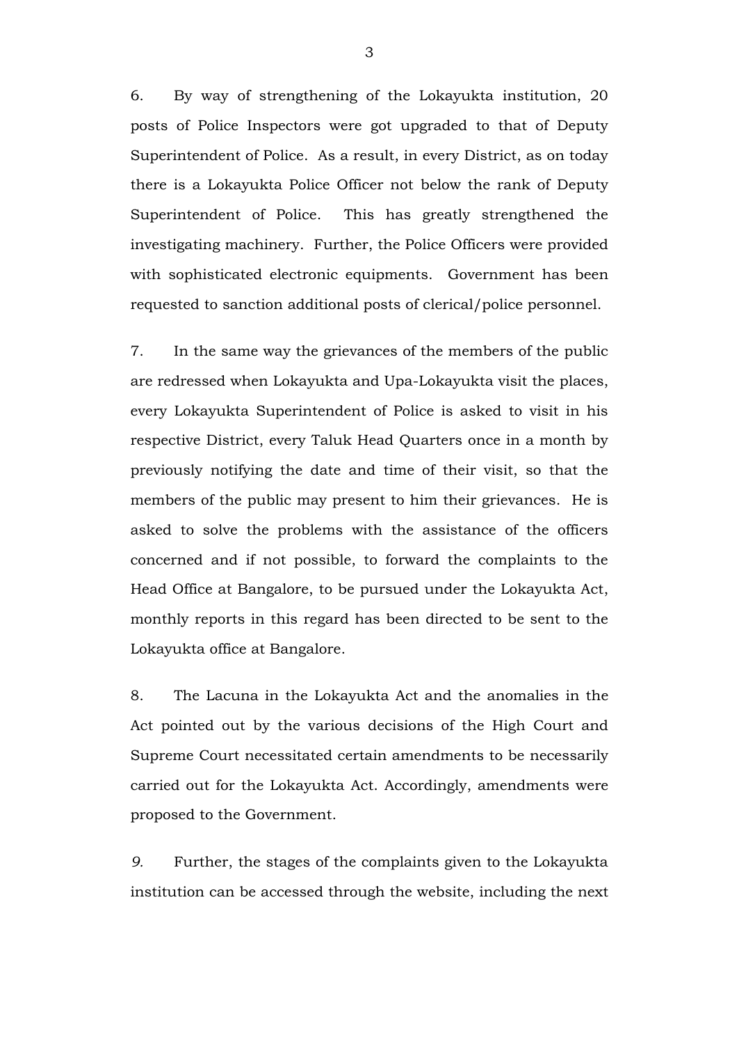6. By way of strengthening of the Lokayukta institution, 20 posts of Police Inspectors were got upgraded to that of Deputy Superintendent of Police. As a result, in every District, as on today there is a Lokayukta Police Officer not below the rank of Deputy Superintendent of Police. This has greatly strengthened the investigating machinery. Further, the Police Officers were provided with sophisticated electronic equipments. Government has been requested to sanction additional posts of clerical/police personnel.

7. In the same way the grievances of the members of the public are redressed when Lokayukta and Upa-Lokayukta visit the places, every Lokayukta Superintendent of Police is asked to visit in his respective District, every Taluk Head Quarters once in a month by previously notifying the date and time of their visit, so that the members of the public may present to him their grievances. He is asked to solve the problems with the assistance of the officers concerned and if not possible, to forward the complaints to the Head Office at Bangalore, to be pursued under the Lokayukta Act, monthly reports in this regard has been directed to be sent to the Lokayukta office at Bangalore.

8. The Lacuna in the Lokayukta Act and the anomalies in the Act pointed out by the various decisions of the High Court and Supreme Court necessitated certain amendments to be necessarily carried out for the Lokayukta Act. Accordingly, amendments were proposed to the Government.

*9.* Further, the stages of the complaints given to the Lokayukta institution can be accessed through the website, including the next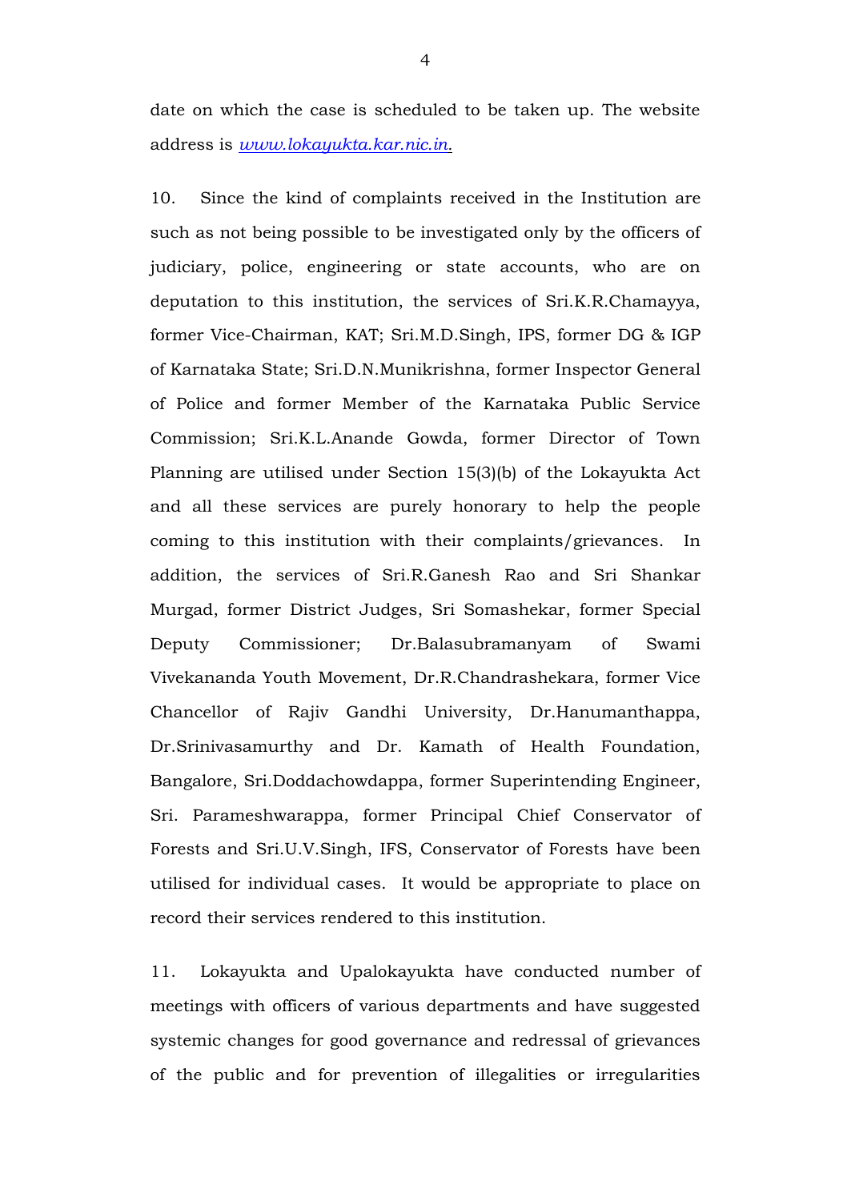date on which the case is scheduled to be taken up. The website address is *www.lokayukta.kar.nic.in.*

10. Since the kind of complaints received in the Institution are such as not being possible to be investigated only by the officers of judiciary, police, engineering or state accounts, who are on deputation to this institution, the services of Sri.K.R.Chamayya, former Vice-Chairman, KAT; Sri.M.D.Singh, IPS, former DG & IGP of Karnataka State; Sri.D.N.Munikrishna, former Inspector General of Police and former Member of the Karnataka Public Service Commission; Sri.K.L.Anande Gowda, former Director of Town Planning are utilised under Section 15(3)(b) of the Lokayukta Act and all these services are purely honorary to help the people coming to this institution with their complaints/grievances. In addition, the services of Sri.R.Ganesh Rao and Sri Shankar Murgad, former District Judges, Sri Somashekar, former Special Deputy Commissioner; Dr.Balasubramanyam of Swami Vivekananda Youth Movement, Dr.R.Chandrashekara, former Vice Chancellor of Rajiv Gandhi University, Dr.Hanumanthappa, Dr.Srinivasamurthy and Dr. Kamath of Health Foundation, Bangalore, Sri.Doddachowdappa, former Superintending Engineer, Sri. Parameshwarappa, former Principal Chief Conservator of Forests and Sri.U.V.Singh, IFS, Conservator of Forests have been utilised for individual cases. It would be appropriate to place on record their services rendered to this institution.

11. Lokayukta and Upalokayukta have conducted number of meetings with officers of various departments and have suggested systemic changes for good governance and redressal of grievances of the public and for prevention of illegalities or irregularities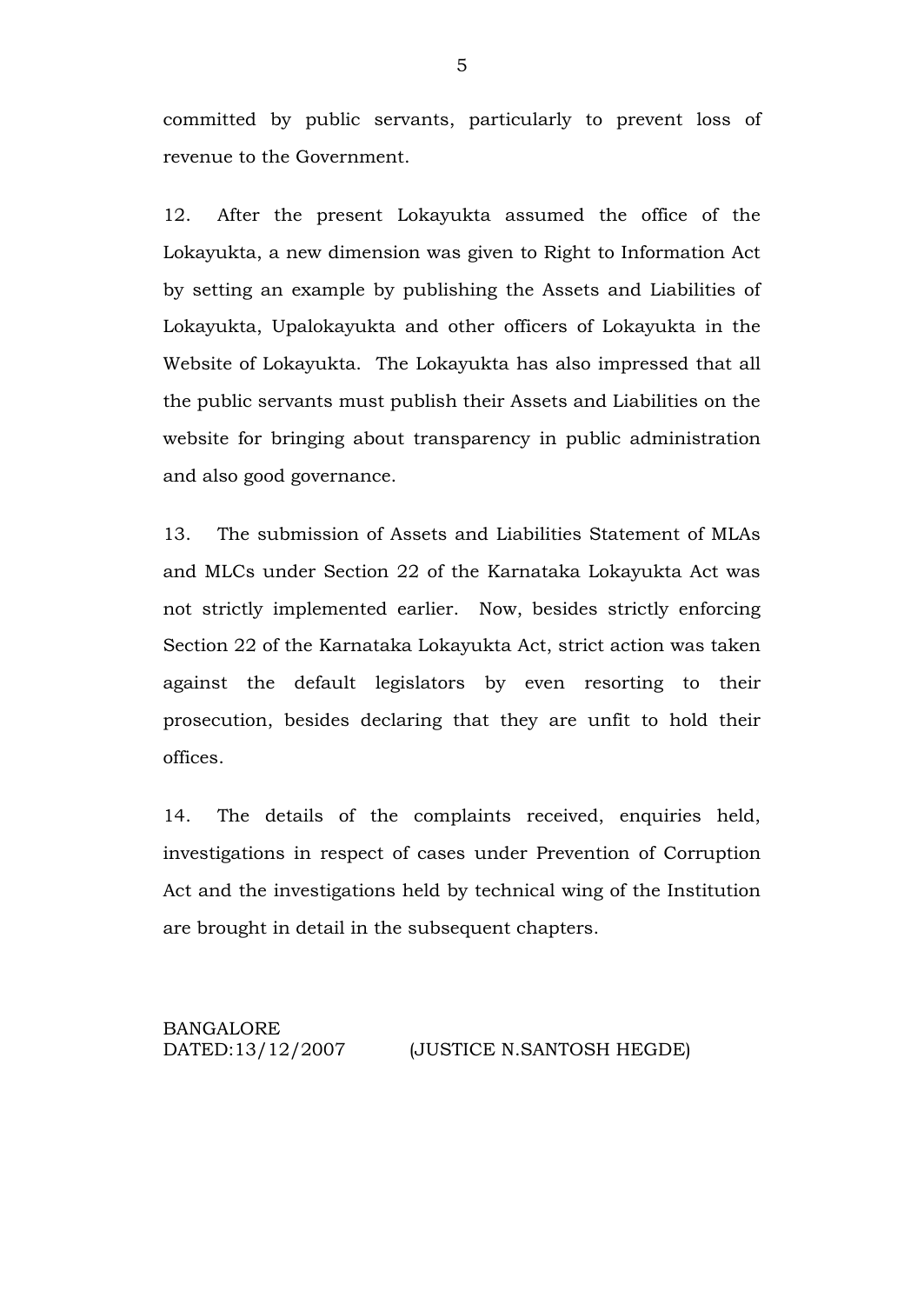committed by public servants, particularly to prevent loss of revenue to the Government.

12. After the present Lokayukta assumed the office of the Lokayukta, a new dimension was given to Right to Information Act by setting an example by publishing the Assets and Liabilities of Lokayukta, Upalokayukta and other officers of Lokayukta in the Website of Lokayukta. The Lokayukta has also impressed that all the public servants must publish their Assets and Liabilities on the website for bringing about transparency in public administration and also good governance.

13. The submission of Assets and Liabilities Statement of MLAs and MLCs under Section 22 of the Karnataka Lokayukta Act was not strictly implemented earlier. Now, besides strictly enforcing Section 22 of the Karnataka Lokayukta Act, strict action was taken against the default legislators by even resorting to their prosecution, besides declaring that they are unfit to hold their offices.

14. The details of the complaints received, enquiries held, investigations in respect of cases under Prevention of Corruption Act and the investigations held by technical wing of the Institution are brought in detail in the subsequent chapters.

BANGALORE
DATED:13/12/2007 (JUSTICE N.SANTOSH HEGDE)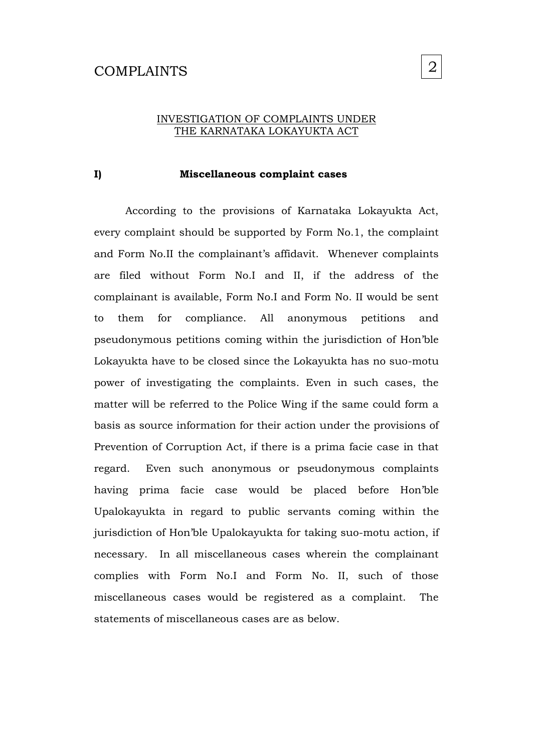# COMPLAINTS

## INVESTIGATION OF COMPLAINTS UNDER THE KARNATAKA LOKAYUKTA ACT

### I) Miscellaneous complaint cases

According to the provisions of Karnataka Lokayukta Act, every complaint should be supported by Form No.1, the complaint and Form No.II the complainant's affidavit. Whenever complaints are filed without Form No.I and II, if the address of the complainant is available, Form No.I and Form No. II would be sent to them for compliance. All anonymous petitions and pseudonymous petitions coming within the jurisdiction of Hon'ble Lokayukta have to be closed since the Lokayukta has no suo-motu power of investigating the complaints. Even in such cases, the matter will be referred to the Police Wing if the same could form a basis as source information for their action under the provisions of Prevention of Corruption Act, if there is a prima facie case in that regard. Even such anonymous or pseudonymous complaints having prima facie case would be placed before Hon'ble Upalokayukta in regard to public servants coming within the jurisdiction of Hon'ble Upalokayukta for taking suo-motu action, if necessary. In all miscellaneous cases wherein the complainant complies with Form No.I and Form No. II, such of those miscellaneous cases would be registered as a complaint. The statements of miscellaneous cases are as below.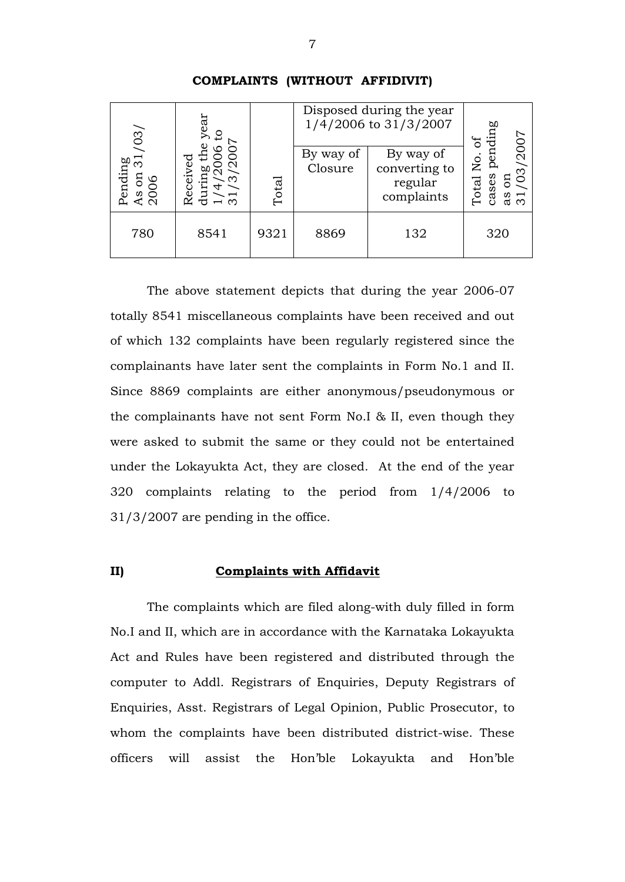**COMPLAINTS (WITHOUT AFFIDIVIT)**

| Pending As on 31/03/ 2006 | Received during the year 1/4/2006 to 31/3/2007 | Total | Disposed during the year 1/4/2006 to 31/3/2007 | | Total No. of cases pending as on 31/03/2007 |
|---|---|---|---|---|---|
| | | | By way of Closure | By way of converting to regular complaints | |
| 780 | 8541 | 9321 | 8869 | 132 | 320 |

The above statement depicts that during the year 2006-07 totally 8541 miscellaneous complaints have been received and out of which 132 complaints have been regularly registered since the complainants have later sent the complaints in Form No.1 and II. Since 8869 complaints are either anonymous/pseudonymous or the complainants have not sent Form No.I & II, even though they were asked to submit the same or they could not be entertained under the Lokayukta Act, they are closed. At the end of the year 320 complaints relating to the period from 1/4/2006 to 31/3/2007 are pending in the office.

**II)** **Complaints with Affidavit**

The complaints which are filed along-with duly filled in form No.I and II, which are in accordance with the Karnataka Lokayukta Act and Rules have been registered and distributed through the computer to Addl. Registrars of Enquiries, Deputy Registrars of Enquiries, Asst. Registrars of Legal Opinion, Public Prosecutor, to whom the complaints have been distributed district-wise. These officers will assist the Hon'ble Lokayukta and Hon'ble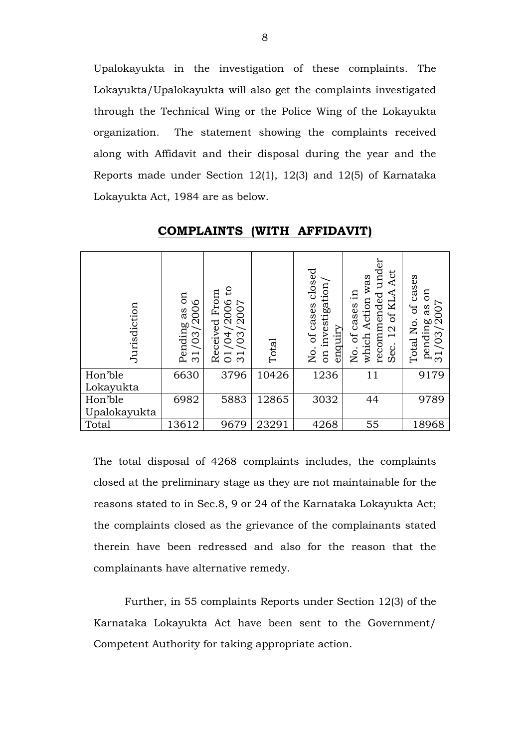Upalokayukta in the investigation of these complaints. The Lokayukta/Upalokayukta will also get the complaints investigated through the Technical Wing or the Police Wing of the Lokayukta organization. The statement showing the complaints received along with Affidavit and their disposal during the year and the Reports made under Section 12(1), 12(3) and 12(5) of Karnataka Lokayukta Act, 1984 are as below.

## COMPLAINTS (WITH AFFIDAVIT)

| Jurisdiction | Pending as on 31/03/2006 | Received From 01/04/2006 to 31/03/2007 | Total | No. of cases closed on investigation/ enquiry | No. of cases in which Action was recommended under Sec. 12 of KLA Act | Total No. of cases pending as on 31/03/2007 |
|---|---|---|---|---|---|---|
| Hon'ble Lokayukta | 6630 | 3796 | 10426 | 1236 | 11 | 9179 |
| Hon'ble Upalokayukta | 6982 | 5883 | 12865 | 3032 | 44 | 9789 |
| Total | 13612 | 9679 | 23291 | 4268 | 55 | 18968 |

The total disposal of 4268 complaints includes, the complaints closed at the preliminary stage as they are not maintainable for the reasons stated to in Sec.8, 9 or 24 of the Karnataka Lokayukta Act; the complaints closed as the grievance of the complainants stated therein have been redressed and also for the reason that the complainants have alternative remedy.

Further, in 55 complaints Reports under Section 12(3) of the Karnataka Lokayukta Act have been sent to the Government/ Competent Authority for taking appropriate action.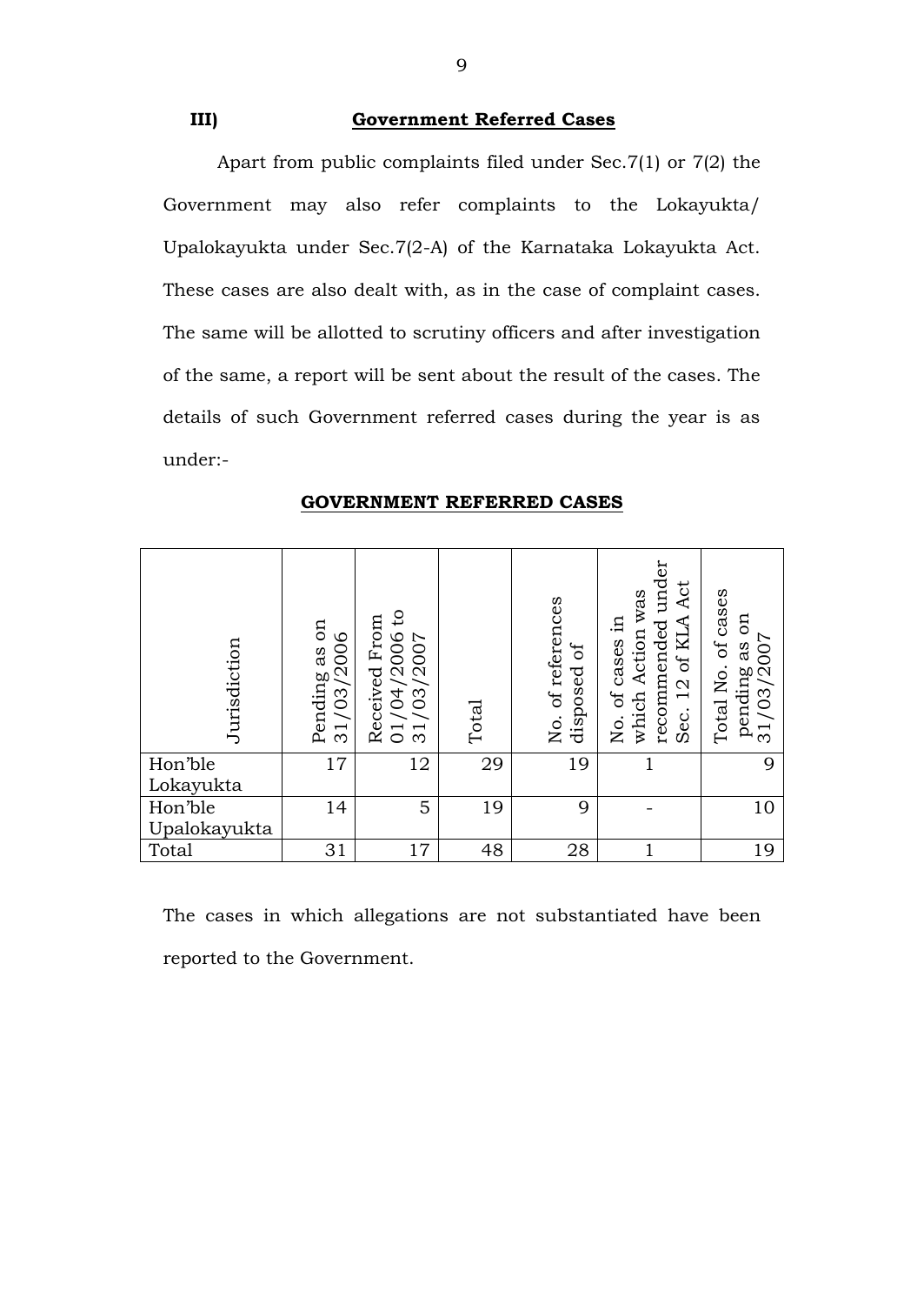### III) Government Referred Cases

Apart from public complaints filed under Sec.7(1) or 7(2) the Government may also refer complaints to the Lokayukta/ Upalokayukta under Sec.7(2-A) of the Karnataka Lokayukta Act. These cases are also dealt with, as in the case of complaint cases. The same will be allotted to scrutiny officers and after investigation of the same, a report will be sent about the result of the cases. The details of such Government referred cases during the year is as under:-

**GOVERNMENT REFERRED CASES**

| Jurisdiction | Pending as on 31/03/2006 | Received From 01/04/2006 to 31/03/2007 | Total | No. of references disposed of | No. of cases in which Action was recommended under Sec. 12 of KLA Act | Total No. of cases pending as on 31/03/2007 |
|---|---|---|---|---|---|---|
| Hon'ble Lokayukta | 17 | 12 | 29 | 19 | 1 | 9 |
| Hon'ble Upalokayukta | 14 | 5 | 19 | 9 | - | 10 |
| Total | 31 | 17 | 48 | 28 | 1 | 19 |

The cases in which allegations are not substantiated have been reported to the Government.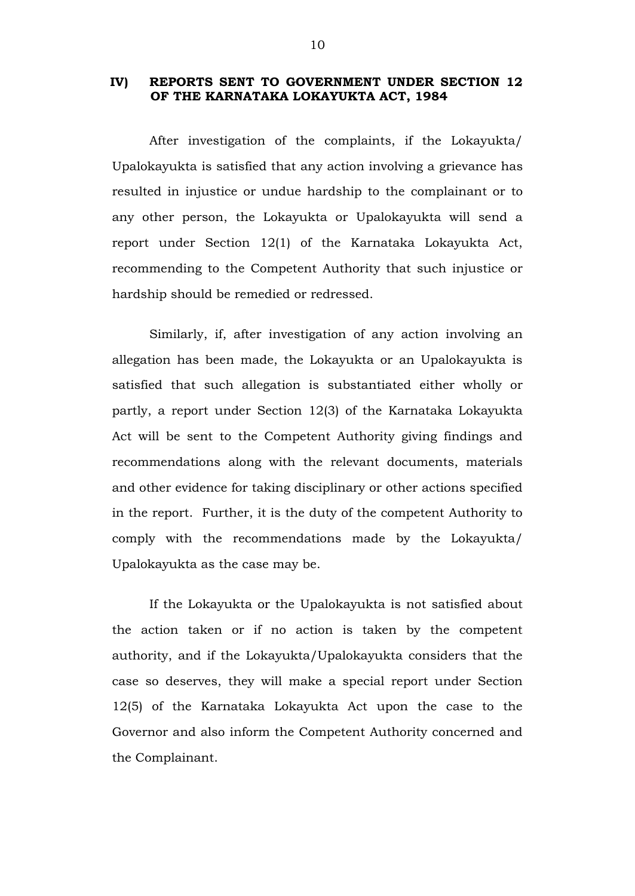## IV) REPORTS SENT TO GOVERNMENT UNDER SECTION 12 OF THE KARNATAKA LOKAYUKTA ACT, 1984

After investigation of the complaints, if the Lokayukta/ Upalokayukta is satisfied that any action involving a grievance has resulted in injustice or undue hardship to the complainant or to any other person, the Lokayukta or Upalokayukta will send a report under Section 12(1) of the Karnataka Lokayukta Act, recommending to the Competent Authority that such injustice or hardship should be remedied or redressed.

Similarly, if, after investigation of any action involving an allegation has been made, the Lokayukta or an Upalokayukta is satisfied that such allegation is substantiated either wholly or partly, a report under Section 12(3) of the Karnataka Lokayukta Act will be sent to the Competent Authority giving findings and recommendations along with the relevant documents, materials and other evidence for taking disciplinary or other actions specified in the report. Further, it is the duty of the competent Authority to comply with the recommendations made by the Lokayukta/ Upalokayukta as the case may be.

If the Lokayukta or the Upalokayukta is not satisfied about the action taken or if no action is taken by the competent authority, and if the Lokayukta/Upalokayukta considers that the case so deserves, they will make a special report under Section 12(5) of the Karnataka Lokayukta Act upon the case to the Governor and also inform the Competent Authority concerned and the Complainant.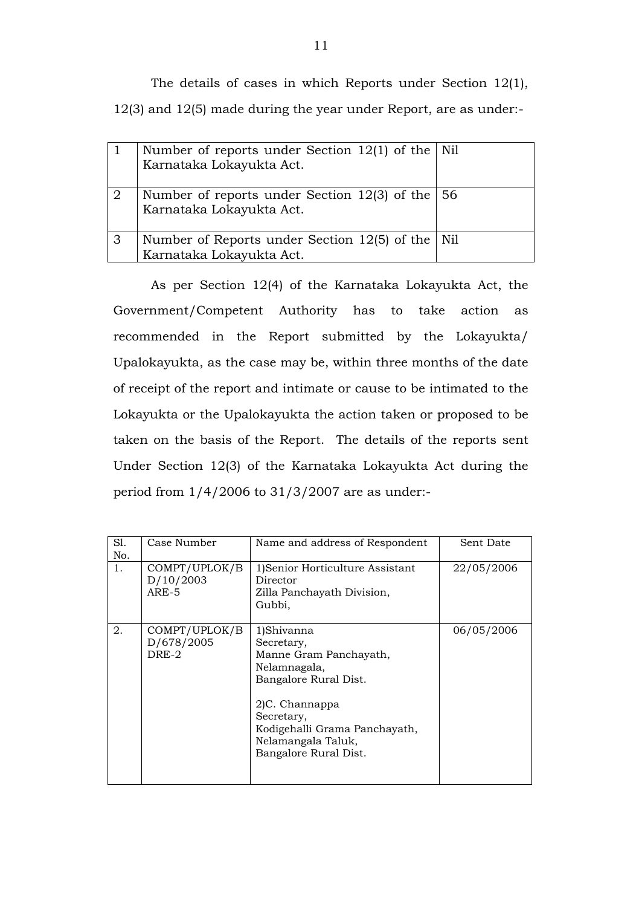The details of cases in which Reports under Section 12(1), 12(3) and 12(5) made during the year under Report, are as under:-

| | | |
|---|---|---|
| 1 | Number of reports under Section 12(1) of the Karnataka Lokayukta Act. | Nil |
| 2 | Number of reports under Section 12(3) of the Karnataka Lokayukta Act. | 56 |
| 3 | Number of Reports under Section 12(5) of the Karnataka Lokayukta Act. | Nil |

As per Section 12(4) of the Karnataka Lokayukta Act, the Government/Competent Authority has to take action as recommended in the Report submitted by the Lokayukta/ Upalokayukta, as the case may be, within three months of the date of receipt of the report and intimate or cause to be intimated to the Lokayukta or the Upalokayukta the action taken or proposed to be taken on the basis of the Report. The details of the reports sent Under Section 12(3) of the Karnataka Lokayukta Act during the period from 1/4/2006 to 31/3/2007 are as under:-

| Sl. No. | Case Number | Name and address of Respondent | Sent Date |
|---|---|---|---|
| 1. | COMPT/UPLOK/BD/10/2003 ARE-5 | 1)Senior Horticulture Assistant Director<br>Zilla Panchayath Division,<br>Gubbi, | 22/05/2006 |
| 2. | COMPT/UPLOK/BD/678/2005 DRE-2 | 1)Shivanna<br>Secretary,<br>Manne Gram Panchayath,<br>Nelamnagala,<br>Bangalore Rural Dist.<br><br>2)C. Channappa<br>Secretary,<br>Kodigehalli Grama Panchayath,<br>Nelamangala Taluk,<br>Bangalore Rural Dist. | 06/05/2006 |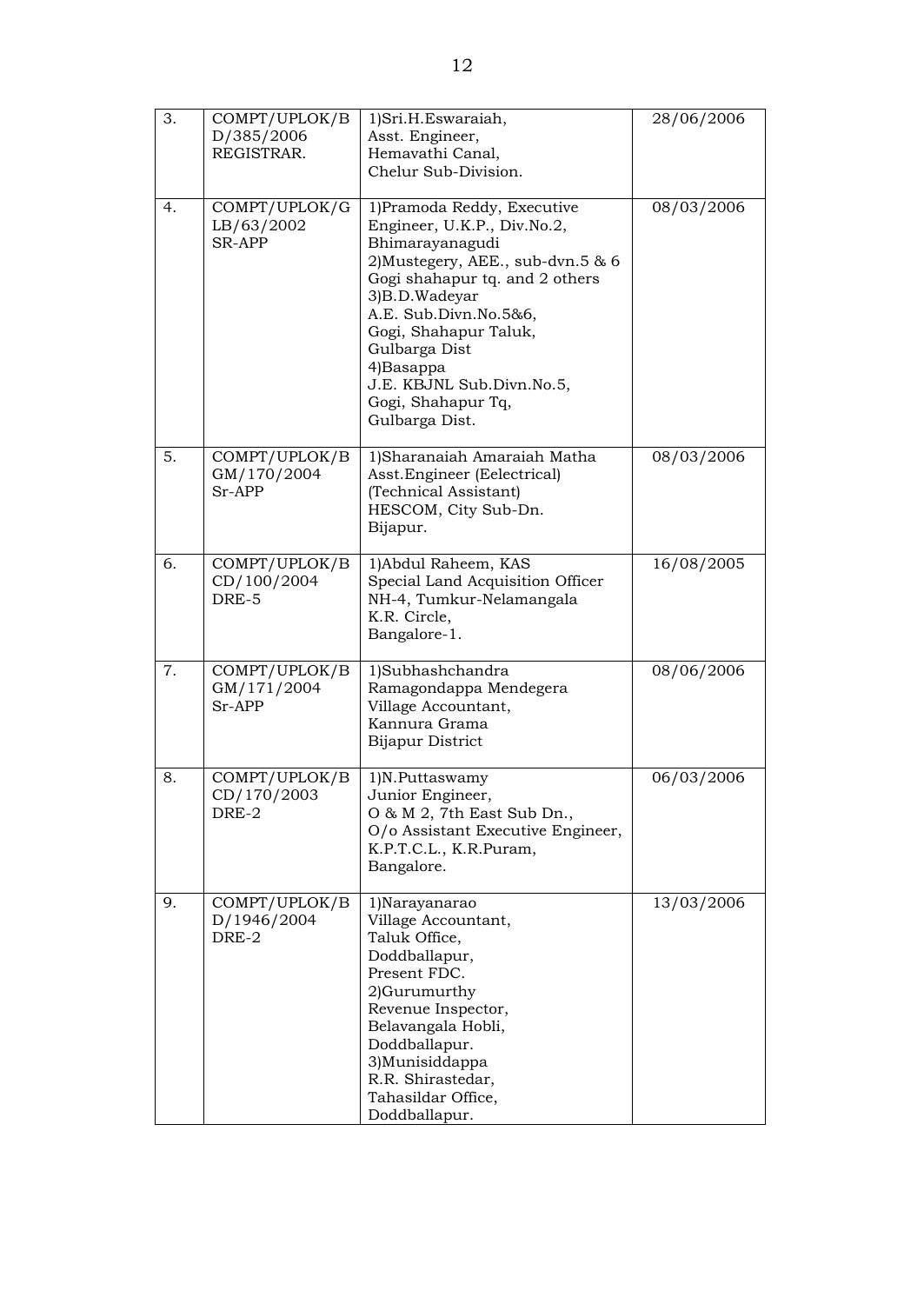| 3. | COMPT/UPLOK/BD/385/2006 REGISTRAR. | 1)Sri.H.Eswaraiah, Asst. Engineer, Hemavathi Canal, Chelur Sub-Division. | 28/06/2006 |
|---|---|---|---|
| 4. | COMPT/UPLOK/GLB/63/2002 SR-APP | 1)Pramoda Reddy, Executive Engineer, U.K.P., Div.No.2, Bhimarayanagudi 2)Mustegery, AEE., sub-dvn.5 & 6 Gogi shahapur tq. and 2 others 3)B.D.Wadeyar A.E. Sub.Divn.No.5&6, Gogi, Shahapur Taluk, Gulbarga Dist 4)Basappa J.E. KBJNL Sub.Divn.No.5, Gogi, Shahapur Tq, Gulbarga Dist. | 08/03/2006 |
| 5. | COMPT/UPLOK/BGM/170/2004 Sr-APP | 1)Sharanaiah Amaraiah Matha Asst.Engineer (Eelectrical) (Technical Assistant) HESCOM, City Sub-Dn. Bijapur. | 08/03/2006 |
| 6. | COMPT/UPLOK/BCD/100/2004 DRE-5 | 1)Abdul Raheem, KAS Special Land Acquisition Officer NH-4, Tumkur-Nelamangala K.R. Circle, Bangalore-1. | 16/08/2005 |
| 7. | COMPT/UPLOK/BGM/171/2004 Sr-APP | 1)Subhashchandra Ramagondappa Mendegera Village Accountant, Kannura Grama Bijapur District | 08/06/2006 |
| 8. | COMPT/UPLOK/BCD/170/2003 DRE-2 | 1)N.Puttaswamy Junior Engineer, O & M 2, 7th East Sub Dn., O/o Assistant Executive Engineer, K.P.T.C.L., K.R.Puram, Bangalore. | 06/03/2006 |
| 9. | COMPT/UPLOK/BD/1946/2004 DRE-2 | 1)Narayanarao Village Accountant, Taluk Office, Doddballapur, Present FDC. 2)Gurumurthy Revenue Inspector, Belavangala Hobli, Doddballapur. 3)Munisiddappa R.R. Shirastedar, Tahasildar Office, Doddballapur. | 13/03/2006 |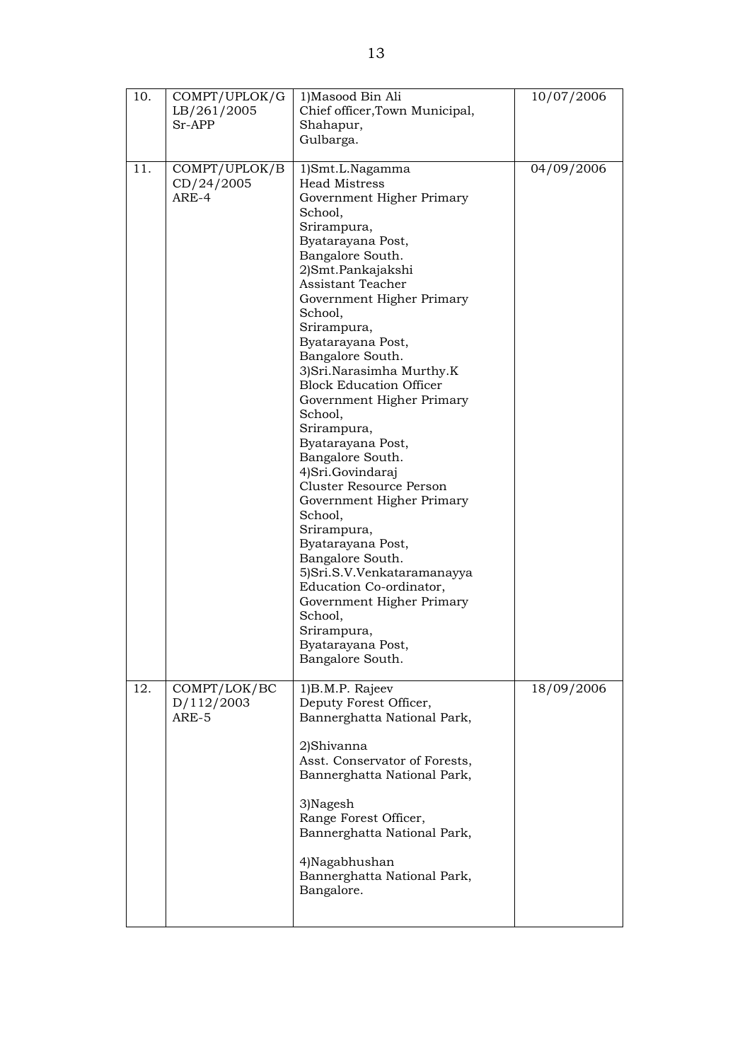| 10. | COMPT/UPLOK/GLB/261/2005 Sr-APP | 1)Masood Bin Ali<br>Chief officer,Town Municipal,<br>Shahapur,<br>Gulbarga. | 10/07/2006 |
|---|---|---|---|
| 11. | COMPT/UPLOK/BCD/24/2005 ARE-4 | 1)Smt.L.Nagamma<br>Head Mistress<br>Government Higher Primary School,<br>Srirampura,<br>Byatarayana Post,<br>Bangalore South.<br>2)Smt.Pankajakshi<br>Assistant Teacher<br>Government Higher Primary School,<br>Srirampura,<br>Byatarayana Post,<br>Bangalore South.<br>3)Sri.Narasimha Murthy.K<br>Block Education Officer<br>Government Higher Primary School,<br>Srirampura,<br>Byatarayana Post,<br>Bangalore South.<br>4)Sri.Govindaraj<br>Cluster Resource Person<br>Government Higher Primary School,<br>Srirampura,<br>Byatarayana Post,<br>Bangalore South.<br>5)Sri.S.V.Venkataramanayya<br>Education Co-ordinator,<br>Government Higher Primary School,<br>Srirampura,<br>Byatarayana Post,<br>Bangalore South. | 04/09/2006 |
| 12. | COMPT/LOK/BCD/112/2003 ARE-5 | 1)B.M.P. Rajeev<br>Deputy Forest Officer,<br>Bannerghatta National Park,<br><br>2)Shivanna<br>Asst. Conservator of Forests,<br>Bannerghatta National Park,<br><br>3)Nagesh<br>Range Forest Officer,<br>Bannerghatta National Park,<br><br>4)Nagabhushan<br>Bannerghatta National Park,<br>Bangalore. | 18/09/2006 |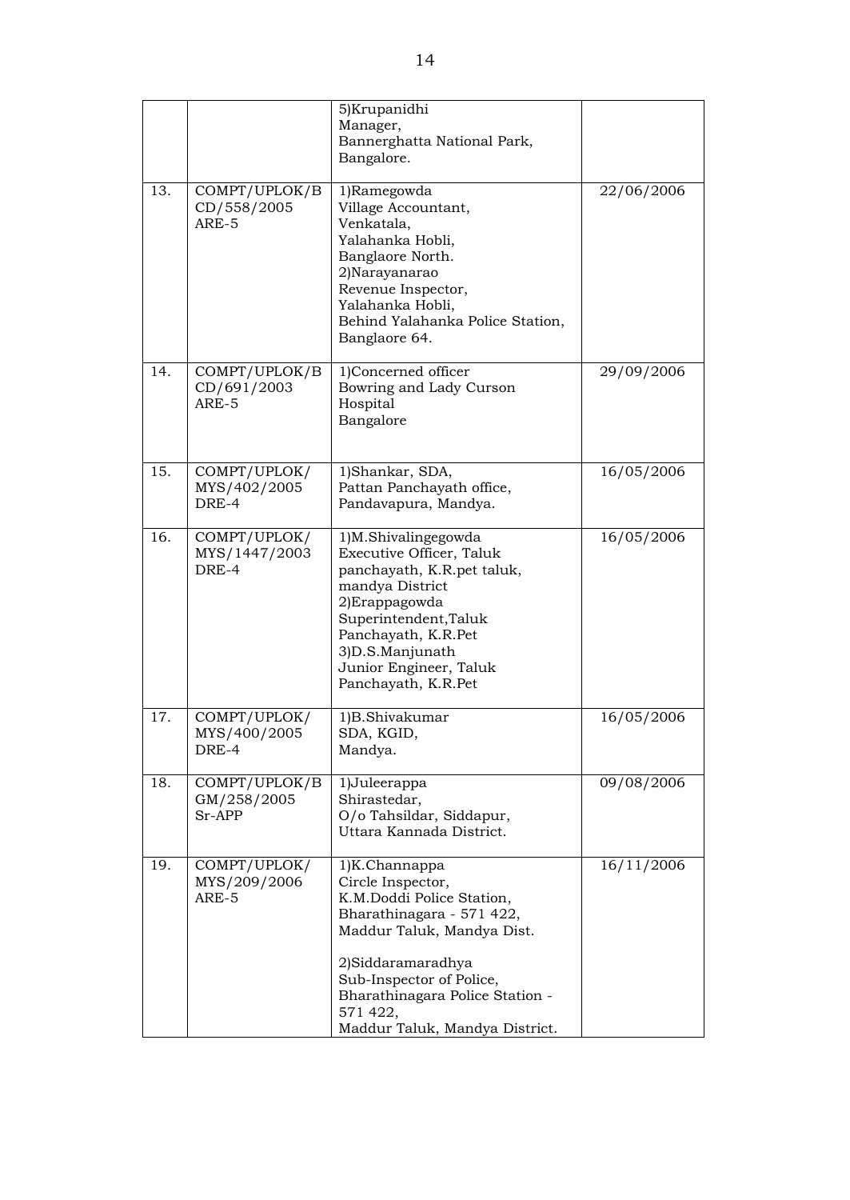| | | | |
|---|---|---|---|
| | | 5)Krupanidhi<br>Manager,<br>Bannerghatta National Park,<br>Bangalore. | |
| 13. | COMPT/UPLOK/BCD/558/2005<br>ARE-5 | 1)Ramegowda<br>Village Accountant,<br>Venkatala,<br>Yalahanka Hobli,<br>Banglaore North.<br>2)Narayanarao<br>Revenue Inspector,<br>Yalahanka Hobli,<br>Behind Yalahanka Police Station,<br>Banglaore 64. | 22/06/2006 |
| 14. | COMPT/UPLOK/BCD/691/2003<br>ARE-5 | 1)Concerned officer<br>Bowring and Lady Curson Hospital<br>Bangalore | 29/09/2006 |
| 15. | COMPT/UPLOK/MYS/402/2005<br>DRE-4 | 1)Shankar, SDA,<br>Pattan Panchayath office,<br>Pandavapura, Mandya. | 16/05/2006 |
| 16. | COMPT/UPLOK/MYS/1447/2003<br>DRE-4 | 1)M.Shivalingegowda<br>Executive Officer, Taluk panchayath, K.R.pet taluk, mandya District<br>2)Erappagowda<br>Superintendent,Taluk Panchayath, K.R.Pet<br>3)D.S.Manjunath<br>Junior Engineer, Taluk Panchayath, K.R.Pet | 16/05/2006 |
| 17. | COMPT/UPLOK/MYS/400/2005<br>DRE-4 | 1)B.Shivakumar<br>SDA, KGID,<br>Mandya. | 16/05/2006 |
| 18. | COMPT/UPLOK/BGM/258/2005<br>Sr-APP | 1)Juleerappa<br>Shirastedar,<br>O/o Tahsildar, Siddapur,<br>Uttara Kannada District. | 09/08/2006 |
| 19. | COMPT/UPLOK/MYS/209/2006<br>ARE-5 | 1)K.Channappa<br>Circle Inspector,<br>K.M.Doddi Police Station,<br>Bharathinagara - 571 422,<br>Maddur Taluk, Mandya Dist.<br><br>2)Siddaramaradhya<br>Sub-Inspector of Police,<br>Bharathinagara Police Station - 571 422,<br>Maddur Taluk, Mandya District. | 16/11/2006 |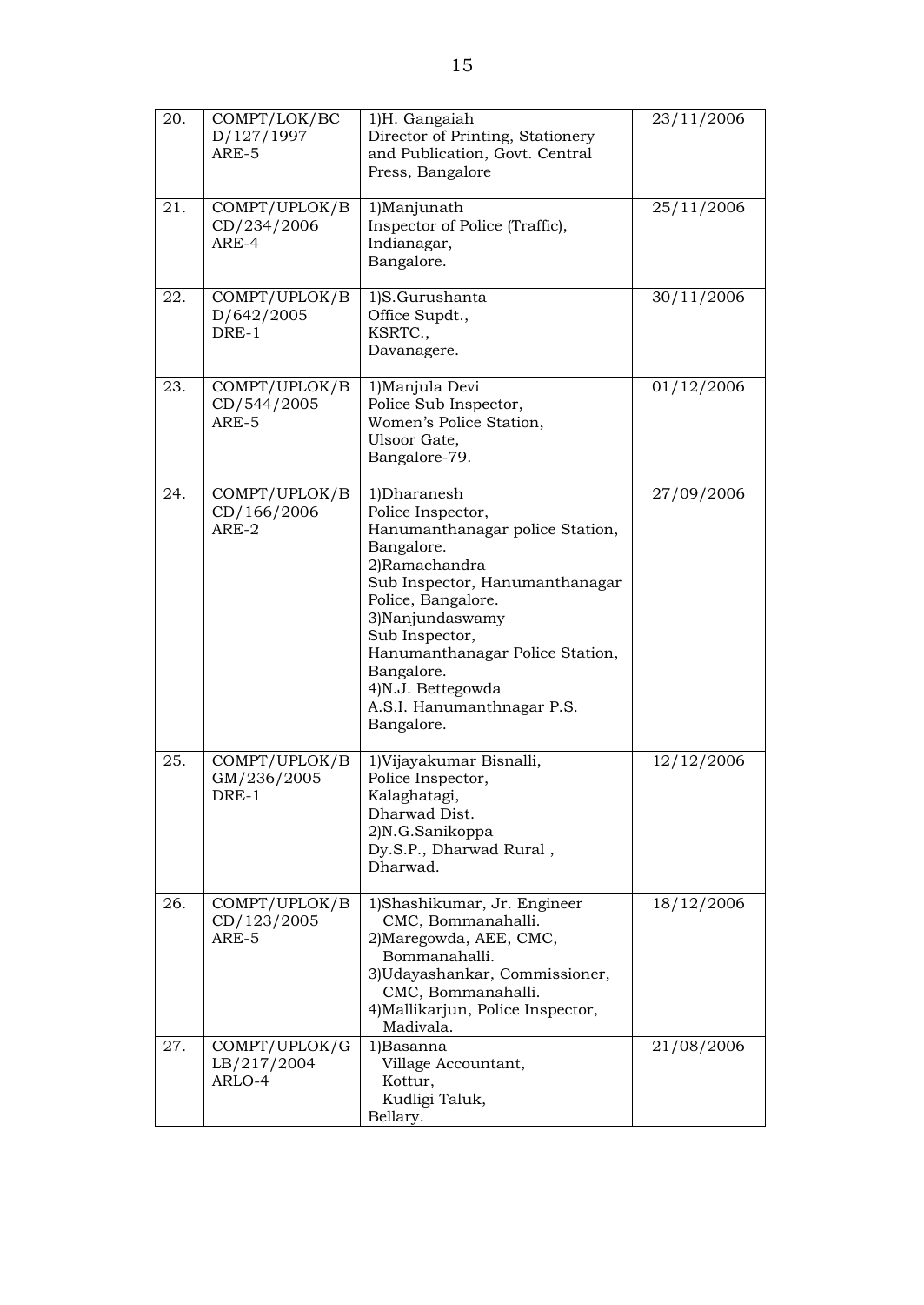| 20. | COMPT/LOK/BCD/127/1997 ARE-5 | 1)H. Gangaiah Director of Printing, Stationery and Publication, Govt. Central Press, Bangalore | 23/11/2006 |
|---|---|---|---|
| 21. | COMPT/UPLOK/BCD/234/2006 ARE-4 | 1)Manjunath Inspector of Police (Traffic), Indianagar, Bangalore. | 25/11/2006 |
| 22. | COMPT/UPLOK/BD/642/2005 DRE-1 | 1)S.Gurushanta Office Supdt., KSRTC., Davanagere. | 30/11/2006 |
| 23. | COMPT/UPLOK/BCD/544/2005 ARE-5 | 1)Manjula Devi Police Sub Inspector, Women's Police Station, Ulsoor Gate, Bangalore-79. | 01/12/2006 |
| 24. | COMPT/UPLOK/BCD/166/2006 ARE-2 | 1)Dharanesh Police Inspector, Hanumanthanagar police Station, Bangalore.<br>2)Ramachandra Sub Inspector, Hanumanthanagar Police, Bangalore.<br>3)Nanjundaswamy Sub Inspector, Hanumanthanagar Police Station, Bangalore.<br>4)N.J. Bettegowda A.S.I. Hanumanthnagar P.S. Bangalore. | 27/09/2006 |
| 25. | COMPT/UPLOK/BGM/236/2005 DRE-1 | 1)Vijayakumar Bisnalli, Police Inspector, Kalaghatagi, Dharwad Dist.<br>2)N.G.Sanikoppa Dy.S.P., Dharwad Rural , Dharwad. | 12/12/2006 |
| 26. | COMPT/UPLOK/BCD/123/2005 ARE-5 | 1)Shashikumar, Jr. Engineer CMC, Bommanahalli.<br>2)Maregowda, AEE, CMC, Bommanahalli.<br>3)Udayashankar, Commissioner, CMC, Bommanahalli.<br>4)Mallikarjun, Police Inspector, Madivala. | 18/12/2006 |
| 27. | COMPT/UPLOK/GLB/217/2004 ARLO-4 | 1)Basanna Village Accountant, Kottur, Kudligi Taluk, Bellary. | 21/08/2006 |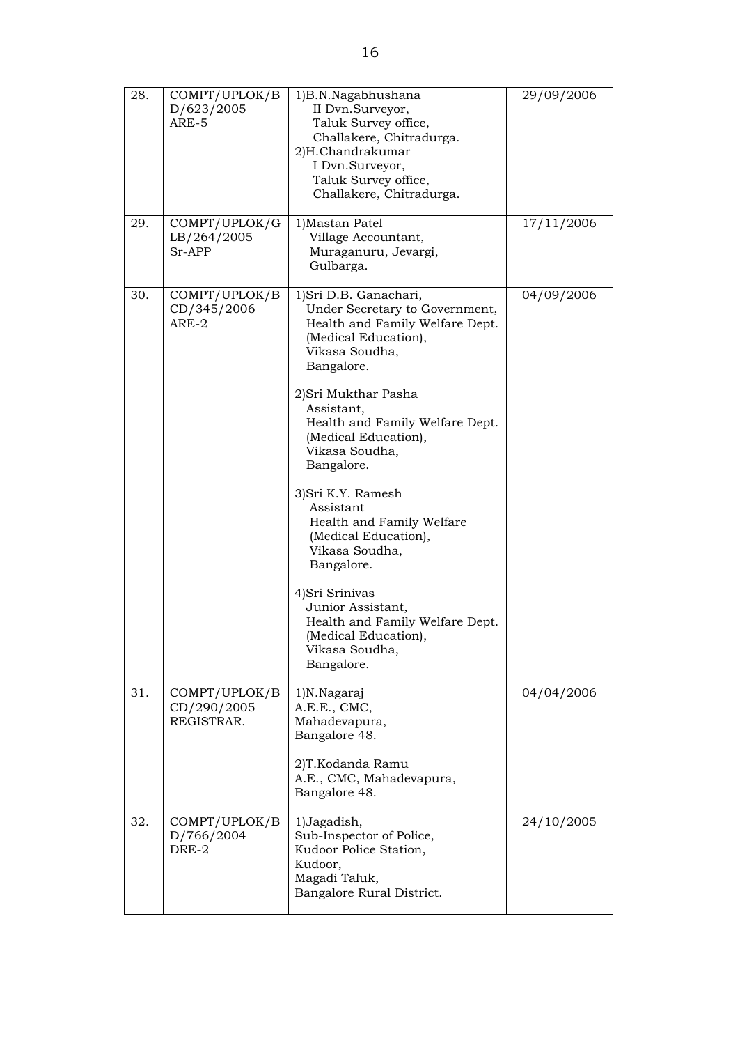| 28. | COMPT/UPLOK/BD/623/2005 ARE-5 | 1)B.N.Nagabhushana II Dvn.Surveyor, Taluk Survey office, Challakere, Chitradurga.<br>2)H.Chandrakumar I Dvn.Surveyor, Taluk Survey office, Challakere, Chitradurga. | 29/09/2006 |
|---|---|---|---|
| 29. | COMPT/UPLOK/GLB/264/2005 Sr-APP | 1)Mastan Patel Village Accountant, Muraganuru, Jevargi, Gulbarga. | 17/11/2006 |
| 30. | COMPT/UPLOK/BCD/345/2006 ARE-2 | 1)Sri D.B. Ganachari, Under Secretary to Government, Health and Family Welfare Dept. (Medical Education), Vikasa Soudha, Bangalore.<br><br>2)Sri Mukthar Pasha Assistant, Health and Family Welfare Dept. (Medical Education), Vikasa Soudha, Bangalore.<br><br>3)Sri K.Y. Ramesh Assistant Health and Family Welfare (Medical Education), Vikasa Soudha, Bangalore.<br><br>4)Sri Srinivas Junior Assistant, Health and Family Welfare Dept. (Medical Education), Vikasa Soudha, Bangalore. | 04/09/2006 |
| 31. | COMPT/UPLOK/BCD/290/2005 REGISTRAR. | 1)N.Nagaraj A.E.E., CMC, Mahadevapura, Bangalore 48.<br><br>2)T.Kodanda Ramu A.E., CMC, Mahadevapura, Bangalore 48. | 04/04/2006 |
| 32. | COMPT/UPLOK/BD/766/2004 DRE-2 | 1)Jagadish, Sub-Inspector of Police, Kudoor Police Station, Kudoor, Magadi Taluk, Bangalore Rural District. | 24/10/2005 |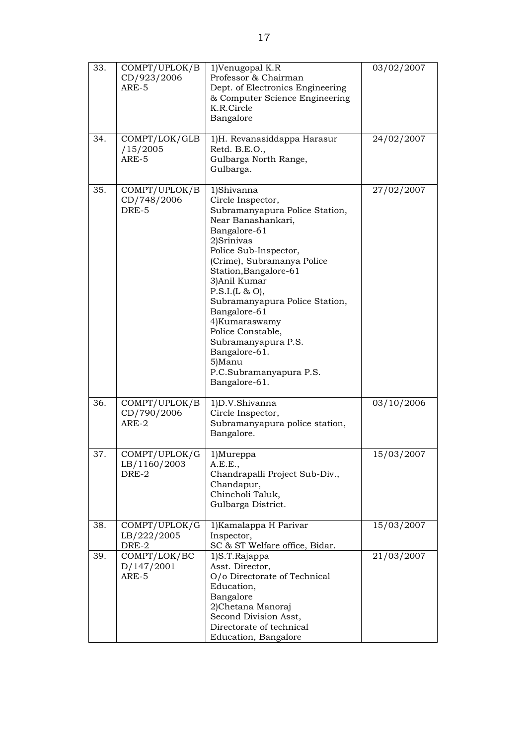| 33. | COMPT/UPLOK/BCD/923/2006 ARE-5 | 1)Venugopal K.R<br>Professor & Chairman<br>Dept. of Electronics Engineering & Computer Science Engineering<br>K.R.Circle<br>Bangalore | 03/02/2007 |
|---|---|---|---|
| 34. | COMPT/LOK/GLB/15/2005 ARE-5 | 1)H. Revanasiddappa Harasur<br>Retd. B.E.O.,<br>Gulbarga North Range,<br>Gulbarga. | 24/02/2007 |
| 35. | COMPT/UPLOK/BCD/748/2006 DRE-5 | 1)Shivanna<br>Circle Inspector,<br>Subramanyapura Police Station,<br>Near Banashankari,<br>Bangalore-61<br>2)Srinivas<br>Police Sub-Inspector,<br>(Crime), Subramanya Police Station,Bangalore-61<br>3)Anil Kumar<br>P.S.I.(L & O),<br>Subramanyapura Police Station,<br>Bangalore-61<br>4)Kumaraswamy<br>Police Constable,<br>Subramanyapura P.S.<br>Bangalore-61.<br>5)Manu<br>P.C.Subramanyapura P.S.<br>Bangalore-61. | 27/02/2007 |
| 36. | COMPT/UPLOK/BCD/790/2006 ARE-2 | 1)D.V.Shivanna<br>Circle Inspector,<br>Subramanyapura police station,<br>Bangalore. | 03/10/2006 |
| 37. | COMPT/UPLOK/GLB/1160/2003 DRE-2 | 1)Mureppa<br>A.E.E.,<br>Chandrapalli Project Sub-Div.,<br>Chandapur,<br>Chincholi Taluk,<br>Gulbarga District. | 15/03/2007 |
| 38. | COMPT/UPLOK/GLB/222/2005 DRE-2 | 1)Kamalappa H Parivar<br>Inspector,<br>SC & ST Welfare office, Bidar. | 15/03/2007 |
| 39. | COMPT/LOK/BCD/147/2001 ARE-5 | 1)S.T.Rajappa<br>Asst. Director,<br>O/o Directorate of Technical Education,<br>Bangalore<br>2)Chetana Manoraj<br>Second Division Asst,<br>Directorate of technical Education, Bangalore | 21/03/2007 |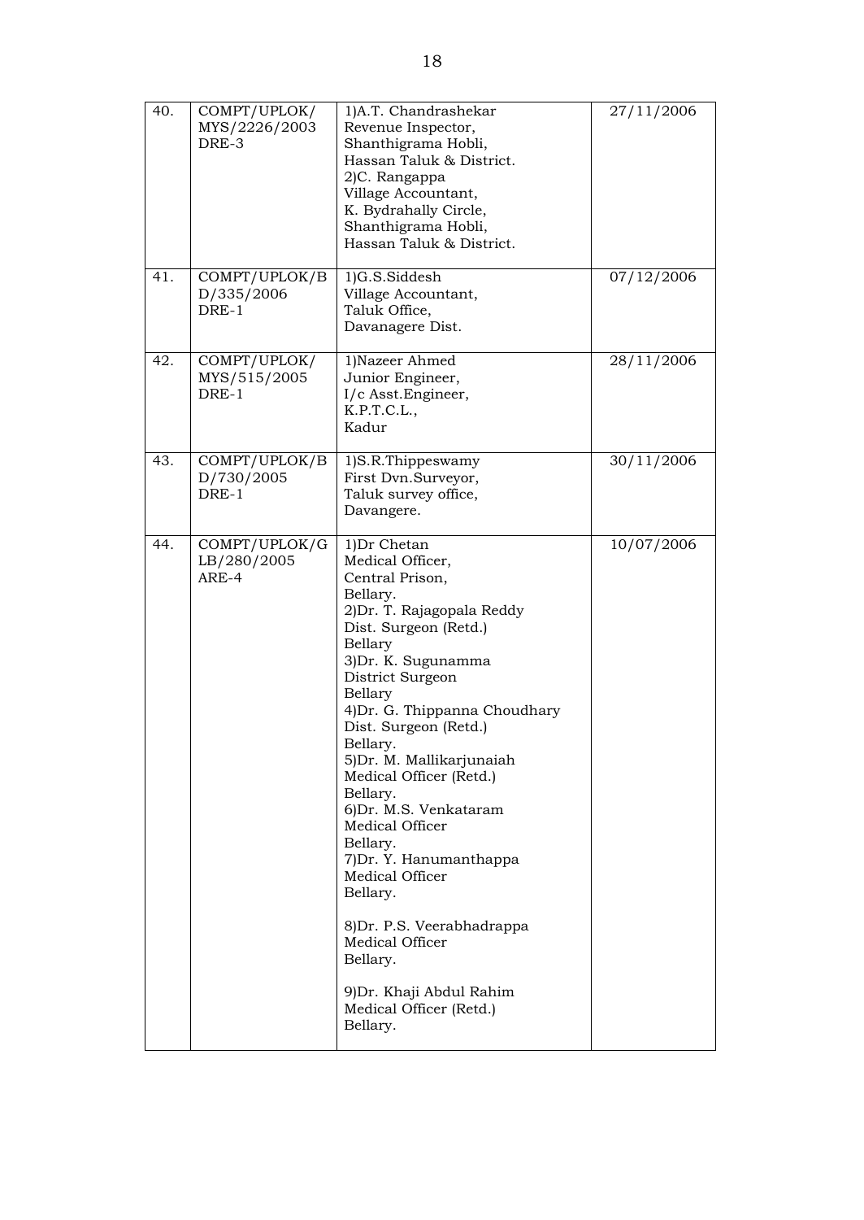| 40. | COMPT/UPLOK/ MYS/2226/2003 DRE-3 | 1)A.T. Chandrashekar Revenue Inspector, Shanthigrama Hobli, Hassan Taluk & District. 2)C. Rangappa Village Accountant, K. Bydrahally Circle, Shanthigrama Hobli, Hassan Taluk & District. | 27/11/2006 |
|---|---|---|---|
| 41. | COMPT/UPLOK/B D/335/2006 DRE-1 | 1)G.S.Siddesh Village Accountant, Taluk Office, Davanagere Dist. | 07/12/2006 |
| 42. | COMPT/UPLOK/ MYS/515/2005 DRE-1 | 1)Nazeer Ahmed Junior Engineer, I/c Asst.Engineer, K.P.T.C.L., Kadur | 28/11/2006 |
| 43. | COMPT/UPLOK/B D/730/2005 DRE-1 | 1)S.R.Thippeswamy First Dvn.Surveyor, Taluk survey office, Davangere. | 30/11/2006 |
| 44. | COMPT/UPLOK/G LB/280/2005 ARE-4 | 1)Dr Chetan Medical Officer, Central Prison, Bellary. 2)Dr. T. Rajagopala Reddy Dist. Surgeon (Retd.) Bellary 3)Dr. K. Sugunamma District Surgeon Bellary 4)Dr. G. Thippanna Choudhary Dist. Surgeon (Retd.) Bellary. 5)Dr. M. Mallikarjunaiah Medical Officer (Retd.) Bellary. 6)Dr. M.S. Venkataram Medical Officer Bellary. 7)Dr. Y. Hanumanthappa Medical Officer Bellary. 8)Dr. P.S. Veerabhadrappa Medical Officer Bellary. 9)Dr. Khaji Abdul Rahim Medical Officer (Retd.) Bellary. | 10/07/2006 |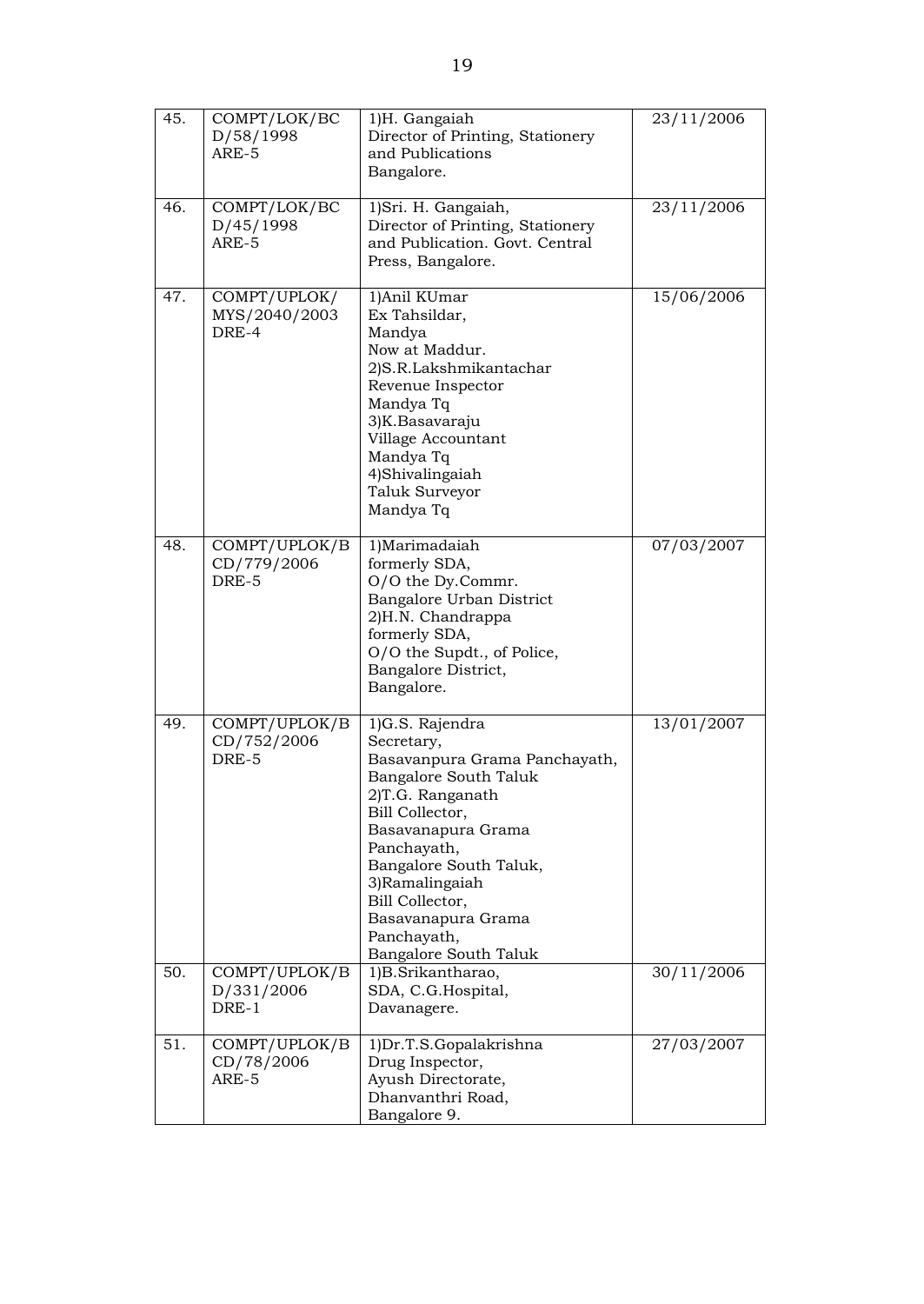| 45. | COMPT/LOK/BCD/58/1998 ARE-5 | 1)H. Gangaiah Director of Printing, Stationery and Publications Bangalore. | 23/11/2006 |
|---|---|---|---|
| 46. | COMPT/LOK/BCD/45/1998 ARE-5 | 1)Sri. H. Gangaiah, Director of Printing, Stationery and Publication. Govt. Central Press, Bangalore. | 23/11/2006 |
| 47. | COMPT/UPLOK/MYS/2040/2003 DRE-4 | 1)Anil KUmar Ex Tahsildar, Mandya Now at Maddur. 2)S.R.Lakshmikantachar Revenue Inspector Mandya Tq 3)K.Basavaraju Village Accountant Mandya Tq 4)Shivalingaiah Taluk Surveyor Mandya Tq | 15/06/2006 |
| 48. | COMPT/UPLOK/BCD/779/2006 DRE-5 | 1)Marimadaiah formerly SDA, O/O the Dy.Commr. Bangalore Urban District 2)H.N. Chandrappa formerly SDA, O/O the Supdt., of Police, Bangalore District, Bangalore. | 07/03/2007 |
| 49. | COMPT/UPLOK/BCD/752/2006 DRE-5 | 1)G.S. Rajendra Secretary, Basavanpura Grama Panchayath, Bangalore South Taluk 2)T.G. Ranganath Bill Collector, Basavanapura Grama Panchayath, Bangalore South Taluk, 3)Ramalingaiah Bill Collector, Basavanapura Grama Panchayath, Bangalore South Taluk | 13/01/2007 |
| 50. | COMPT/UPLOK/BD/331/2006 DRE-1 | 1)B.Srikantharao, SDA, C.G.Hospital, Davanagere. | 30/11/2006 |
| 51. | COMPT/UPLOK/BCD/78/2006 ARE-5 | 1)Dr.T.S.Gopalakrishna Drug Inspector, Ayush Directorate, Dhanvanthri Road, Bangalore 9. | 27/03/2007 |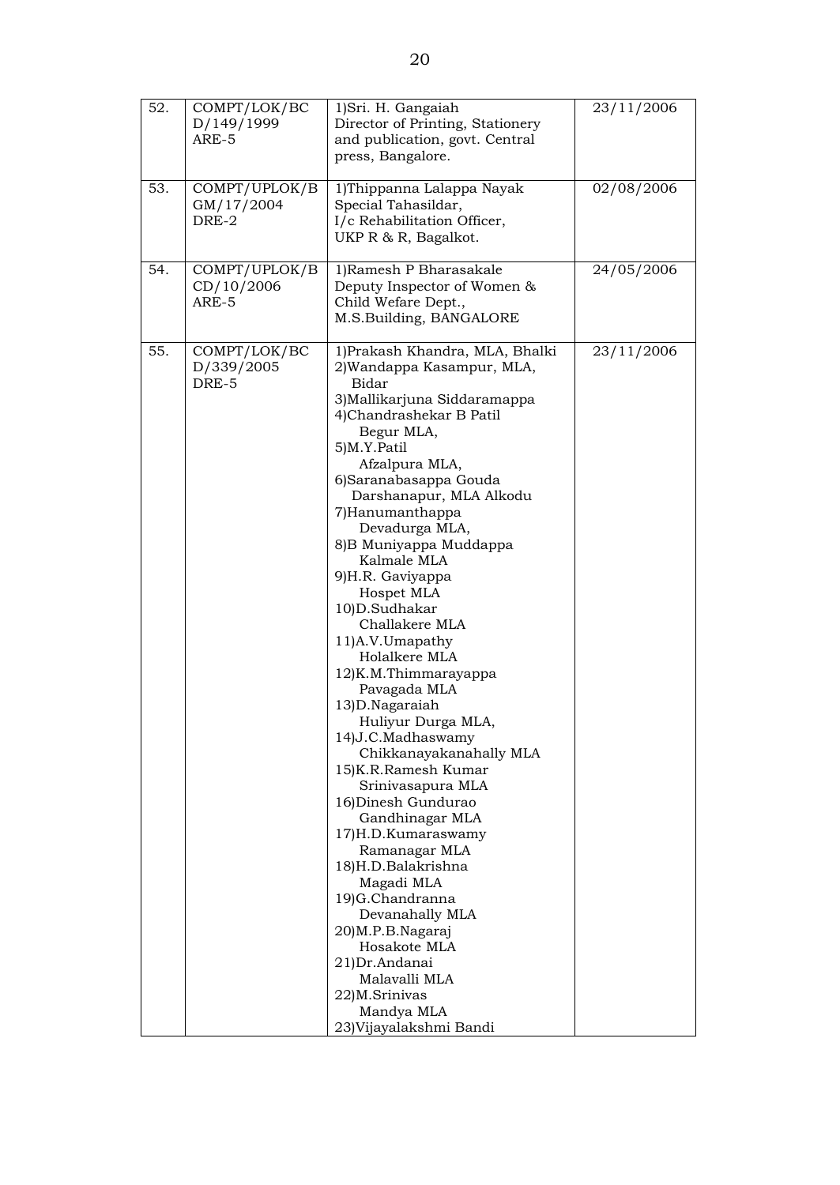| 52. | COMPT/LOK/BCD/149/1999 ARE-5 | 1)Sri. H. Gangaiah Director of Printing, Stationery and publication, govt. Central press, Bangalore. | 23/11/2006 |
|---|---|---|---|
| 53. | COMPT/UPLOK/BGM/17/2004 DRE-2 | 1)Thippanna Lalappa Nayak Special Tahasildar, I/c Rehabilitation Officer, UKP R & R, Bagalkot. | 02/08/2006 |
| 54. | COMPT/UPLOK/BCD/10/2006 ARE-5 | 1)Ramesh P Bharasakale Deputy Inspector of Women & Child Wefare Dept., M.S.Building, BANGALORE | 24/05/2006 |
| 55. | COMPT/LOK/BCD/339/2005 DRE-5 | 1)Prakash Khandra, MLA, Bhalki<br>2)Wandappa Kasampur, MLA, Bidar<br>3)Mallikarjuna Siddaramappa<br>4)Chandrashekar B Patil Begur MLA,<br>5)M.Y.Patil Afzalpura MLA,<br>6)Saranabasappa Gouda Darshanapur, MLA Alkodu<br>7)Hanumanthappa Devadurga MLA,<br>8)B Muniyappa Muddappa Kalmale MLA<br>9)H.R. Gaviyappa Hospet MLA<br>10)D.Sudhakar Challakere MLA<br>11)A.V.Umapathy Holalkere MLA<br>12)K.M.Thimmarayappa Pavagada MLA<br>13)D.Nagaraiah Huliyur Durga MLA,<br>14)J.C.Madhaswamy Chikkanayakanahally MLA<br>15)K.R.Ramesh Kumar Srinivasapura MLA<br>16)Dinesh Gundurao Gandhinagar MLA<br>17)H.D.Kumaraswamy Ramanagar MLA<br>18)H.D.Balakrishna Magadi MLA<br>19)G.Chandranna Devanahally MLA<br>20)M.P.B.Nagaraj Hosakote MLA<br>21)Dr.Andanai Malavalli MLA<br>22)M.Srinivas Mandya MLA<br>23)Vijayalakshmi Bandi | 23/11/2006 |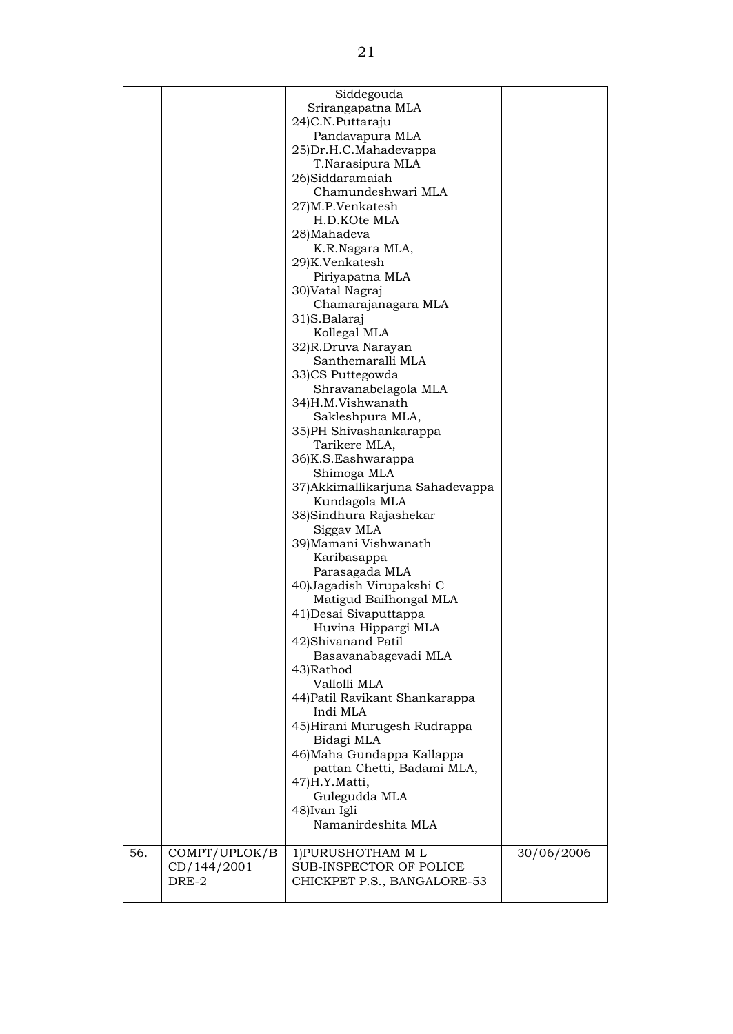|  |  |  |  |
|---|---|---|---|
|  |  | Siddegouda<br>Srirangapatna MLA<br>24)C.N.Puttaraju<br>Pandavapura MLA<br>25)Dr.H.C.Mahadevappa<br>T.Narasipura MLA<br>26)Siddaramaiah<br>Chamundeshwari MLA<br>27)M.P.Venkatesh<br>H.D.KOte MLA<br>28)Mahadeva<br>K.R.Nagara MLA,<br>29)K.Venkatesh<br>Piriyapatna MLA<br>30)Vatal Nagraj<br>Chamarajanagara MLA<br>31)S.Balaraj<br>Kollegal MLA<br>32)R.Druva Narayan<br>Santhemaralli MLA<br>33)CS Puttegowda<br>Shravanabelagola MLA<br>34)H.M.Vishwanath<br>Sakleshpura MLA,<br>35)PH Shivashankarappa<br>Tarikere MLA,<br>36)K.S.Eashwarappa<br>Shimoga MLA<br>37)Akkimallikarjuna Sahadevappa<br>Kundagola MLA<br>38)Sindhura Rajashekar<br>Siggav MLA<br>39)Mamani Vishwanath<br>Karibasappa<br>Parasagada MLA<br>40)Jagadish Virupakshi C<br>Matigud Bailhongal MLA<br>41)Desai Sivaputtappa<br>Huvina Hippargi MLA<br>42)Shivanand Patil<br>Basavanabagevadi MLA<br>43)Rathod<br>Vallolli MLA<br>44)Patil Ravikant Shankarappa<br>Indi MLA<br>45)Hirani Murugesh Rudrappa<br>Bidagi MLA<br>46)Maha Gundappa Kallappa<br>pattan Chetti, Badami MLA,<br>47)H.Y.Matti,<br>Gulegudda MLA<br>48)Ivan Igli<br>Namanirdeshita MLA |  |
| 56. | COMPT/UPLOK/BCD/144/2001<br>DRE-2 | 1)PURUSHOTHAM M L<br>SUB-INSPECTOR OF POLICE<br>CHICKPET P.S., BANGALORE-53 | 30/06/2006 |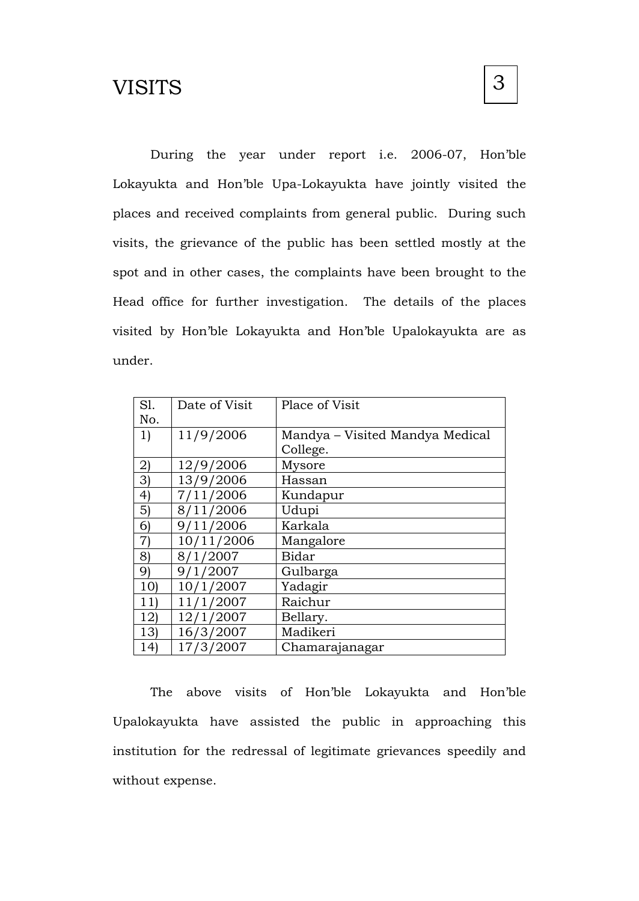# VISITS

During the year under report i.e. 2006-07, Hon'ble Lokayukta and Hon'ble Upa-Lokayukta have jointly visited the places and received complaints from general public. During such visits, the grievance of the public has been settled mostly at the spot and in other cases, the complaints have been brought to the Head office for further investigation. The details of the places visited by Hon'ble Lokayukta and Hon'ble Upalokayukta are as under.

| Sl. No. | Date of Visit | Place of Visit |
|---|---|---|
| 1) | 11/9/2006 | Mandya – Visited Mandya Medical College. |
| 2) | 12/9/2006 | Mysore |
| 3) | 13/9/2006 | Hassan |
| 4) | 7/11/2006 | Kundapur |
| 5) | 8/11/2006 | Udupi |
| 6) | 9/11/2006 | Karkala |
| 7) | 10/11/2006 | Mangalore |
| 8) | 8/1/2007 | Bidar |
| 9) | 9/1/2007 | Gulbarga |
| 10) | 10/1/2007 | Yadagir |
| 11) | 11/1/2007 | Raichur |
| 12) | 12/1/2007 | Bellary. |
| 13) | 16/3/2007 | Madikeri |
| 14) | 17/3/2007 | Chamarajanagar |

The above visits of Hon'ble Lokayukta and Hon'ble Upalokayukta have assisted the public in approaching this institution for the redressal of legitimate grievances speedily and without expense.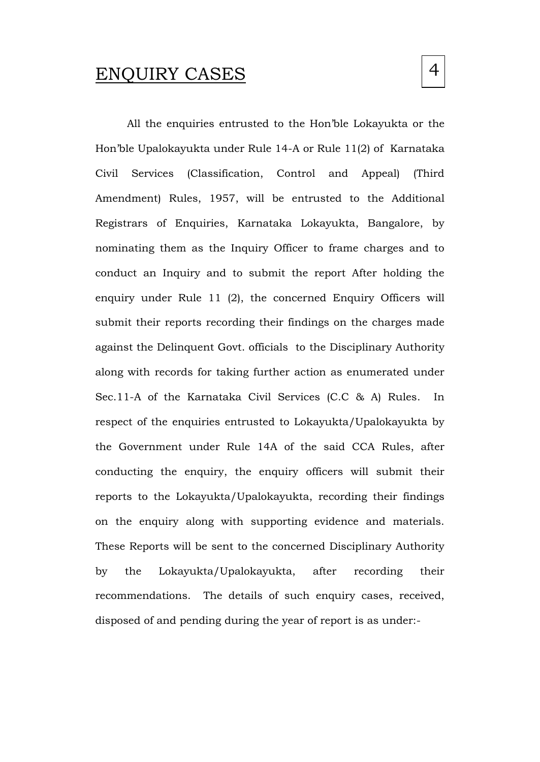# ENQUIRY CASES

4

All the enquiries entrusted to the Hon'ble Lokayukta or the Hon'ble Upalokayukta under Rule 14-A or Rule 11(2) of Karnataka Civil Services (Classification, Control and Appeal) (Third Amendment) Rules, 1957, will be entrusted to the Additional Registrars of Enquiries, Karnataka Lokayukta, Bangalore, by nominating them as the Inquiry Officer to frame charges and to conduct an Inquiry and to submit the report After holding the enquiry under Rule 11 (2), the concerned Enquiry Officers will submit their reports recording their findings on the charges made against the Delinquent Govt. officials to the Disciplinary Authority along with records for taking further action as enumerated under Sec.11-A of the Karnataka Civil Services (C.C & A) Rules. In respect of the enquiries entrusted to Lokayukta/Upalokayukta by the Government under Rule 14A of the said CCA Rules, after conducting the enquiry, the enquiry officers will submit their reports to the Lokayukta/Upalokayukta, recording their findings on the enquiry along with supporting evidence and materials. These Reports will be sent to the concerned Disciplinary Authority by the Lokayukta/Upalokayukta, after recording their recommendations. The details of such enquiry cases, received, disposed of and pending during the year of report is as under:-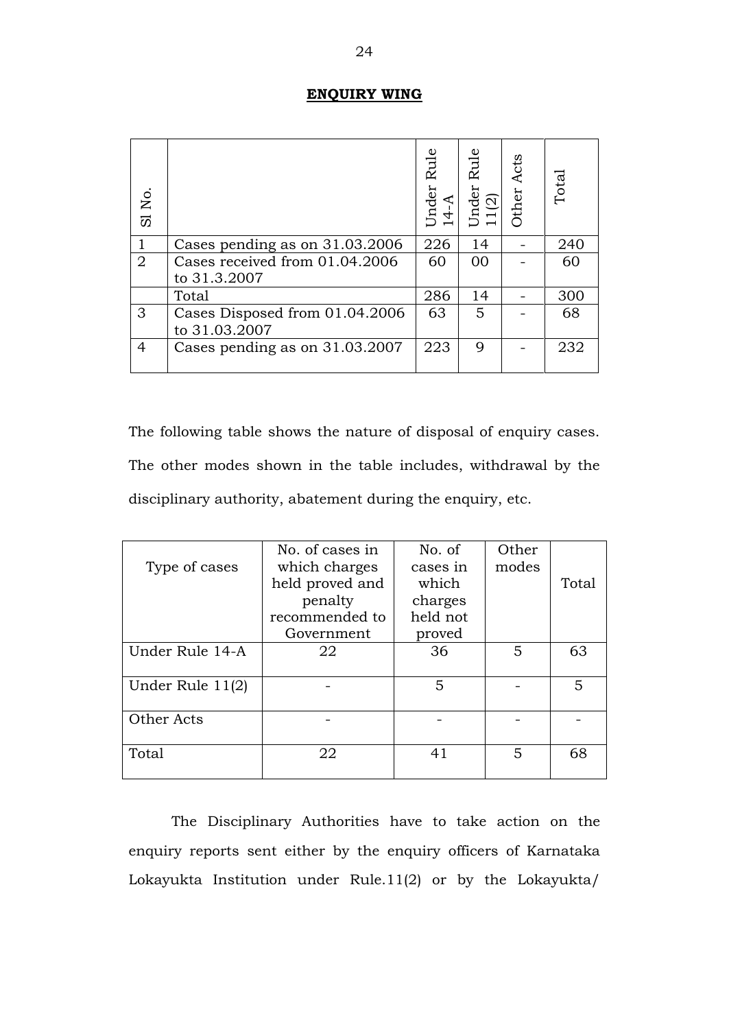## ENQUIRY WING

| Sl No. | | Under Rule 14-A | Under Rule 11(2) | Other Acts | Total |
|---|---|---|---|---|---|
| 1 | Cases pending as on 31.03.2006 | 226 | 14 | - | 240 |
| 2 | Cases received from 01.04.2006 to 31.3.2007 | 60 | 00 | - | 60 |
| | Total | 286 | 14 | - | 300 |
| 3 | Cases Disposed from 01.04.2006 to 31.03.2007 | 63 | 5 | - | 68 |
| 4 | Cases pending as on 31.03.2007 | 223 | 9 | - | 232 |

The following table shows the nature of disposal of enquiry cases. The other modes shown in the table includes, withdrawal by the disciplinary authority, abatement during the enquiry, etc.

| Type of cases | No. of cases in which charges held proved and penalty recommended to Government | No. of cases in which charges held not proved | Other modes | Total |
|---|---|---|---|---|
| Under Rule 14-A | 22 | 36 | 5 | 63 |
| Under Rule 11(2) | - | 5 | - | 5 |
| Other Acts | - | - | - | - |
| Total | 22 | 41 | 5 | 68 |

The Disciplinary Authorities have to take action on the enquiry reports sent either by the enquiry officers of Karnataka Lokayukta Institution under Rule.11(2) or by the Lokayukta/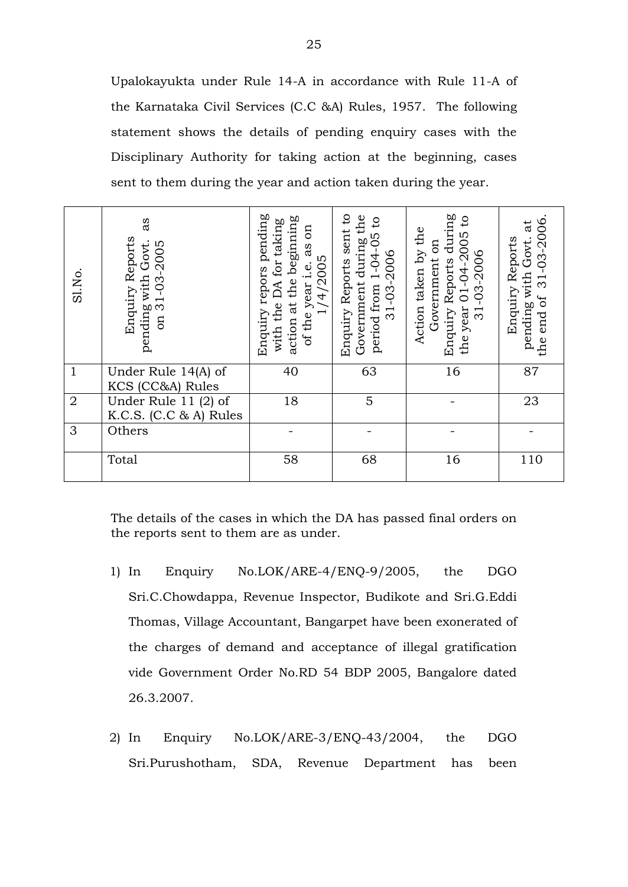Upalokayukta under Rule 14-A in accordance with Rule 11-A of the Karnataka Civil Services (C.C &A) Rules, 1957. The following statement shows the details of pending enquiry cases with the Disciplinary Authority for taking action at the beginning, cases sent to them during the year and action taken during the year.

| Sl.No. | Enquiry Reports pending with Govt. as on 31-03-2005 | Enquiry repors pending with the DA for taking action at the beginning of the year i.e. as on 1/4/2005 | Enquiry Reports sent to Government during the period from 1-04-05 to 31-03-2006 | Action taken by the Government on Enquiry Reports during the year 01-04-2005 to 31-03-2006 | Enquiry Reports pending with Govt. at the end of 31-03-2006. |
|---|---|---|---|---|---|
| 1 | Under Rule 14(A) of KCS (CC&A) Rules | 40 | 63 | 16 | 87 |
| 2 | Under Rule 11 (2) of K.C.S. (C.C & A) Rules | 18 | 5 | - | 23 |
| 3 | Others | - | - | - | - |
| | Total | 58 | 68 | 16 | 110 |

The details of the cases in which the DA has passed final orders on the reports sent to them are as under.

1) In Enquiry No.LOK/ARE-4/ENQ-9/2005, the DGO Sri.C.Chowdappa, Revenue Inspector, Budikote and Sri.G.Eddi Thomas, Village Accountant, Bangarpet have been exonerated of the charges of demand and acceptance of illegal gratification vide Government Order No.RD 54 BDP 2005, Bangalore dated 26.3.2007.

2) In Enquiry No.LOK/ARE-3/ENQ-43/2004, the DGO Sri.Purushotham, SDA, Revenue Department has been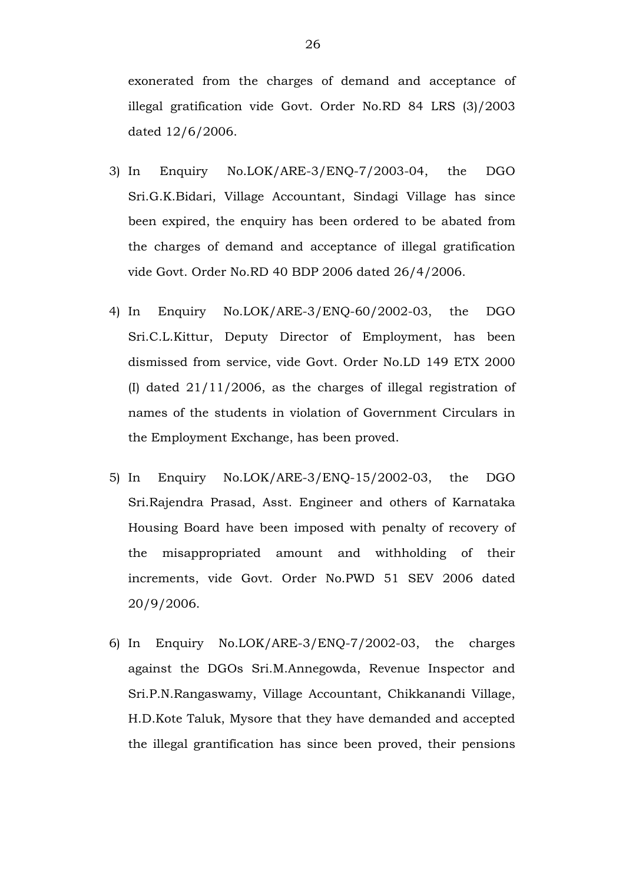exonerated from the charges of demand and acceptance of illegal gratification vide Govt. Order No.RD 84 LRS (3)/2003 dated 12/6/2006.

3) In Enquiry No.LOK/ARE-3/ENQ-7/2003-04, the DGO Sri.G.K.Bidari, Village Accountant, Sindagi Village has since been expired, the enquiry has been ordered to be abated from the charges of demand and acceptance of illegal gratification vide Govt. Order No.RD 40 BDP 2006 dated 26/4/2006.

4) In Enquiry No.LOK/ARE-3/ENQ-60/2002-03, the DGO Sri.C.L.Kittur, Deputy Director of Employment, has been dismissed from service, vide Govt. Order No.LD 149 ETX 2000 (I) dated 21/11/2006, as the charges of illegal registration of names of the students in violation of Government Circulars in the Employment Exchange, has been proved.

5) In Enquiry No.LOK/ARE-3/ENQ-15/2002-03, the DGO Sri.Rajendra Prasad, Asst. Engineer and others of Karnataka Housing Board have been imposed with penalty of recovery of the misappropriated amount and withholding of their increments, vide Govt. Order No.PWD 51 SEV 2006 dated 20/9/2006.

6) In Enquiry No.LOK/ARE-3/ENQ-7/2002-03, the charges against the DGOs Sri.M.Annegowda, Revenue Inspector and Sri.P.N.Rangaswamy, Village Accountant, Chikkanandi Village, H.D.Kote Taluk, Mysore that they have demanded and accepted the illegal grantification has since been proved, their pensions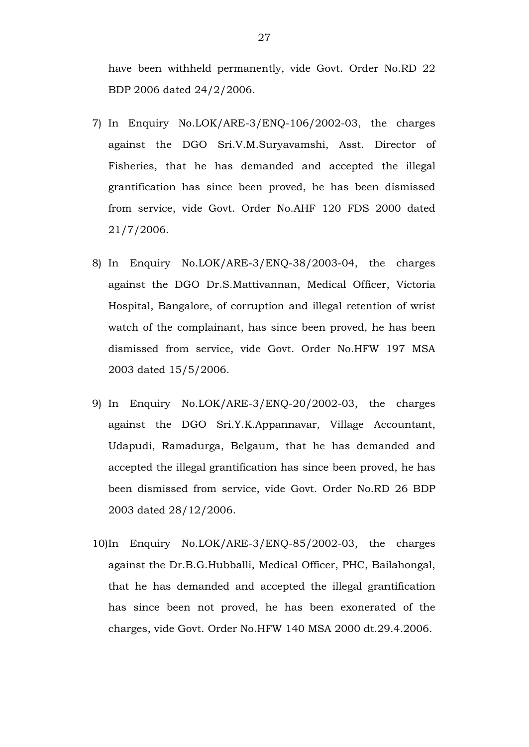have been withheld permanently, vide Govt. Order No.RD 22 BDP 2006 dated 24/2/2006.

7) In Enquiry No.LOK/ARE-3/ENQ-106/2002-03, the charges against the DGO Sri.V.M.Suryavamshi, Asst. Director of Fisheries, that he has demanded and accepted the illegal grantification has since been proved, he has been dismissed from service, vide Govt. Order No.AHF 120 FDS 2000 dated 21/7/2006.

8) In Enquiry No.LOK/ARE-3/ENQ-38/2003-04, the charges against the DGO Dr.S.Mattivannan, Medical Officer, Victoria Hospital, Bangalore, of corruption and illegal retention of wrist watch of the complainant, has since been proved, he has been dismissed from service, vide Govt. Order No.HFW 197 MSA 2003 dated 15/5/2006.

9) In Enquiry No.LOK/ARE-3/ENQ-20/2002-03, the charges against the DGO Sri.Y.K.Appannavar, Village Accountant, Udapudi, Ramadurga, Belgaum, that he has demanded and accepted the illegal grantification has since been proved, he has been dismissed from service, vide Govt. Order No.RD 26 BDP 2003 dated 28/12/2006.

10) In Enquiry No.LOK/ARE-3/ENQ-85/2002-03, the charges against the Dr.B.G.Hubballi, Medical Officer, PHC, Bailahongal, that he has demanded and accepted the illegal grantification has since been not proved, he has been exonerated of the charges, vide Govt. Order No.HFW 140 MSA 2000 dt.29.4.2006.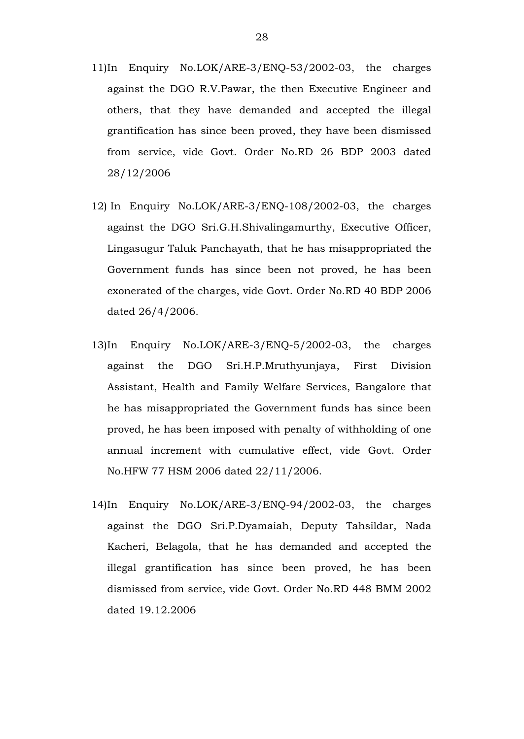11) In Enquiry No.LOK/ARE-3/ENQ-53/2002-03, the charges against the DGO R.V.Pawar, the then Executive Engineer and others, that they have demanded and accepted the illegal grantification has since been proved, they have been dismissed from service, vide Govt. Order No.RD 26 BDP 2003 dated 28/12/2006

12) In Enquiry No.LOK/ARE-3/ENQ-108/2002-03, the charges against the DGO Sri.G.H.Shivalingamurthy, Executive Officer, Lingasugur Taluk Panchayath, that he has misappropriated the Government funds has since been not proved, he has been exonerated of the charges, vide Govt. Order No.RD 40 BDP 2006 dated 26/4/2006.

13) In Enquiry No.LOK/ARE-3/ENQ-5/2002-03, the charges against the DGO Sri.H.P.Mruthyunjaya, First Division Assistant, Health and Family Welfare Services, Bangalore that he has misappropriated the Government funds has since been proved, he has been imposed with penalty of withholding of one annual increment with cumulative effect, vide Govt. Order No.HFW 77 HSM 2006 dated 22/11/2006.

14) In Enquiry No.LOK/ARE-3/ENQ-94/2002-03, the charges against the DGO Sri.P.Dyamaiah, Deputy Tahsildar, Nada Kacheri, Belagola, that he has demanded and accepted the illegal grantification has since been proved, he has been dismissed from service, vide Govt. Order No.RD 448 BMM 2002 dated 19.12.2006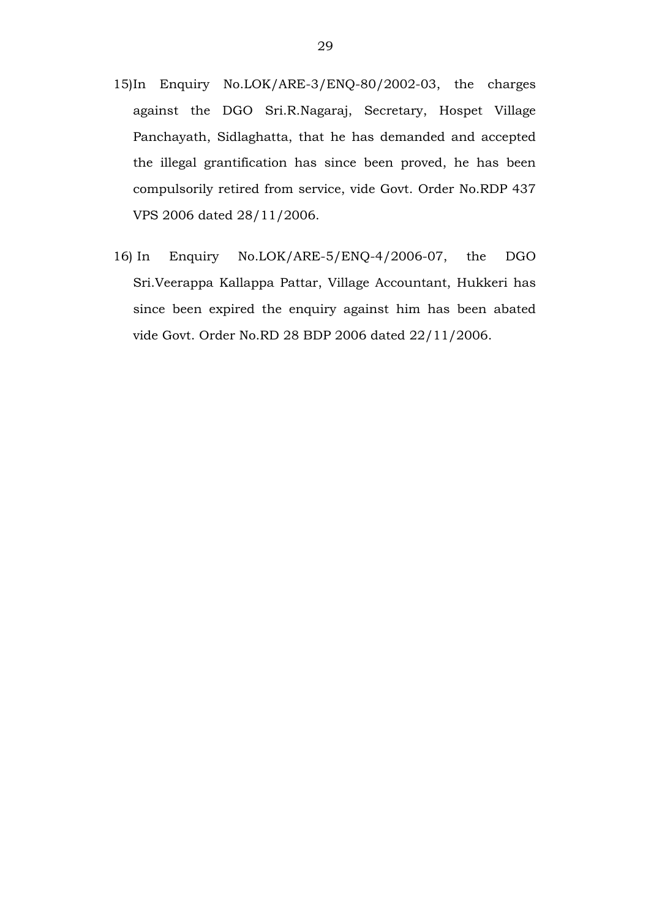15) In Enquiry No.LOK/ARE-3/ENQ-80/2002-03, the charges against the DGO Sri.R.Nagaraj, Secretary, Hospet Village Panchayath, Sidlaghatta, that he has demanded and accepted the illegal grantification has since been proved, he has been compulsorily retired from service, vide Govt. Order No.RDP 437 VPS 2006 dated 28/11/2006.

16) In Enquiry No.LOK/ARE-5/ENQ-4/2006-07, the DGO Sri.Veerappa Kallappa Pattar, Village Accountant, Hukkeri has since been expired the enquiry against him has been abated vide Govt. Order No.RD 28 BDP 2006 dated 22/11/2006.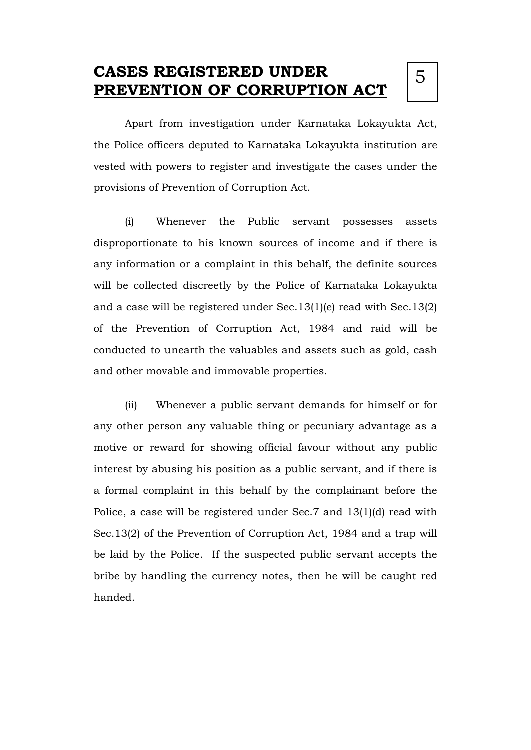# CASES REGISTERED UNDER PREVENTION OF CORRUPTION ACT

5

Apart from investigation under Karnataka Lokayukta Act, the Police officers deputed to Karnataka Lokayukta institution are vested with powers to register and investigate the cases under the provisions of Prevention of Corruption Act.

(i) Whenever the Public servant possesses assets disproportionate to his known sources of income and if there is any information or a complaint in this behalf, the definite sources will be collected discreetly by the Police of Karnataka Lokayukta and a case will be registered under Sec.13(1)(e) read with Sec.13(2) of the Prevention of Corruption Act, 1984 and raid will be conducted to unearth the valuables and assets such as gold, cash and other movable and immovable properties.

(ii) Whenever a public servant demands for himself or for any other person any valuable thing or pecuniary advantage as a motive or reward for showing official favour without any public interest by abusing his position as a public servant, and if there is a formal complaint in this behalf by the complainant before the Police, a case will be registered under Sec.7 and 13(1)(d) read with Sec.13(2) of the Prevention of Corruption Act, 1984 and a trap will be laid by the Police. If the suspected public servant accepts the bribe by handling the currency notes, then he will be caught red handed.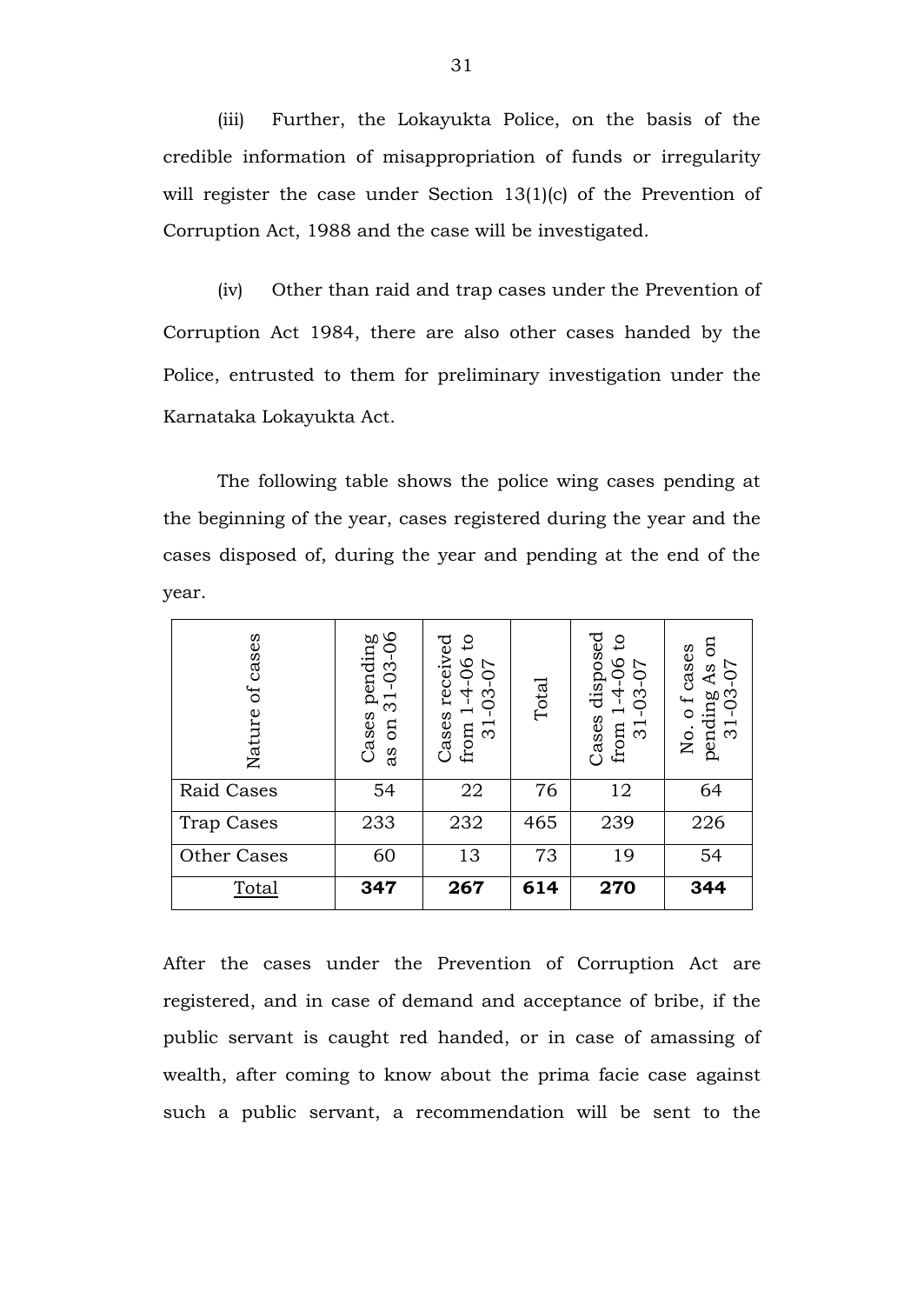(iii) Further, the Lokayukta Police, on the basis of the credible information of misappropriation of funds or irregularity will register the case under Section 13(1)(c) of the Prevention of Corruption Act, 1988 and the case will be investigated.

(iv) Other than raid and trap cases under the Prevention of Corruption Act 1984, there are also other cases handed by the Police, entrusted to them for preliminary investigation under the Karnataka Lokayukta Act.

The following table shows the police wing cases pending at the beginning of the year, cases registered during the year and the cases disposed of, during the year and pending at the end of the year.

| Nature of cases | Cases pending as on 31-03-06 | Cases received from 1-4-06 to 31-03-07 | Total | Cases disposed from 1-4-06 to 31-03-07 | No. o f cases pending As on 31-03-07 |
|---|---|---|---|---|---|
| Raid Cases | 54 | 22 | 76 | 12 | 64 |
| Trap Cases | 233 | 232 | 465 | 239 | 226 |
| Other Cases | 60 | 13 | 73 | 19 | 54 |
| Total | **347** | **267** | **614** | **270** | **344** |

After the cases under the Prevention of Corruption Act are registered, and in case of demand and acceptance of bribe, if the public servant is caught red handed, or in case of amassing of wealth, after coming to know about the prima facie case against such a public servant, a recommendation will be sent to the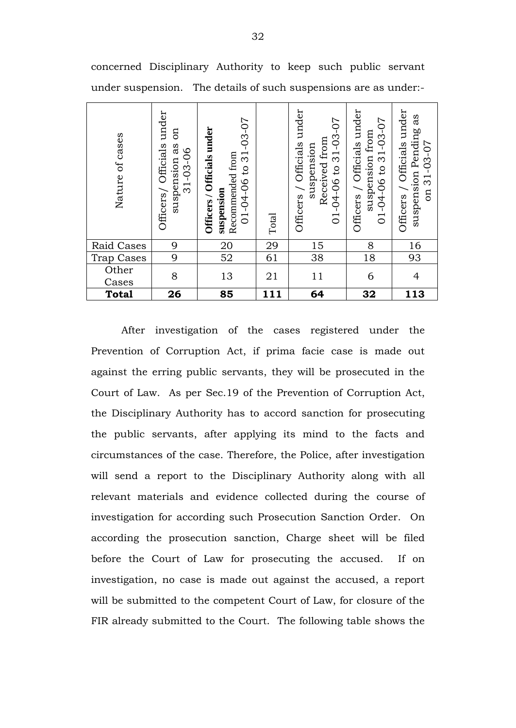concerned Disciplinary Authority to keep such public servant under suspension. The details of such suspensions are as under:-

| Nature of cases | Officers/ Officials under suspension as on 31-03-06 | **Officers / Officials under suspension** Recommended from 01-04-06 to 31-03-07 | Total | Officers / Officials under suspension Received from 01-04-06 to 31-03-07 | Officers / Officials under suspension from 01-04-06 to 31-03-07 | Officers / Officials under suspension Pending as on 31-03-07 |
|---|---|---|---|---|---|---|
| Raid Cases | 9 | 20 | 29 | 15 | 8 | 16 |
| Trap Cases | 9 | 52 | 61 | 38 | 18 | 93 |
| Other Cases | 8 | 13 | 21 | 11 | 6 | 4 |
| **Total** | **26** | **85** | **111** | **64** | **32** | **113** |

After investigation of the cases registered under the Prevention of Corruption Act, if prima facie case is made out against the erring public servants, they will be prosecuted in the Court of Law. As per Sec.19 of the Prevention of Corruption Act, the Disciplinary Authority has to accord sanction for prosecuting the public servants, after applying its mind to the facts and circumstances of the case. Therefore, the Police, after investigation will send a report to the Disciplinary Authority along with all relevant materials and evidence collected during the course of investigation for according such Prosecution Sanction Order. On according the prosecution sanction, Charge sheet will be filed before the Court of Law for prosecuting the accused. If on investigation, no case is made out against the accused, a report will be submitted to the competent Court of Law, for closure of the FIR already submitted to the Court. The following table shows the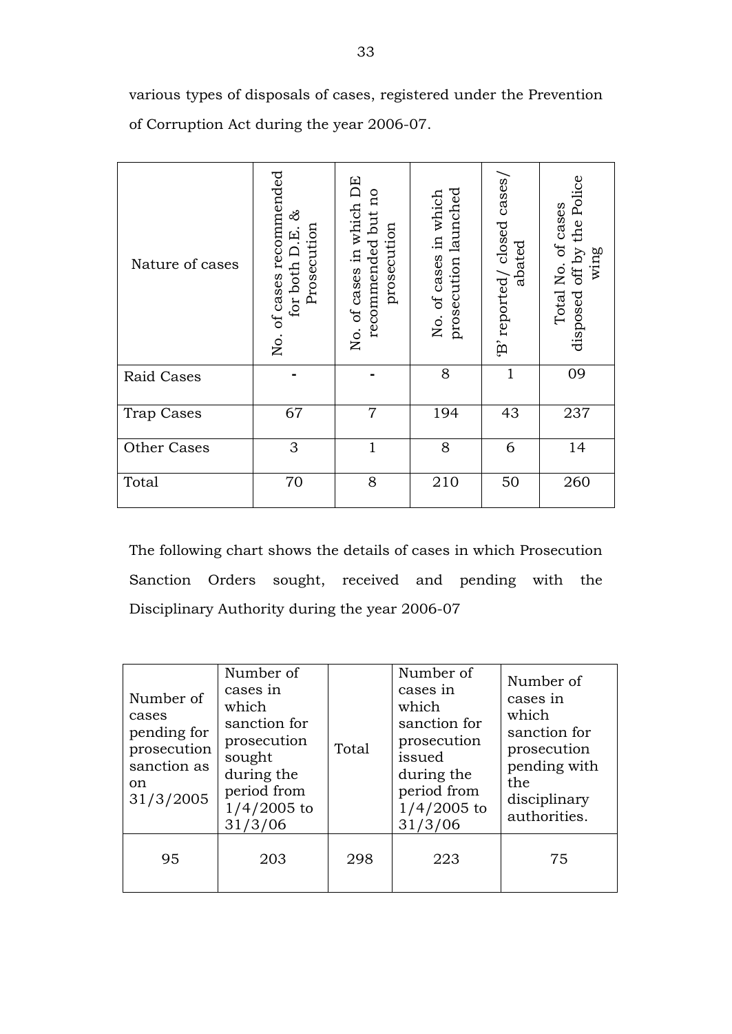various types of disposals of cases, registered under the Prevention of Corruption Act during the year 2006-07.

| Nature of cases | No. of cases recommended for both D.E. & Prosecution | No. of cases in which DE recommended but no prosecution | No. of cases in which prosecution launched | 'B' reported/ closed cases/ abated | Total No. of cases disposed off by the Police wing |
|---|---|---|---|---|---|
| Raid Cases | - | - | 8 | 1 | 09 |
| Trap Cases | 67 | 7 | 194 | 43 | 237 |
| Other Cases | 3 | 1 | 8 | 6 | 14 |
| Total | 70 | 8 | 210 | 50 | 260 |

The following chart shows the details of cases in which Prosecution Sanction Orders sought, received and pending with the Disciplinary Authority during the year 2006-07

| Number of cases pending for prosecution sanction as on 31/3/2005 | Number of cases in which sanction for prosecution sought during the period from 1/4/2005 to 31/3/06 | Total | Number of cases in which sanction for prosecution issued during the period from 1/4/2005 to 31/3/06 | Number of cases in which sanction for prosecution pending with the disciplinary authorities. |
|---|---|---|---|---|
| 95 | 203 | 298 | 223 | 75 |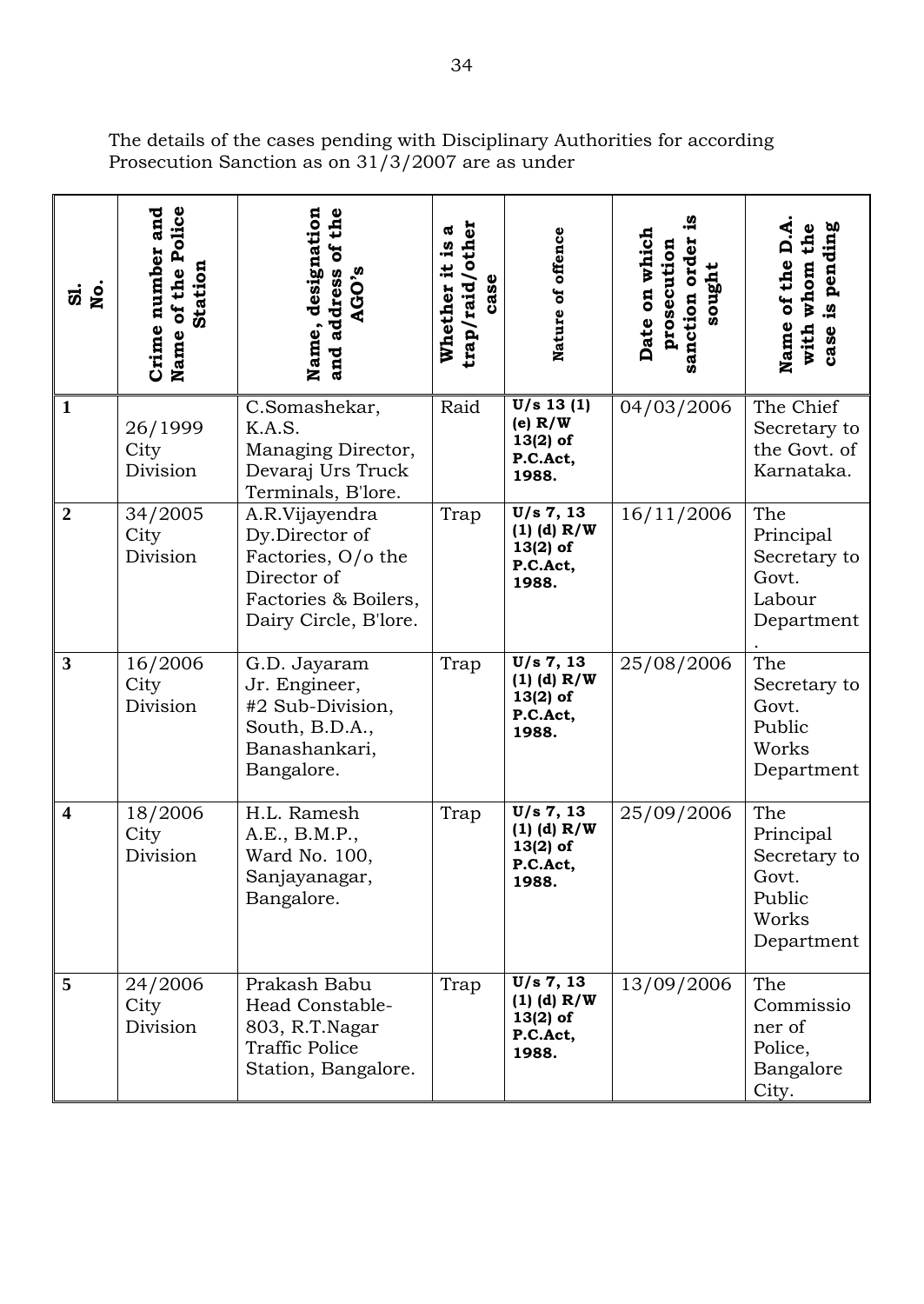The details of the cases pending with Disciplinary Authorities for according Prosecution Sanction as on 31/3/2007 are as under

| Sl. No. | Crime number and Name of the Police Station | Name, designation and address of the AGO's | Whether it is a trap/raid/other case | Nature of offence | Date on which prosecution sanction order is sought | Name of the D.A. with whom the case is pending |
|---|---|---|---|---|---|---|
| 1 | 26/1999 City Division | C.Somashekar, K.A.S. Managing Director, Devaraj Urs Truck Terminals, B'lore. | Raid | U/s 13 (1) (e) R/W 13(2) of P.C.Act, 1988. | 04/03/2006 | The Chief Secretary to the Govt. of Karnataka. |
| 2 | 34/2005 City Division | A.R.Vijayendra Dy.Director of Factories, O/o the Director of Factories & Boilers, Dairy Circle, B'lore. | Trap | U/s 7, 13 (1) (d) R/W 13(2) of P.C.Act, 1988. | 16/11/2006 | The Principal Secretary to Govt. Labour Department. |
| 3 | 16/2006 City Division | G.D. Jayaram Jr. Engineer, #2 Sub-Division, South, B.D.A., Banashankari, Bangalore. | Trap | U/s 7, 13 (1) (d) R/W 13(2) of P.C.Act, 1988. | 25/08/2006 | The Secretary to Govt. Public Works Department |
| 4 | 18/2006 City Division | H.L. Ramesh A.E., B.M.P., Ward No. 100, Sanjayanagar, Bangalore. | Trap | U/s 7, 13 (1) (d) R/W 13(2) of P.C.Act, 1988. | 25/09/2006 | The Principal Secretary to Govt. Public Works Department |
| 5 | 24/2006 City Division | Prakash Babu Head Constable-803, R.T.Nagar Traffic Police Station, Bangalore. | Trap | U/s 7, 13 (1) (d) R/W 13(2) of P.C.Act, 1988. | 13/09/2006 | The Commissioner of Police, Bangalore City. |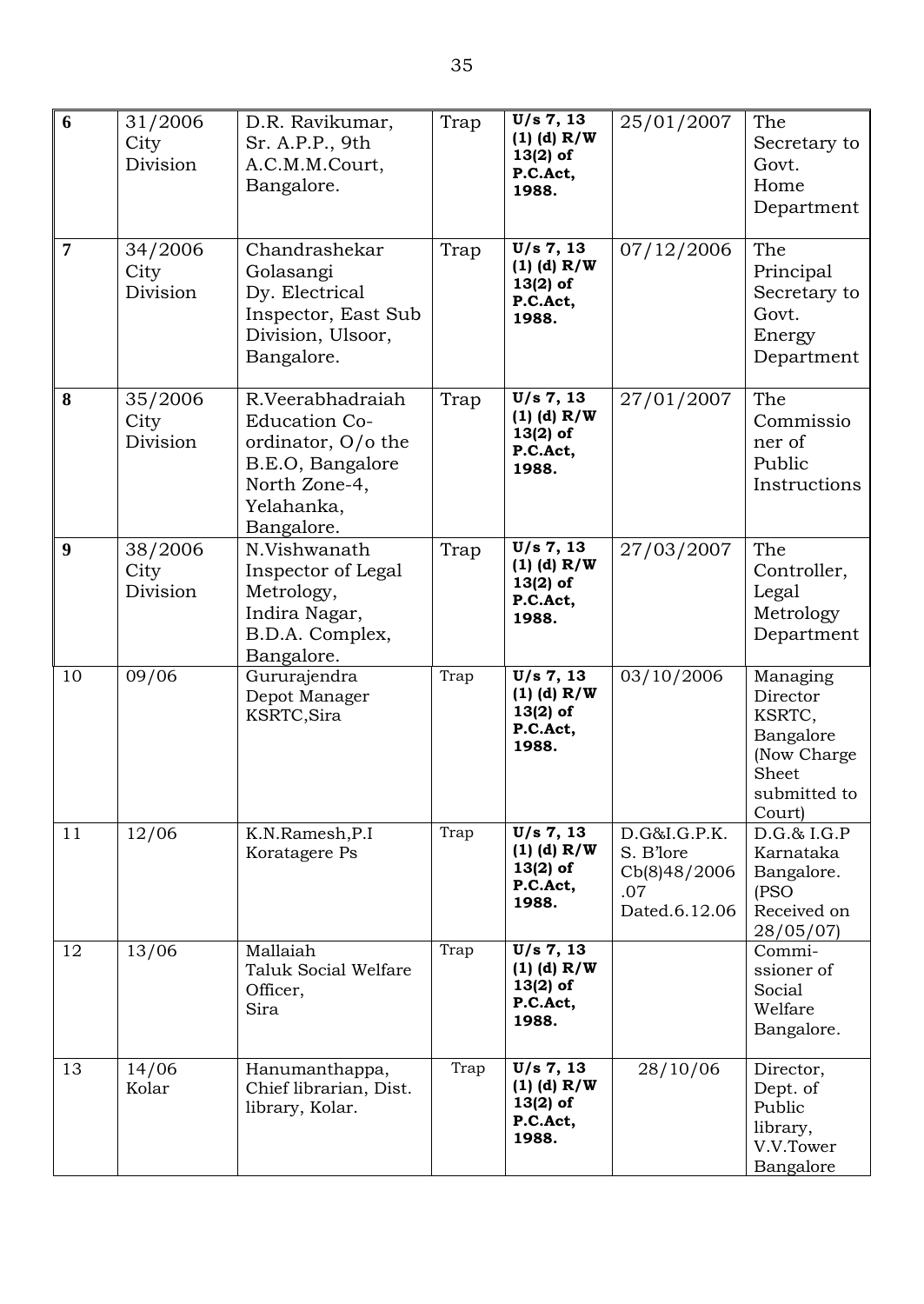| 6 | 31/2006 City Division | D.R. Ravikumar, Sr. A.P.P., 9th A.C.M.M.Court, Bangalore. | Trap | **U/s 7, 13 (1) (d) R/W 13(2) of P.C.Act, 1988.** | 25/01/2007 | The Secretary to Govt. Home Department |
|---|---|---|---|---|---|---|
| 7 | 34/2006 City Division | Chandrashekar Golasangi Dy. Electrical Inspector, East Sub Division, Ulsoor, Bangalore. | Trap | **U/s 7, 13 (1) (d) R/W 13(2) of P.C.Act, 1988.** | 07/12/2006 | The Principal Secretary to Govt. Energy Department |
| 8 | 35/2006 City Division | R.Veerabhadraiah Education Co-ordinator, O/o the B.E.O, Bangalore North Zone-4, Yelahanka, Bangalore. | Trap | **U/s 7, 13 (1) (d) R/W 13(2) of P.C.Act, 1988.** | 27/01/2007 | The Commissioner of Public Instructions |
| 9 | 38/2006 City Division | N.Vishwanath Inspector of Legal Metrology, Indira Nagar, B.D.A. Complex, Bangalore. | Trap | **U/s 7, 13 (1) (d) R/W 13(2) of P.C.Act, 1988.** | 27/03/2007 | The Controller, Legal Metrology Department |
| 10 | 09/06 | Gururajendra Depot Manager KSRTC,Sira | Trap | **U/s 7, 13 (1) (d) R/W 13(2) of P.C.Act, 1988.** | 03/10/2006 | Managing Director KSRTC, Bangalore (Now Charge Sheet submitted to Court) |
| 11 | 12/06 | K.N.Ramesh,P.I Koratagere Ps | Trap | **U/s 7, 13 (1) (d) R/W 13(2) of P.C.Act, 1988.** | D.G&I.G.P.K. S. B'lore Cb(8)48/2006 .07 Dated.6.12.06 | D.G.& I.G.P Karnataka Bangalore. (PSO Received on 28/05/07) |
| 12 | 13/06 | Mallaiah Taluk Social Welfare Officer, Sira | Trap | **U/s 7, 13 (1) (d) R/W 13(2) of P.C.Act, 1988.** | | Commissioner of Social Welfare Bangalore. |
| 13 | 14/06 Kolar | Hanumanthappa, Chief librarian, Dist. library, Kolar. | Trap | **U/s 7, 13 (1) (d) R/W 13(2) of P.C.Act, 1988.** | 28/10/06 | Director, Dept. of Public library, V.V.Tower Bangalore |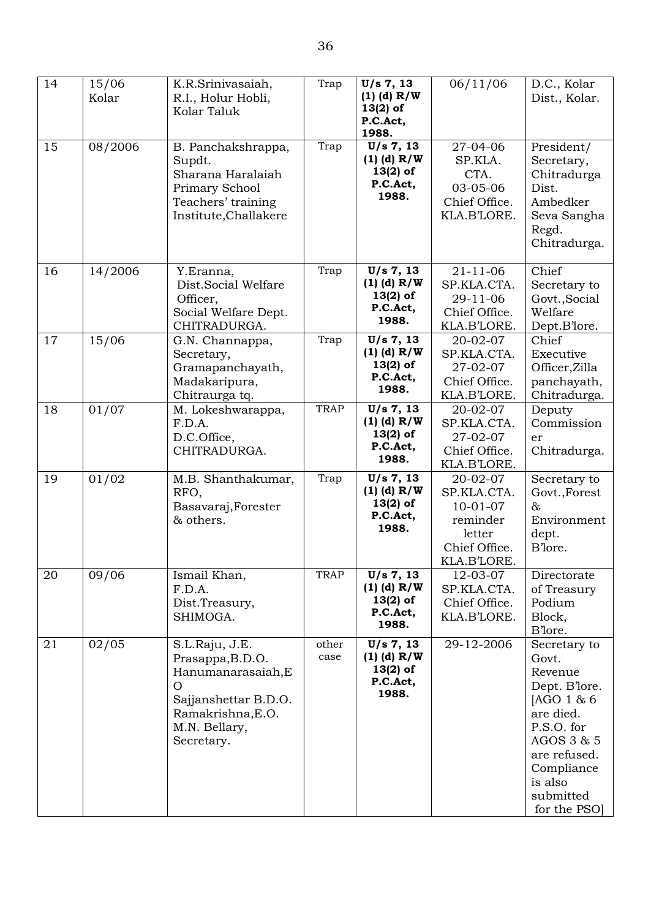| 14 | 15/06 Kolar | K.R.Srinivasaiah, R.I., Holur Hobli, Kolar Taluk | Trap | **U/s 7, 13 (1) (d) R/W 13(2) of P.C.Act, 1988.** | 06/11/06 | D.C., Kolar Dist., Kolar. |
|---|---|---|---|---|---|---|
| 15 | 08/2006 | B. Panchakshrappa, Supdt. Sharana Haralaiah Primary School Teachers' training Institute,Challakere | Trap | **U/s 7, 13 (1) (d) R/W 13(2) of P.C.Act, 1988.** | 27-04-06 SP.KLA. CTA. 03-05-06 Chief Office. KLA.B'LORE. | President/ Secretary, Chitradurga Dist. Ambedker Seva Sangha Regd. Chitradurga. |
| 16 | 14/2006 | Y.Eranna, Dist.Social Welfare Officer, Social Welfare Dept. CHITRADURGA. | Trap | **U/s 7, 13 (1) (d) R/W 13(2) of P.C.Act, 1988.** | 21-11-06 SP.KLA.CTA. 29-11-06 Chief Office. KLA.B'LORE. | Chief Secretary to Govt.,Social Welfare Dept.B'lore. |
| 17 | 15/06 | G.N. Channappa, Secretary, Gramapanchayath, Madakaripura, Chitraurga tq. | Trap | **U/s 7, 13 (1) (d) R/W 13(2) of P.C.Act, 1988.** | 20-02-07 SP.KLA.CTA. 27-02-07 Chief Office. KLA.B'LORE. | Chief Executive Officer,Zilla panchayath, Chitradurga. |
| 18 | 01/07 | M. Lokeshwarappa, F.D.A. D.C.Office, CHITRADURGA. | TRAP | **U/s 7, 13 (1) (d) R/W 13(2) of P.C.Act, 1988.** | 20-02-07 SP.KLA.CTA. 27-02-07 Chief Office. KLA.B'LORE. | Deputy Commissioner Chitradurga. |
| 19 | 01/02 | M.B. Shanthakumar, RFO, Basavaraj,Forester & others. | Trap | **U/s 7, 13 (1) (d) R/W 13(2) of P.C.Act, 1988.** | 20-02-07 SP.KLA.CTA. 10-01-07 reminder letter Chief Office. KLA.B'LORE. | Secretary to Govt.,Forest & Environment dept. B'lore. |
| 20 | 09/06 | Ismail Khan, F.D.A. Dist.Treasury, SHIMOGA. | TRAP | **U/s 7, 13 (1) (d) R/W 13(2) of P.C.Act, 1988.** | 12-03-07 SP.KLA.CTA. Chief Office. KLA.B'LORE. | Directorate of Treasury Podium Block, B'lore. |
| 21 | 02/05 | S.L.Raju, J.E. Prasappa,B.D.O. Hanumanarasaiah,EO Sajjanshettar B.D.O. Ramakrishna,E.O. M.N. Bellary, Secretary. | other case | **U/s 7, 13 (1) (d) R/W 13(2) of P.C.Act, 1988.** | 29-12-2006 | Secretary to Govt. Revenue Dept. B'lore. [AGO 1 & 6 are died. P.S.O. for AGOS 3 & 5 are refused. Compliance is also submitted for the PSO] |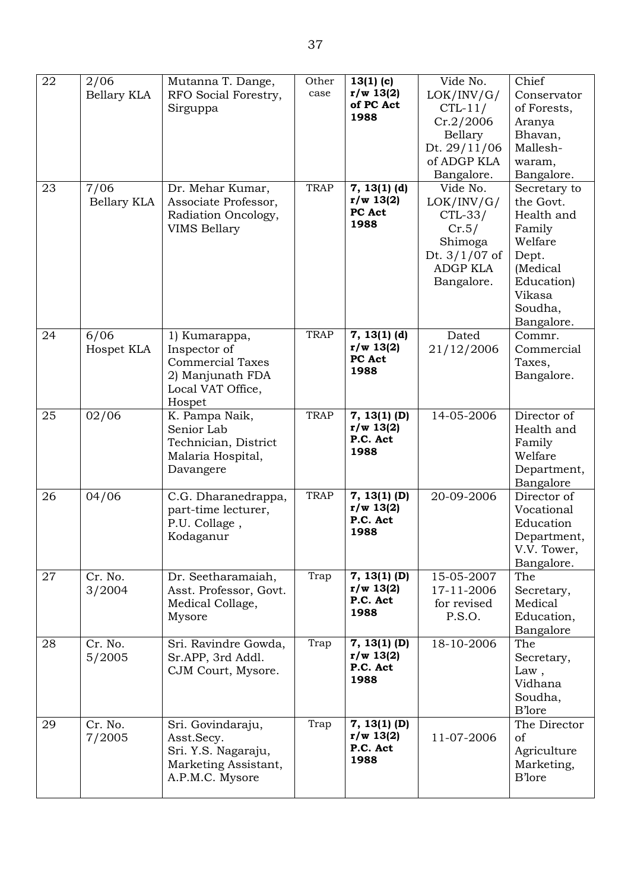| 22 | 2/06 Bellary KLA | Mutanna T. Dange, RFO Social Forestry, Sirguppa | Other case | **13(1) (c) r/w 13(2) of PC Act 1988** | Vide No. LOK/INV/G/ CTL-11/ Cr.2/2006 Bellary Dt. 29/11/06 of ADGP KLA Bangalore. | Chief Conservator of Forests, Aranya Bhavan, Mallesh-waram, Bangalore. |
|---|---|---|---|---|---|---|
| 23 | 7/06 Bellary KLA | Dr. Mehar Kumar, Associate Professor, Radiation Oncology, VIMS Bellary | TRAP | **7, 13(1) (d) r/w 13(2) PC Act 1988** | Vide No. LOK/INV/G/ CTL-33/ Cr.5/ Shimoga Dt. 3/1/07 of ADGP KLA Bangalore. | Secretary to the Govt. Health and Family Welfare Dept. (Medical Education) Vikasa Soudha, Bangalore. |
| 24 | 6/06 Hospet KLA | 1) Kumarappa, Inspector of Commercial Taxes 2) Manjunath FDA Local VAT Office, Hospet | TRAP | **7, 13(1) (d) r/w 13(2) PC Act 1988** | Dated 21/12/2006 | Commr. Commercial Taxes, Bangalore. |
| 25 | 02/06 | K. Pampa Naik, Senior Lab Technician, District Malaria Hospital, Davangere | TRAP | **7, 13(1) (D) r/w 13(2) P.C. Act 1988** | 14-05-2006 | Director of Health and Family Welfare Department, Bangalore |
| 26 | 04/06 | C.G. Dharanedrappa, part-time lecturer, P.U. Collage , Kodaganur | TRAP | **7, 13(1) (D) r/w 13(2) P.C. Act 1988** | 20-09-2006 | Director of Vocational Education Department, V.V. Tower, Bangalore. |
| 27 | Cr. No. 3/2004 | Dr. Seetharamaiah, Asst. Professor, Govt. Medical Collage, Mysore | Trap | **7, 13(1) (D) r/w 13(2) P.C. Act 1988** | 15-05-2007 17-11-2006 for revised P.S.O. | The Secretary, Medical Education, Bangalore |
| 28 | Cr. No. 5/2005 | Sri. Ravindre Gowda, Sr.APP, 3rd Addl. CJM Court, Mysore. | Trap | **7, 13(1) (D) r/w 13(2) P.C. Act 1988** | 18-10-2006 | The Secretary, Law , Vidhana Soudha, B'lore |
| 29 | Cr. No. 7/2005 | Sri. Govindaraju, Asst.Secy. Sri. Y.S. Nagaraju, Marketing Assistant, A.P.M.C. Mysore | Trap | **7, 13(1) (D) r/w 13(2) P.C. Act 1988** | 11-07-2006 | The Director of Agriculture Marketing, B'lore |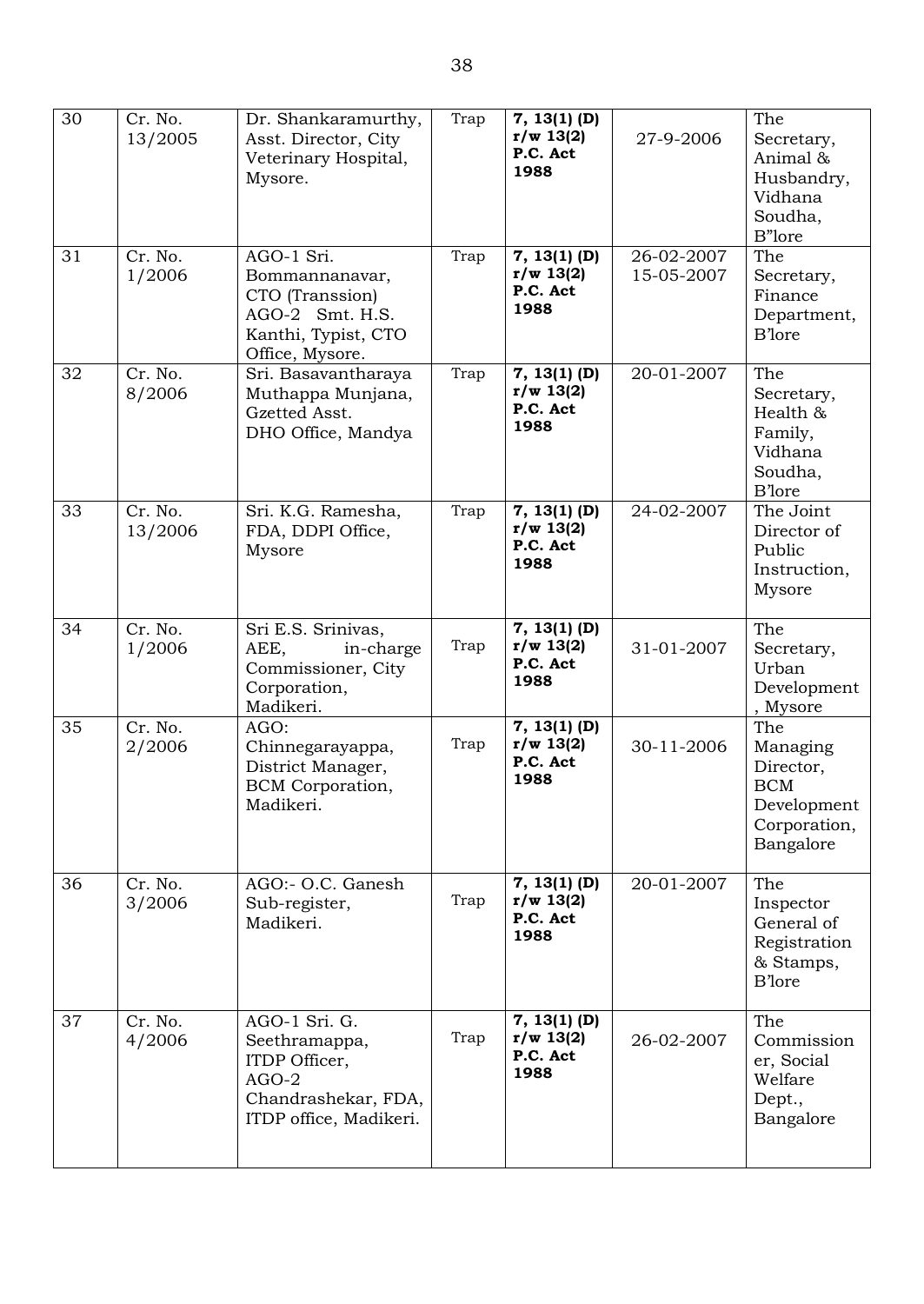| 30 | Cr. No. 13/2005 | Dr. Shankaramurthy, Asst. Director, City Veterinary Hospital, Mysore. | Trap | **7, 13(1) (D) r/w 13(2) P.C. Act 1988** | 27-9-2006 | The Secretary, Animal & Husbandry, Vidhana Soudha, B"lore |
|---|---|---|---|---|---|---|
| 31 | Cr. No. 1/2006 | AGO-1 Sri. Bommannanavar, CTO (Transsion) AGO-2 Smt. H.S. Kanthi, Typist, CTO Office, Mysore. | Trap | **7, 13(1) (D) r/w 13(2) P.C. Act 1988** | 26-02-2007 15-05-2007 | The Secretary, Finance Department, B'lore |
| 32 | Cr. No. 8/2006 | Sri. Basavantharaya Muthappa Munjana, Gzetted Asst. DHO Office, Mandya | Trap | **7, 13(1) (D) r/w 13(2) P.C. Act 1988** | 20-01-2007 | The Secretary, Health & Family, Vidhana Soudha, B'lore |
| 33 | Cr. No. 13/2006 | Sri. K.G. Ramesha, FDA, DDPI Office, Mysore | Trap | **7, 13(1) (D) r/w 13(2) P.C. Act 1988** | 24-02-2007 | The Joint Director of Public Instruction, Mysore |
| 34 | Cr. No. 1/2006 | Sri E.S. Srinivas, AEE, in-charge Commissioner, City Corporation, Madikeri. | Trap | **7, 13(1) (D) r/w 13(2) P.C. Act 1988** | 31-01-2007 | The Secretary, Urban Development , Mysore |
| 35 | Cr. No. 2/2006 | AGO: Chinnegarayappa, District Manager, BCM Corporation, Madikeri. | Trap | **7, 13(1) (D) r/w 13(2) P.C. Act 1988** | 30-11-2006 | The Managing Director, BCM Development Corporation, Bangalore |
| 36 | Cr. No. 3/2006 | AGO:- O.C. Ganesh Sub-register, Madikeri. | Trap | **7, 13(1) (D) r/w 13(2) P.C. Act 1988** | 20-01-2007 | The Inspector General of Registration & Stamps, B'lore |
| 37 | Cr. No. 4/2006 | AGO-1 Sri. G. Seethramappa, ITDP Officer, AGO-2 Chandrashekar, FDA, ITDP office, Madikeri. | Trap | **7, 13(1) (D) r/w 13(2) P.C. Act 1988** | 26-02-2007 | The Commissioner, Social Welfare Dept., Bangalore |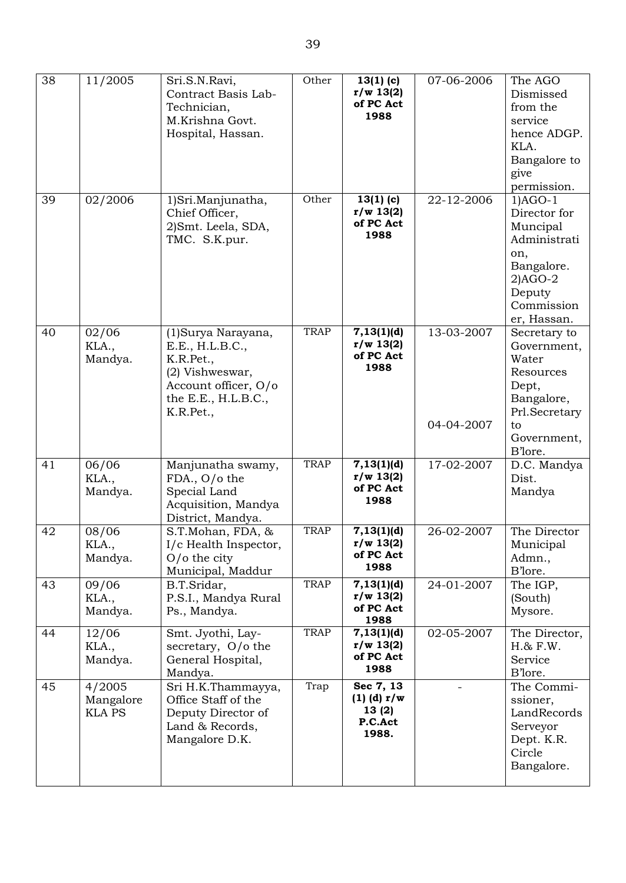| 38 | 11/2005 | Sri.S.N.Ravi, Contract Basis Lab-Technician, M.Krishna Govt. Hospital, Hassan. | Other | **13(1) (c) r/w 13(2) of PC Act 1988** | 07-06-2006 | The AGO Dismissed from the service hence ADGP. KLA. Bangalore to give permission. |
|---|---|---|---|---|---|---|
| 39 | 02/2006 | 1)Sri.Manjunatha, Chief Officer, 2)Smt. Leela, SDA, TMC. S.K.pur. | Other | **13(1) (c) r/w 13(2) of PC Act 1988** | 22-12-2006 | 1)AGO-1 Director for Muncipal Administration, Bangalore. 2)AGO-2 Deputy Commissioner, Hassan. |
| 40 | 02/06 KLA., Mandya. | (1)Surya Narayana, E.E., H.L.B.C., K.R.Pet., (2) Vishweswar, Account officer, O/o the E.E., H.L.B.C., K.R.Pet., | TRAP | **7,13(1)(d) r/w 13(2) of PC Act 1988** | 13-03-2007 04-04-2007 | Secretary to Government, Water Resources Dept, Bangalore, Prl.Secretary to Government, B'lore. |
| 41 | 06/06 KLA., Mandya. | Manjunatha swamy, FDA., O/o the Special Land Acquisition, Mandya District, Mandya. | TRAP | **7,13(1)(d) r/w 13(2) of PC Act 1988** | 17-02-2007 | D.C. Mandya Dist. Mandya |
| 42 | 08/06 KLA., Mandya. | S.T.Mohan, FDA, & I/c Health Inspector, O/o the city Municipal, Maddur | TRAP | **7,13(1)(d) r/w 13(2) of PC Act 1988** | 26-02-2007 | The Director Municipal Admn., B'lore. |
| 43 | 09/06 KLA., Mandya. | B.T.Sridar, P.S.I., Mandya Rural Ps., Mandya. | TRAP | **7,13(1)(d) r/w 13(2) of PC Act 1988** | 24-01-2007 | The IGP, (South) Mysore. |
| 44 | 12/06 KLA., Mandya. | Smt. Jyothi, Lay-secretary, O/o the General Hospital, Mandya. | TRAP | **7,13(1)(d) r/w 13(2) of PC Act 1988** | 02-05-2007 | The Director, H.& F.W. Service B'lore. |
| 45 | 4/2005 Mangalore KLA PS | Sri H.K.Thammayya, Office Staff of the Deputy Director of Land & Records, Mangalore D.K. | Trap | **Sec 7, 13 (1) (d) r/w 13 (2) P.C.Act 1988.** | - | The Commi-ssioner, LandRecords Serveyor Dept. K.R. Circle Bangalore. |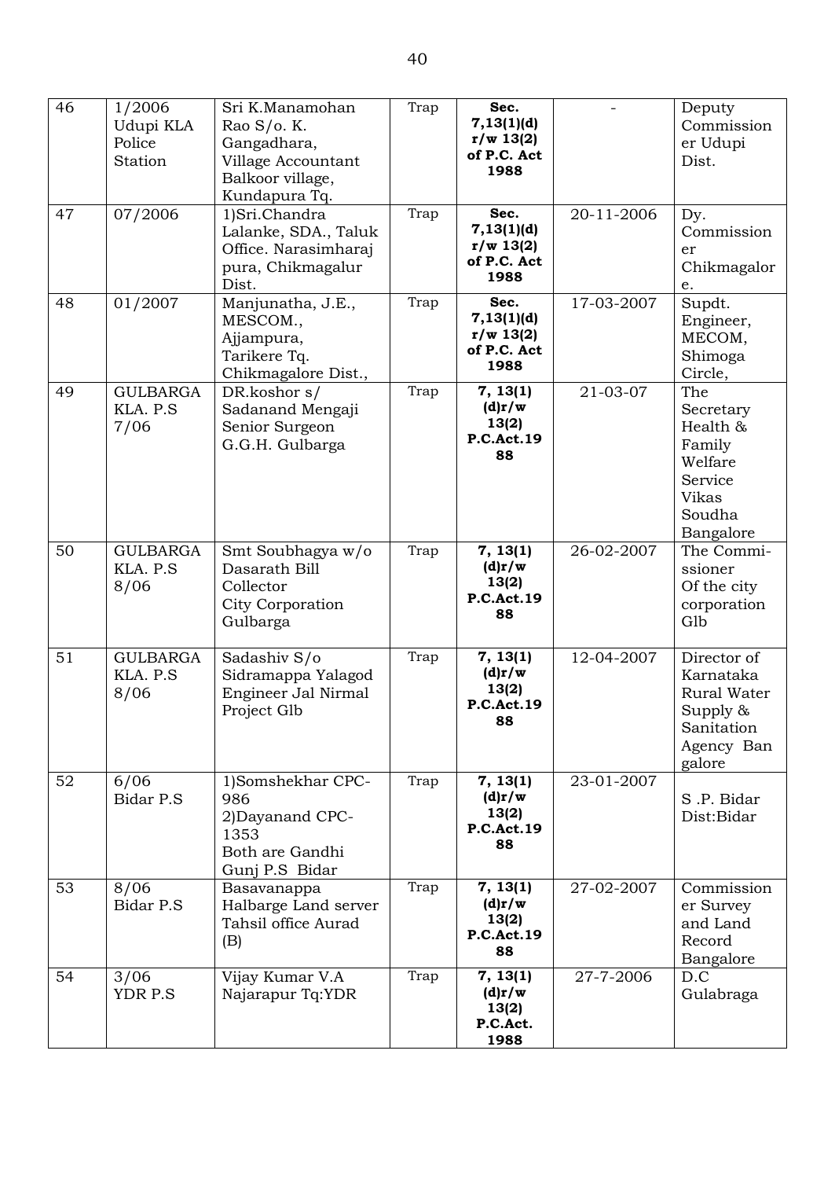| 46 | 1/2006 Udupi KLA Police Station | Sri K.Manamohan Rao S/o. K. Gangadhara, Village Accountant Balkoor village, Kundapura Tq. | Trap | **Sec. 7,13(1)(d) r/w 13(2) of P.C. Act 1988** | - | Deputy Commissioner Udupi Dist. |
|---|---|---|---|---|---|---|
| 47 | 07/2006 | 1)Sri.Chandra Lalanke, SDA., Taluk Office. Narasimharaj pura, Chikmagalur Dist. | Trap | **Sec. 7,13(1)(d) r/w 13(2) of P.C. Act 1988** | 20-11-2006 | Dy. Commissioner Chikmagalore. |
| 48 | 01/2007 | Manjunatha, J.E., MESCOM., Ajjampura, Tarikere Tq. Chikmagalore Dist., | Trap | **Sec. 7,13(1)(d) r/w 13(2) of P.C. Act 1988** | 17-03-2007 | Supdt. Engineer, MECOM, Shimoga Circle, |
| 49 | GULBARGA KLA. P.S 7/06 | DR.koshor s/ Sadanand Mengaji Senior Surgeon G.G.H. Gulbarga | Trap | **7, 13(1) (d)r/w 13(2) P.C.Act.1988** | 21-03-07 | The Secretary Health & Family Welfare Service Vikas Soudha Bangalore |
| 50 | GULBARGA KLA. P.S 8/06 | Smt Soubhagya w/o Dasarath Bill Collector City Corporation Gulbarga | Trap | **7, 13(1) (d)r/w 13(2) P.C.Act.1988** | 26-02-2007 | The Commissioner Of the city corporation Glb |
| 51 | GULBARGA KLA. P.S 8/06 | Sadashiv S/o Sidramappa Yalagod Engineer Jal Nirmal Project Glb | Trap | **7, 13(1) (d)r/w 13(2) P.C.Act.1988** | 12-04-2007 | Director of Karnataka Rural Water Supply & Sanitation Agency Bangalore |
| 52 | 6/06 Bidar P.S | 1)Somshekhar CPC-986 2)Dayanand CPC-1353 Both are Gandhi Gunj P.S Bidar | Trap | **7, 13(1) (d)r/w 13(2) P.C.Act.1988** | 23-01-2007 | S .P. Bidar Dist:Bidar |
| 53 | 8/06 Bidar P.S | Basavanappa Halbarge Land server Tahsil office Aurad (B) | Trap | **7, 13(1) (d)r/w 13(2) P.C.Act.1988** | 27-02-2007 | Commissioner Survey and Land Record Bangalore |
| 54 | 3/06 YDR P.S | Vijay Kumar V.A Najarapur Tq:YDR | Trap | **7, 13(1) (d)r/w 13(2) P.C.Act. 1988** | 27-7-2006 | D.C Gulabraga |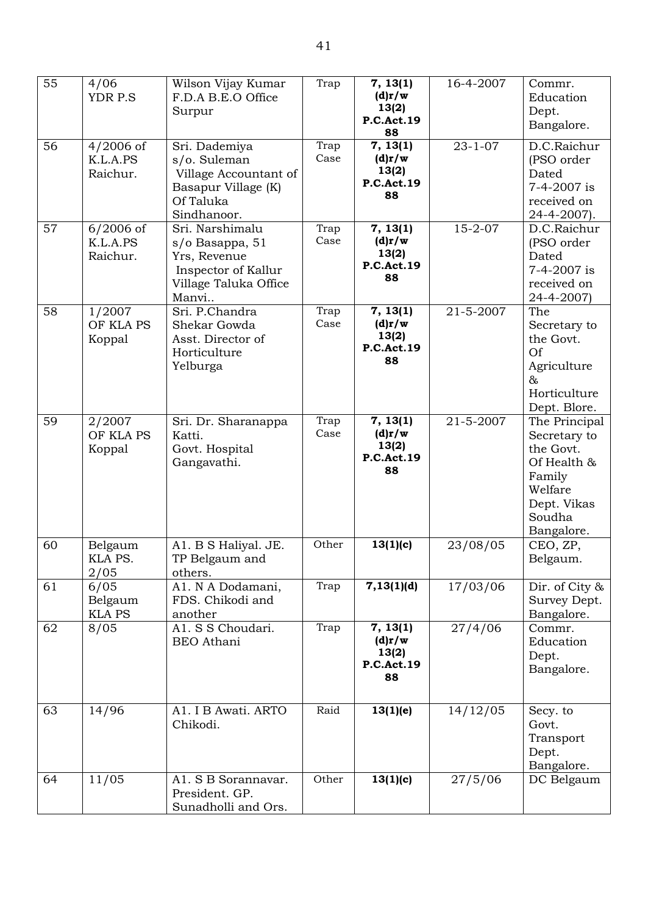| 55 | 4/06 YDR P.S | Wilson Vijay Kumar F.D.A B.E.O Office Surpur | Trap | **7, 13(1) (d)r/w 13(2) P.C.Act.1988** | 16-4-2007 | Commr. Education Dept. Bangalore. |
|---|---|---|---|---|---|---|
| 56 | 4/2006 of K.L.A.PS Raichur. | Sri. Dademiya s/o. Suleman Village Accountant of Basapur Village (K) Of Taluka Sindhanoor. | Trap Case | **7, 13(1) (d)r/w 13(2) P.C.Act.1988** | 23-1-07 | D.C.Raichur (PSO order Dated 7-4-2007 is received on 24-4-2007). |
| 57 | 6/2006 of K.L.A.PS Raichur. | Sri. Narshimalu s/o Basappa, 51 Yrs, Revenue Inspector of Kallur Village Taluka Office Manvi.. | Trap Case | **7, 13(1) (d)r/w 13(2) P.C.Act.1988** | 15-2-07 | D.C.Raichur (PSO order Dated 7-4-2007 is received on 24-4-2007) |
| 58 | 1/2007 OF KLA PS Koppal | Sri. P.Chandra Shekar Gowda Asst. Director of Horticulture Yelburga | Trap Case | **7, 13(1) (d)r/w 13(2) P.C.Act.1988** | 21-5-2007 | The Secretary to the Govt. Of Agriculture & Horticulture Dept. Blore. |
| 59 | 2/2007 OF KLA PS Koppal | Sri. Dr. Sharanappa Katti. Govt. Hospital Gangavathi. | Trap Case | **7, 13(1) (d)r/w 13(2) P.C.Act.1988** | 21-5-2007 | The Principal Secretary to the Govt. Of Health & Family Welfare Dept. Vikas Soudha Bangalore. |
| 60 | Belgaum KLA PS. 2/05 | A1. B S Haliyal. JE. TP Belgaum and others. | Other | **13(1)(c)** | 23/08/05 | CEO, ZP, Belgaum. |
| 61 | 6/05 Belgaum KLA PS | A1. N A Dodamani, FDS. Chikodi and another | Trap | **7,13(1)(d)** | 17/03/06 | Dir. of City & Survey Dept. Bangalore. |
| 62 | 8/05 | A1. S S Choudari. BEO Athani | Trap | **7, 13(1) (d)r/w 13(2) P.C.Act.1988** | 27/4/06 | Commr. Education Dept. Bangalore. |
| 63 | 14/96 | A1. I B Awati. ARTO Chikodi. | Raid | **13(1)(e)** | 14/12/05 | Secy. to Govt. Transport Dept. Bangalore. |
| 64 | 11/05 | A1. S B Sorannavar. President. GP. Sunadholli and Ors. | Other | **13(1)(c)** | 27/5/06 | DC Belgaum |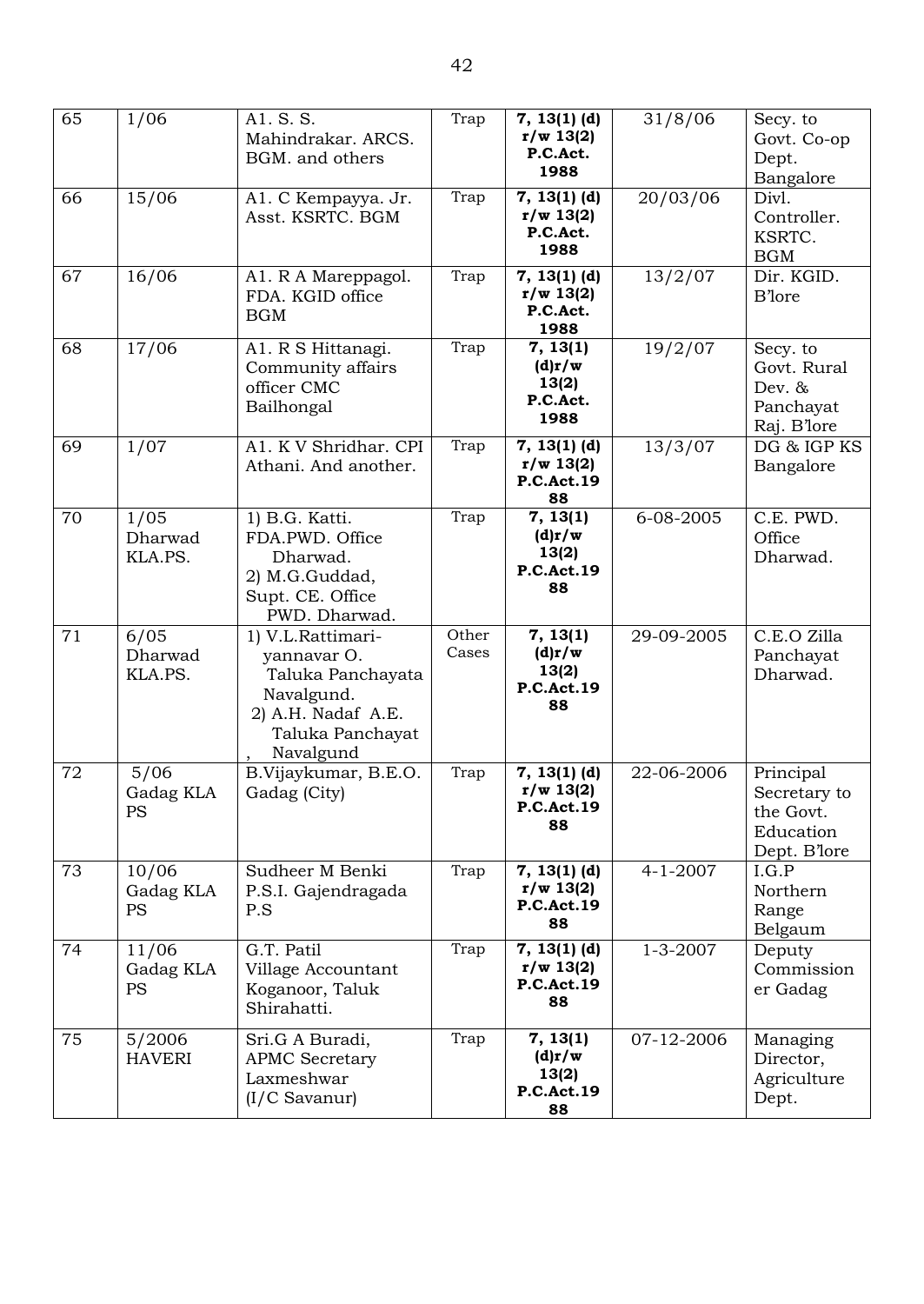| 65 | 1/06 | A1. S. S. Mahindrakar. ARCS. BGM. and others | Trap | **7, 13(1) (d) r/w 13(2) P.C.Act. 1988** | 31/8/06 | Secy. to Govt. Co-op Dept. Bangalore |
|---|---|---|---|---|---|---|
| 66 | 15/06 | A1. C Kempayya. Jr. Asst. KSRTC. BGM | Trap | **7, 13(1) (d) r/w 13(2) P.C.Act. 1988** | 20/03/06 | Divl. Controller. KSRTC. BGM |
| 67 | 16/06 | A1. R A Mareppagol. FDA. KGID office BGM | Trap | **7, 13(1) (d) r/w 13(2) P.C.Act. 1988** | 13/2/07 | Dir. KGID. B'lore |
| 68 | 17/06 | A1. R S Hittanagi. Community affairs officer CMC Bailhongal | Trap | **7, 13(1) (d)r/w 13(2) P.C.Act. 1988** | 19/2/07 | Secy. to Govt. Rural Dev. & Panchayat Raj. B'lore |
| 69 | 1/07 | A1. K V Shridhar. CPI Athani. And another. | Trap | **7, 13(1) (d) r/w 13(2) P.C.Act.1988** | 13/3/07 | DG & IGP KS Bangalore |
| 70 | 1/05 Dharwad KLA.PS. | 1) B.G. Katti. FDA.PWD. Office Dharwad. 2) M.G.Guddad, Supt. CE. Office PWD. Dharwad. | Trap | **7, 13(1) (d)r/w 13(2) P.C.Act.1988** | 6-08-2005 | C.E. PWD. Office Dharwad. |
| 71 | 6/05 Dharwad KLA.PS. | 1) V.L.Rattimari-yannavar O. Taluka Panchayata Navalgund. 2) A.H. Nadaf A.E. Taluka Panchayat , Navalgund | Other Cases | **7, 13(1) (d)r/w 13(2) P.C.Act.1988** | 29-09-2005 | C.E.O Zilla Panchayat Dharwad. |
| 72 | 5/06 Gadag KLA PS | B.Vijaykumar, B.E.O. Gadag (City) | Trap | **7, 13(1) (d) r/w 13(2) P.C.Act.1988** | 22-06-2006 | Principal Secretary to the Govt. Education Dept. B'lore |
| 73 | 10/06 Gadag KLA PS | Sudheer M Benki P.S.I. Gajendragada P.S | Trap | **7, 13(1) (d) r/w 13(2) P.C.Act.1988** | 4-1-2007 | I.G.P Northern Range Belgaum |
| 74 | 11/06 Gadag KLA PS | G.T. Patil Village Accountant Koganoor, Taluk Shirahatti. | Trap | **7, 13(1) (d) r/w 13(2) P.C.Act.1988** | 1-3-2007 | Deputy Commissioner Gadag |
| 75 | 5/2006 HAVERI | Sri.G A Buradi, APMC Secretary Laxmeshwar (I/C Savanur) | Trap | **7, 13(1) (d)r/w 13(2) P.C.Act.1988** | 07-12-2006 | Managing Director, Agriculture Dept. |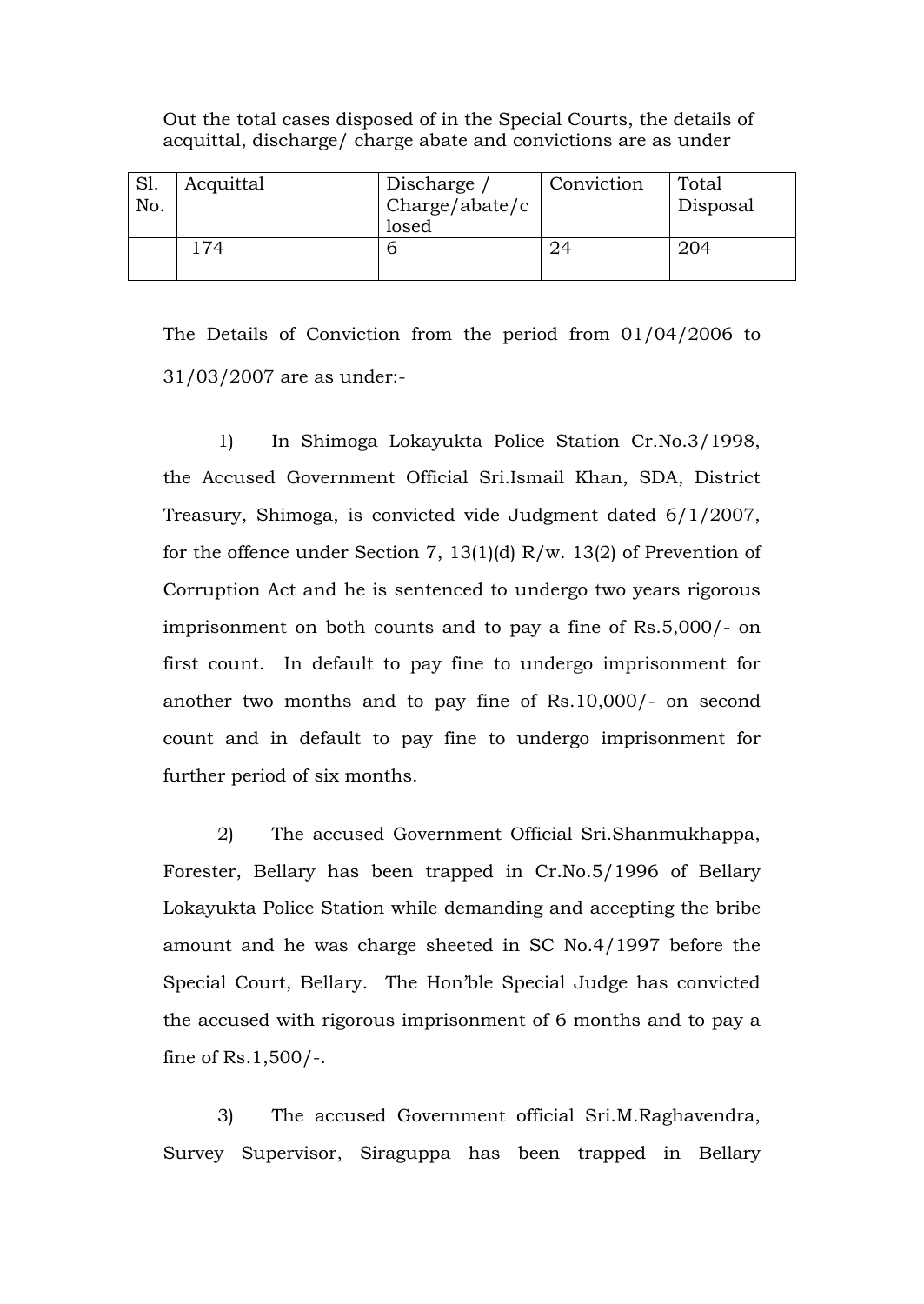Out the total cases disposed of in the Special Courts, the details of acquittal, discharge/ charge abate and convictions are as under

| Sl. No. | Acquittal | Discharge / Charge/abate/closed | Conviction | Total Disposal |
|---|---|---|---|---|
| | 174 | 6 | 24 | 204 |

The Details of Conviction from the period from 01/04/2006 to 31/03/2007 are as under:-

1) In Shimoga Lokayukta Police Station Cr.No.3/1998, the Accused Government Official Sri.Ismail Khan, SDA, District Treasury, Shimoga, is convicted vide Judgment dated 6/1/2007, for the offence under Section 7, 13(1)(d) R/w. 13(2) of Prevention of Corruption Act and he is sentenced to undergo two years rigorous imprisonment on both counts and to pay a fine of Rs.5,000/- on first count. In default to pay fine to undergo imprisonment for another two months and to pay fine of Rs.10,000/- on second count and in default to pay fine to undergo imprisonment for further period of six months.

2) The accused Government Official Sri.Shanmukhappa, Forester, Bellary has been trapped in Cr.No.5/1996 of Bellary Lokayukta Police Station while demanding and accepting the bribe amount and he was charge sheeted in SC No.4/1997 before the Special Court, Bellary. The Hon'ble Special Judge has convicted the accused with rigorous imprisonment of 6 months and to pay a fine of Rs.1,500/-.

3) The accused Government official Sri.M.Raghavendra, Survey Supervisor, Siraguppa has been trapped in Bellary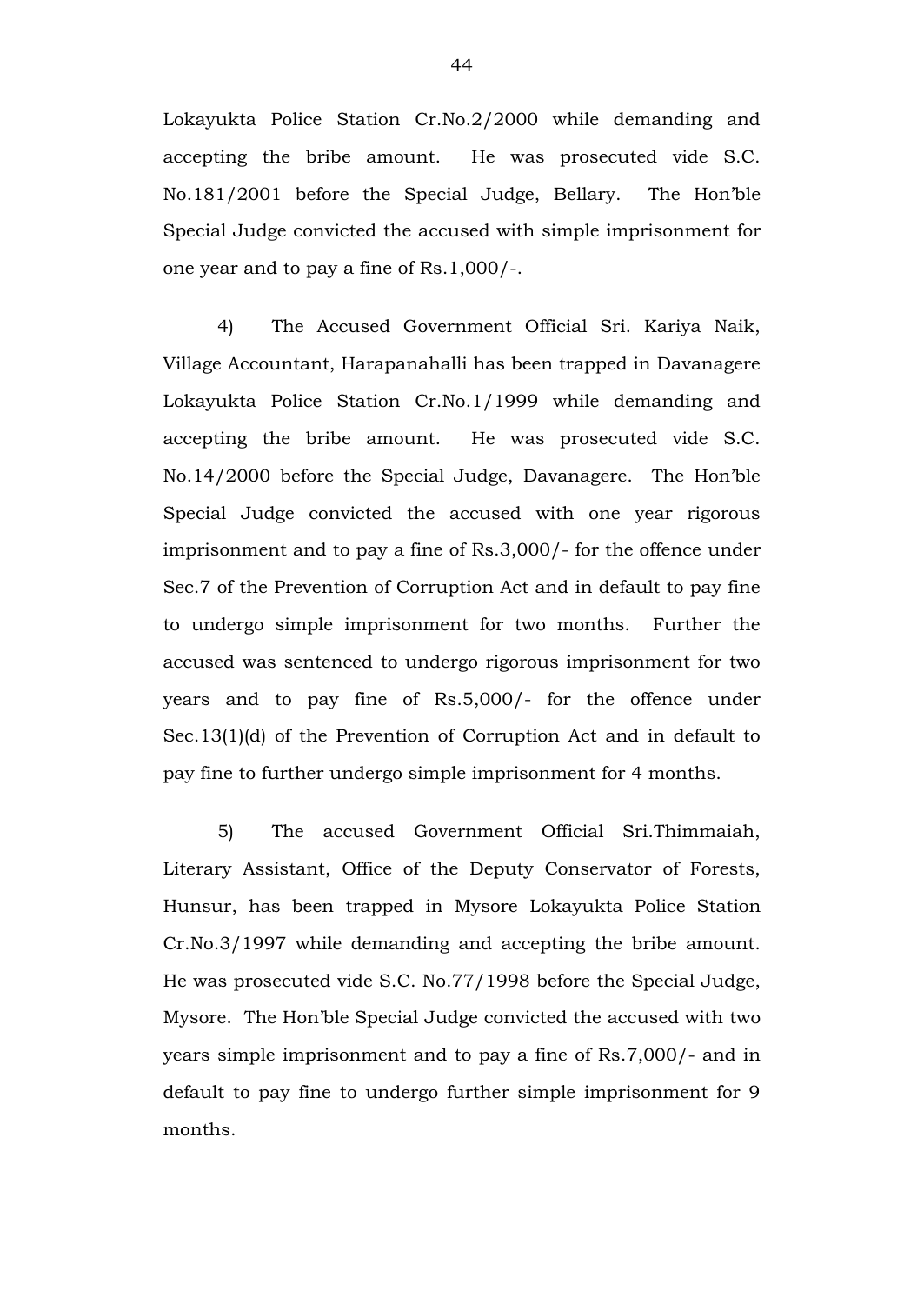Lokayukta Police Station Cr.No.2/2000 while demanding and accepting the bribe amount. He was prosecuted vide S.C. No.181/2001 before the Special Judge, Bellary. The Hon'ble Special Judge convicted the accused with simple imprisonment for one year and to pay a fine of Rs.1,000/-.

4) The Accused Government Official Sri. Kariya Naik, Village Accountant, Harapanahalli has been trapped in Davanagere Lokayukta Police Station Cr.No.1/1999 while demanding and accepting the bribe amount. He was prosecuted vide S.C. No.14/2000 before the Special Judge, Davanagere. The Hon'ble Special Judge convicted the accused with one year rigorous imprisonment and to pay a fine of Rs.3,000/- for the offence under Sec.7 of the Prevention of Corruption Act and in default to pay fine to undergo simple imprisonment for two months. Further the accused was sentenced to undergo rigorous imprisonment for two years and to pay fine of Rs.5,000/- for the offence under Sec.13(1)(d) of the Prevention of Corruption Act and in default to pay fine to further undergo simple imprisonment for 4 months.

5) The accused Government Official Sri.Thimmaiah, Literary Assistant, Office of the Deputy Conservator of Forests, Hunsur, has been trapped in Mysore Lokayukta Police Station Cr.No.3/1997 while demanding and accepting the bribe amount. He was prosecuted vide S.C. No.77/1998 before the Special Judge, Mysore. The Hon'ble Special Judge convicted the accused with two years simple imprisonment and to pay a fine of Rs.7,000/- and in default to pay fine to undergo further simple imprisonment for 9 months.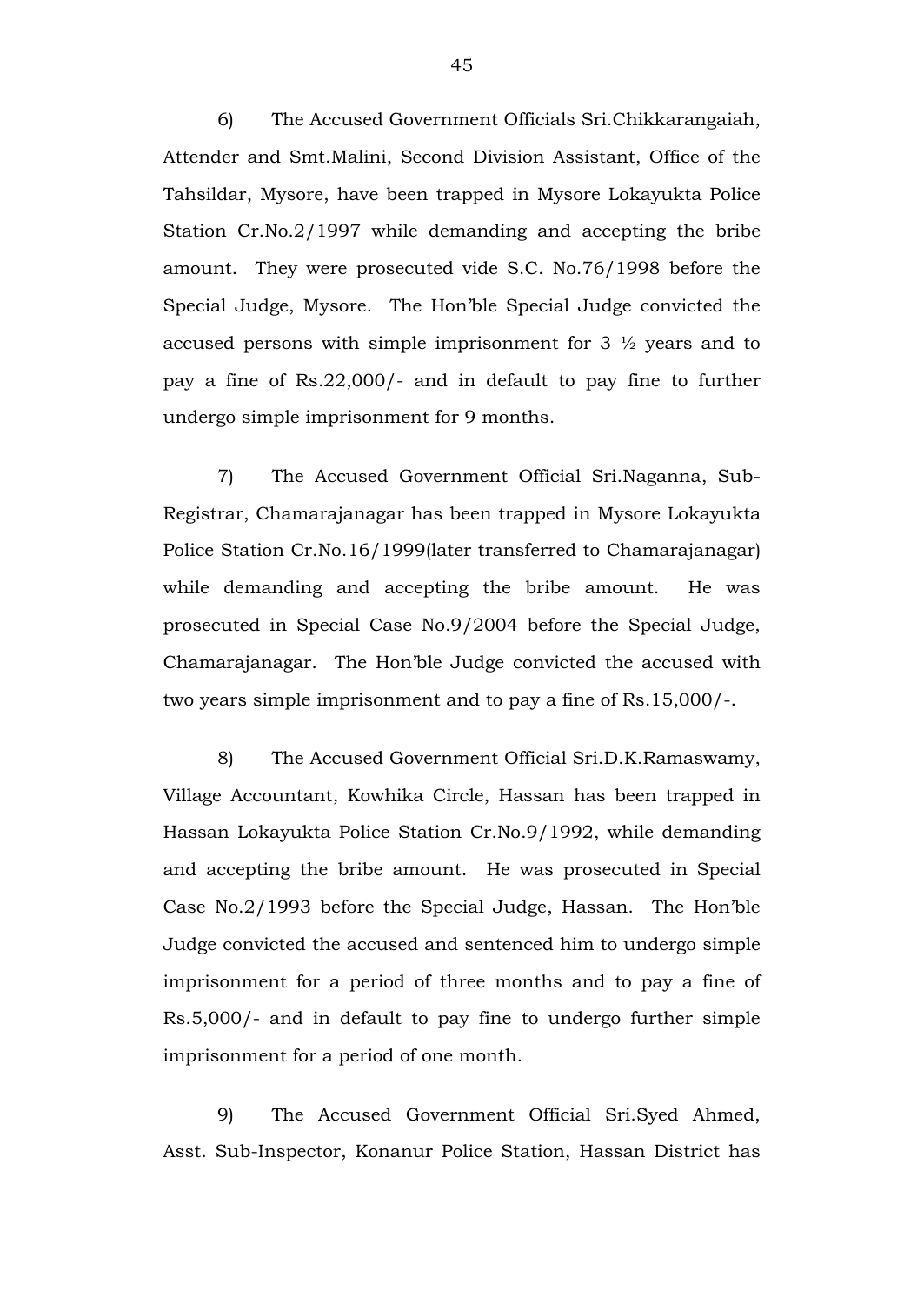6) The Accused Government Officials Sri.Chikkarangaiah, Attender and Smt.Malini, Second Division Assistant, Office of the Tahsildar, Mysore, have been trapped in Mysore Lokayukta Police Station Cr.No.2/1997 while demanding and accepting the bribe amount. They were prosecuted vide S.C. No.76/1998 before the Special Judge, Mysore. The Hon'ble Special Judge convicted the accused persons with simple imprisonment for 3 ½ years and to pay a fine of Rs.22,000/- and in default to pay fine to further undergo simple imprisonment for 9 months.

7) The Accused Government Official Sri.Naganna, Sub-Registrar, Chamarajanagar has been trapped in Mysore Lokayukta Police Station Cr.No.16/1999(later transferred to Chamarajanagar) while demanding and accepting the bribe amount. He was prosecuted in Special Case No.9/2004 before the Special Judge, Chamarajanagar. The Hon'ble Judge convicted the accused with two years simple imprisonment and to pay a fine of Rs.15,000/-.

8) The Accused Government Official Sri.D.K.Ramaswamy, Village Accountant, Kowhika Circle, Hassan has been trapped in Hassan Lokayukta Police Station Cr.No.9/1992, while demanding and accepting the bribe amount. He was prosecuted in Special Case No.2/1993 before the Special Judge, Hassan. The Hon'ble Judge convicted the accused and sentenced him to undergo simple imprisonment for a period of three months and to pay a fine of Rs.5,000/- and in default to pay fine to undergo further simple imprisonment for a period of one month.

9) The Accused Government Official Sri.Syed Ahmed, Asst. Sub-Inspector, Konanur Police Station, Hassan District has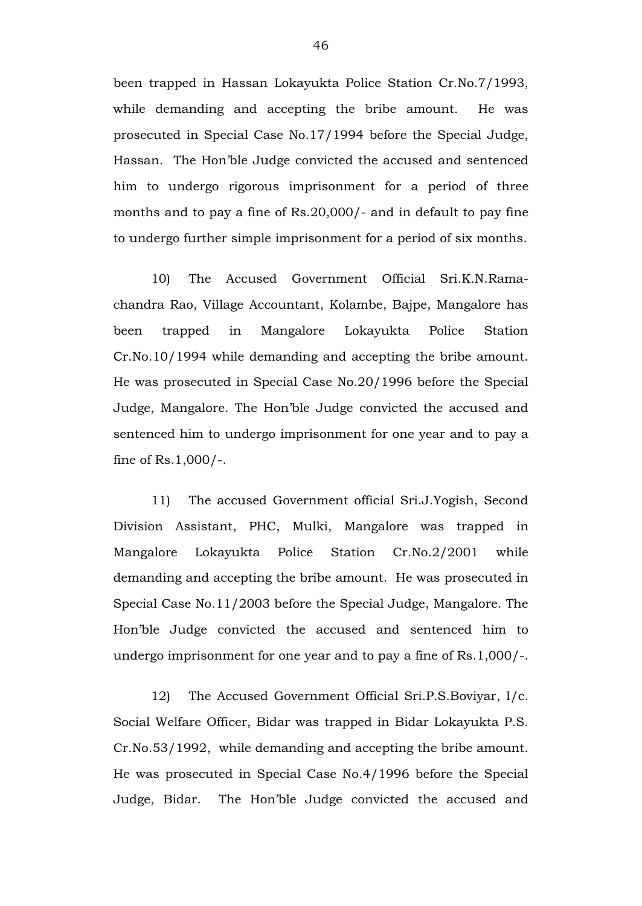been trapped in Hassan Lokayukta Police Station Cr.No.7/1993, while demanding and accepting the bribe amount. He was prosecuted in Special Case No.17/1994 before the Special Judge, Hassan. The Hon'ble Judge convicted the accused and sentenced him to undergo rigorous imprisonment for a period of three months and to pay a fine of Rs.20,000/- and in default to pay fine to undergo further simple imprisonment for a period of six months.

10) The Accused Government Official Sri.K.N.Rama-chandra Rao, Village Accountant, Kolambe, Bajpe, Mangalore has been trapped in Mangalore Lokayukta Police Station Cr.No.10/1994 while demanding and accepting the bribe amount. He was prosecuted in Special Case No.20/1996 before the Special Judge, Mangalore. The Hon'ble Judge convicted the accused and sentenced him to undergo imprisonment for one year and to pay a fine of Rs.1,000/-.

11) The accused Government official Sri.J.Yogish, Second Division Assistant, PHC, Mulki, Mangalore was trapped in Mangalore Lokayukta Police Station Cr.No.2/2001 while demanding and accepting the bribe amount. He was prosecuted in Special Case No.11/2003 before the Special Judge, Mangalore. The Hon'ble Judge convicted the accused and sentenced him to undergo imprisonment for one year and to pay a fine of Rs.1,000/-.

12) The Accused Government Official Sri.P.S.Boviyar, I/c. Social Welfare Officer, Bidar was trapped in Bidar Lokayukta P.S. Cr.No.53/1992, while demanding and accepting the bribe amount. He was prosecuted in Special Case No.4/1996 before the Special Judge, Bidar. The Hon'ble Judge convicted the accused and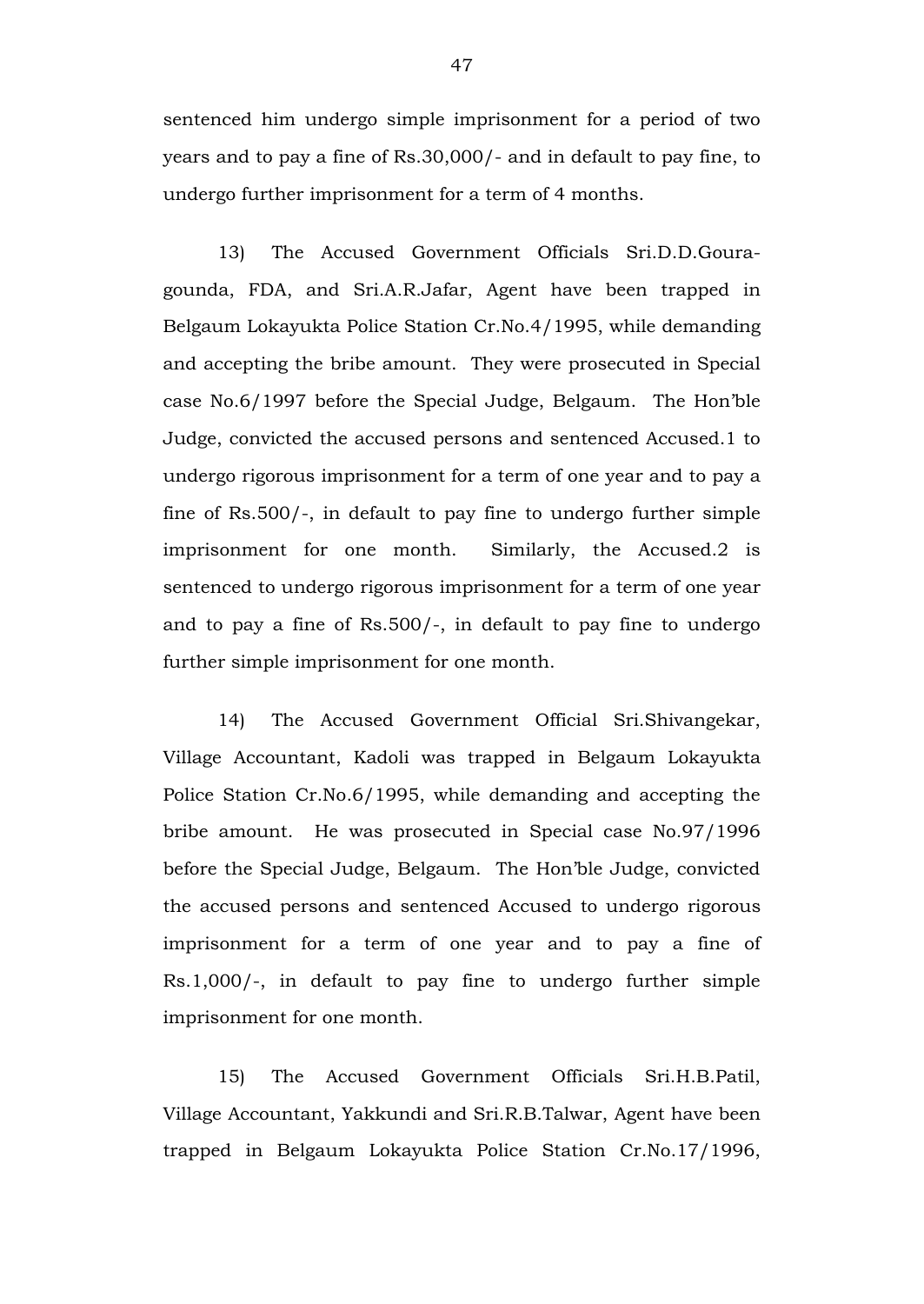sentenced him undergo simple imprisonment for a period of two years and to pay a fine of Rs.30,000/- and in default to pay fine, to undergo further imprisonment for a term of 4 months.

13) The Accused Government Officials Sri.D.D.Goura-gounda, FDA, and Sri.A.R.Jafar, Agent have been trapped in Belgaum Lokayukta Police Station Cr.No.4/1995, while demanding and accepting the bribe amount. They were prosecuted in Special case No.6/1997 before the Special Judge, Belgaum. The Hon'ble Judge, convicted the accused persons and sentenced Accused.1 to undergo rigorous imprisonment for a term of one year and to pay a fine of Rs.500/-, in default to pay fine to undergo further simple imprisonment for one month. Similarly, the Accused.2 is sentenced to undergo rigorous imprisonment for a term of one year and to pay a fine of Rs.500/-, in default to pay fine to undergo further simple imprisonment for one month.

14) The Accused Government Official Sri.Shivangekar, Village Accountant, Kadoli was trapped in Belgaum Lokayukta Police Station Cr.No.6/1995, while demanding and accepting the bribe amount. He was prosecuted in Special case No.97/1996 before the Special Judge, Belgaum. The Hon'ble Judge, convicted the accused persons and sentenced Accused to undergo rigorous imprisonment for a term of one year and to pay a fine of Rs.1,000/-, in default to pay fine to undergo further simple imprisonment for one month.

15) The Accused Government Officials Sri.H.B.Patil, Village Accountant, Yakkundi and Sri.R.B.Talwar, Agent have been trapped in Belgaum Lokayukta Police Station Cr.No.17/1996,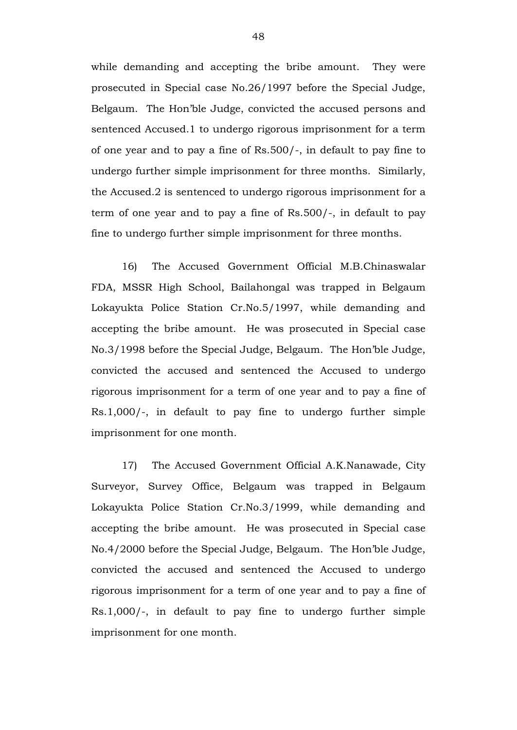while demanding and accepting the bribe amount. They were prosecuted in Special case No.26/1997 before the Special Judge, Belgaum. The Hon'ble Judge, convicted the accused persons and sentenced Accused.1 to undergo rigorous imprisonment for a term of one year and to pay a fine of Rs.500/-, in default to pay fine to undergo further simple imprisonment for three months. Similarly, the Accused.2 is sentenced to undergo rigorous imprisonment for a term of one year and to pay a fine of Rs.500/-, in default to pay fine to undergo further simple imprisonment for three months.

16) The Accused Government Official M.B.Chinaswalar FDA, MSSR High School, Bailahongal was trapped in Belgaum Lokayukta Police Station Cr.No.5/1997, while demanding and accepting the bribe amount. He was prosecuted in Special case No.3/1998 before the Special Judge, Belgaum. The Hon'ble Judge, convicted the accused and sentenced the Accused to undergo rigorous imprisonment for a term of one year and to pay a fine of Rs.1,000/-, in default to pay fine to undergo further simple imprisonment for one month.

17) The Accused Government Official A.K.Nanawade, City Surveyor, Survey Office, Belgaum was trapped in Belgaum Lokayukta Police Station Cr.No.3/1999, while demanding and accepting the bribe amount. He was prosecuted in Special case No.4/2000 before the Special Judge, Belgaum. The Hon'ble Judge, convicted the accused and sentenced the Accused to undergo rigorous imprisonment for a term of one year and to pay a fine of Rs.1,000/-, in default to pay fine to undergo further simple imprisonment for one month.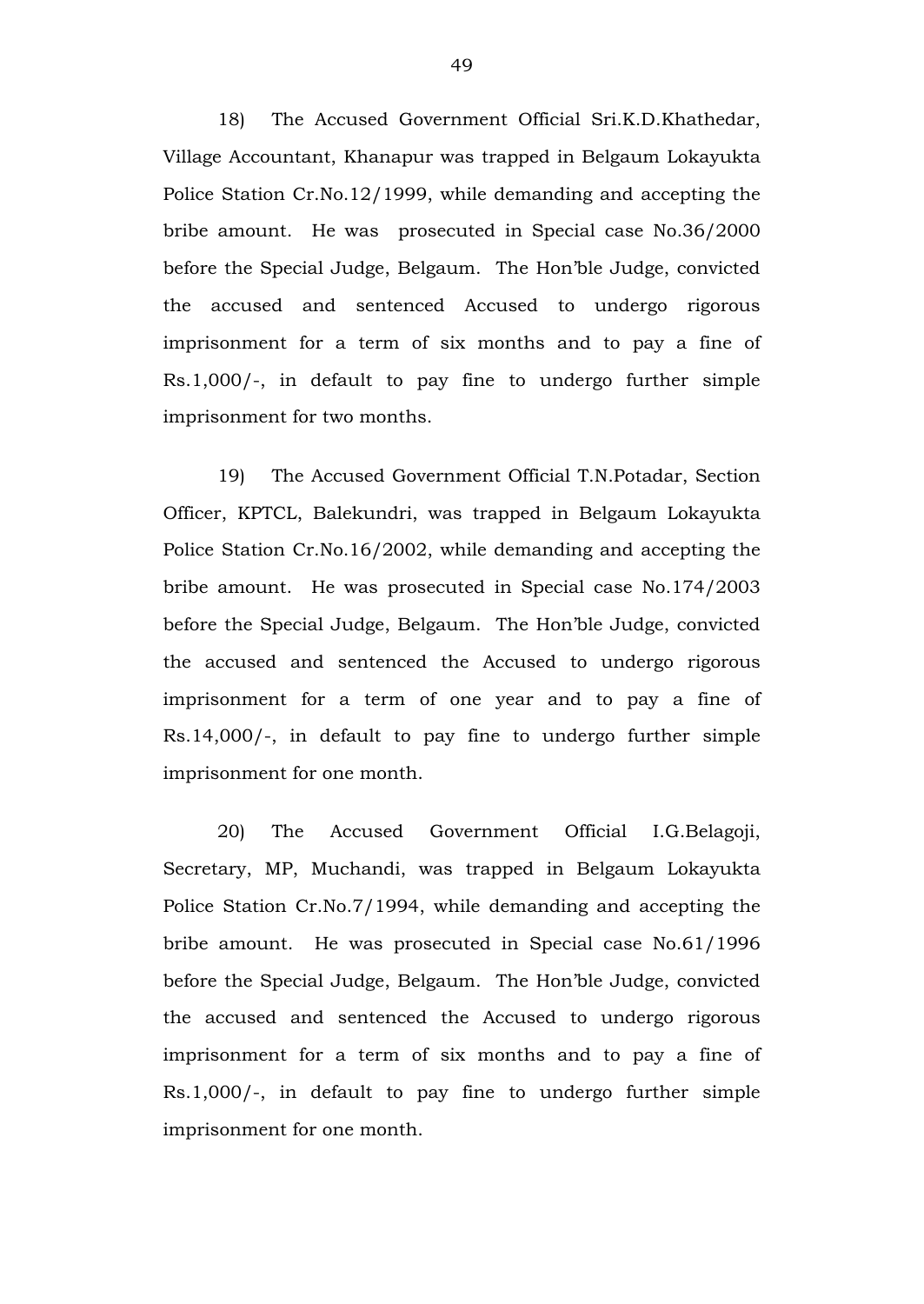18) The Accused Government Official Sri.K.D.Khathedar, Village Accountant, Khanapur was trapped in Belgaum Lokayukta Police Station Cr.No.12/1999, while demanding and accepting the bribe amount. He was prosecuted in Special case No.36/2000 before the Special Judge, Belgaum. The Hon'ble Judge, convicted the accused and sentenced Accused to undergo rigorous imprisonment for a term of six months and to pay a fine of Rs.1,000/-, in default to pay fine to undergo further simple imprisonment for two months.

19) The Accused Government Official T.N.Potadar, Section Officer, KPTCL, Balekundri, was trapped in Belgaum Lokayukta Police Station Cr.No.16/2002, while demanding and accepting the bribe amount. He was prosecuted in Special case No.174/2003 before the Special Judge, Belgaum. The Hon'ble Judge, convicted the accused and sentenced the Accused to undergo rigorous imprisonment for a term of one year and to pay a fine of Rs.14,000/-, in default to pay fine to undergo further simple imprisonment for one month.

20) The Accused Government Official I.G.Belagoji, Secretary, MP, Muchandi, was trapped in Belgaum Lokayukta Police Station Cr.No.7/1994, while demanding and accepting the bribe amount. He was prosecuted in Special case No.61/1996 before the Special Judge, Belgaum. The Hon'ble Judge, convicted the accused and sentenced the Accused to undergo rigorous imprisonment for a term of six months and to pay a fine of Rs.1,000/-, in default to pay fine to undergo further simple imprisonment for one month.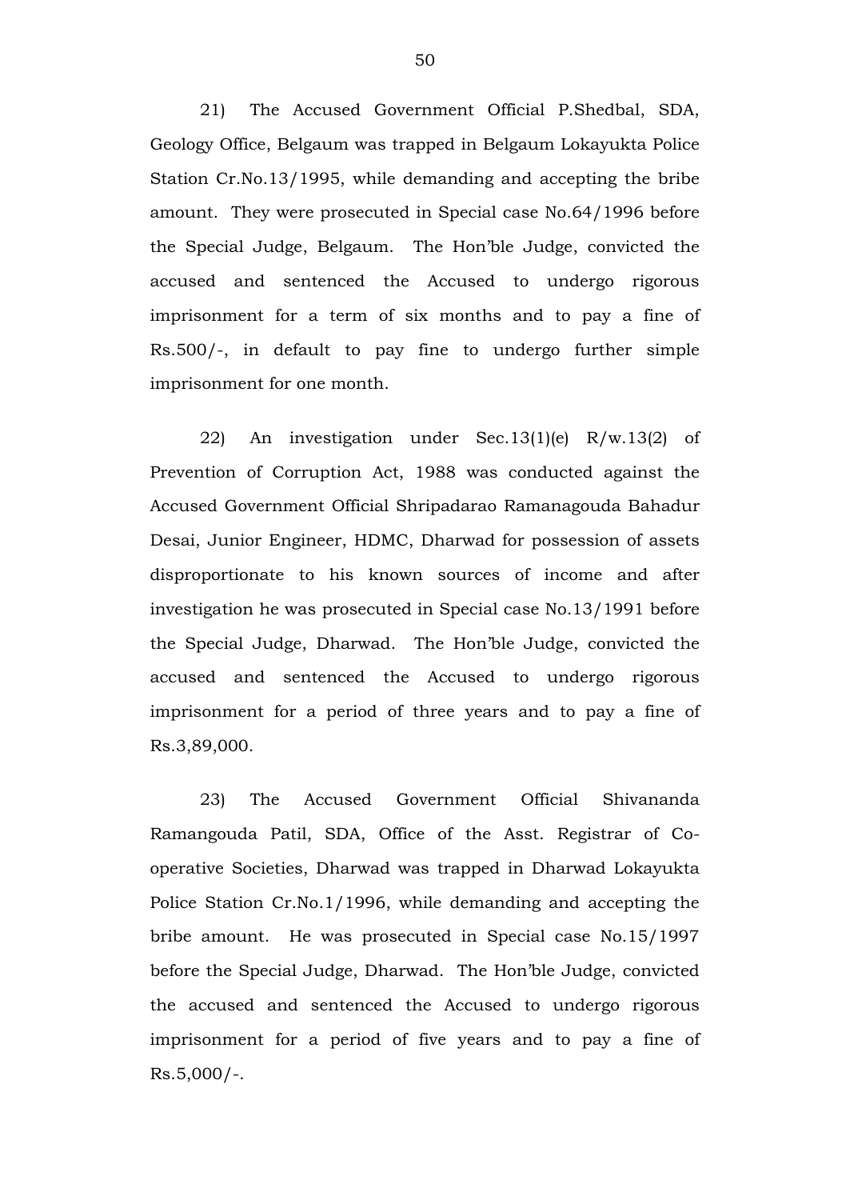21) The Accused Government Official P.Shedbal, SDA, Geology Office, Belgaum was trapped in Belgaum Lokayukta Police Station Cr.No.13/1995, while demanding and accepting the bribe amount. They were prosecuted in Special case No.64/1996 before the Special Judge, Belgaum. The Hon'ble Judge, convicted the accused and sentenced the Accused to undergo rigorous imprisonment for a term of six months and to pay a fine of Rs.500/-, in default to pay fine to undergo further simple imprisonment for one month.

22) An investigation under Sec.13(1)(e) R/w.13(2) of Prevention of Corruption Act, 1988 was conducted against the Accused Government Official Shripadarao Ramanagouda Bahadur Desai, Junior Engineer, HDMC, Dharwad for possession of assets disproportionate to his known sources of income and after investigation he was prosecuted in Special case No.13/1991 before the Special Judge, Dharwad. The Hon'ble Judge, convicted the accused and sentenced the Accused to undergo rigorous imprisonment for a period of three years and to pay a fine of Rs.3,89,000.

23) The Accused Government Official Shivananda Ramangouda Patil, SDA, Office of the Asst. Registrar of Co-operative Societies, Dharwad was trapped in Dharwad Lokayukta Police Station Cr.No.1/1996, while demanding and accepting the bribe amount. He was prosecuted in Special case No.15/1997 before the Special Judge, Dharwad. The Hon'ble Judge, convicted the accused and sentenced the Accused to undergo rigorous imprisonment for a period of five years and to pay a fine of Rs.5,000/-.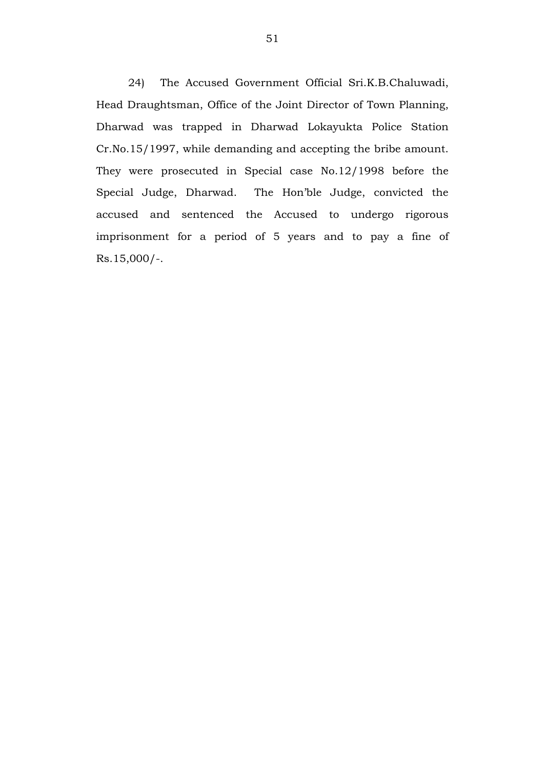24) The Accused Government Official Sri.K.B.Chaluwadi, Head Draughtsman, Office of the Joint Director of Town Planning, Dharwad was trapped in Dharwad Lokayukta Police Station Cr.No.15/1997, while demanding and accepting the bribe amount. They were prosecuted in Special case No.12/1998 before the Special Judge, Dharwad. The Hon'ble Judge, convicted the accused and sentenced the Accused to undergo rigorous imprisonment for a period of 5 years and to pay a fine of Rs.15,000/-.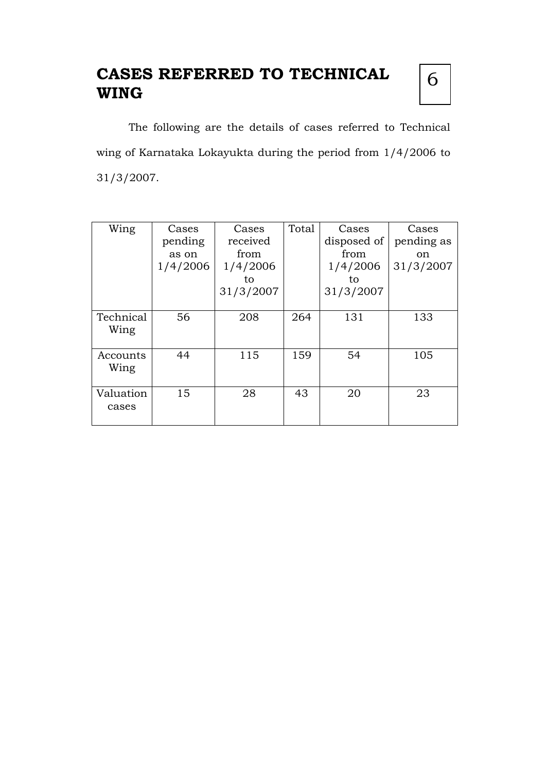# CASES REFERRED TO TECHNICAL WING

6

The following are the details of cases referred to Technical wing of Karnataka Lokayukta during the period from 1/4/2006 to 31/3/2007.

| Wing | Cases pending as on 1/4/2006 | Cases received from 1/4/2006 to 31/3/2007 | Total | Cases disposed of from 1/4/2006 to 31/3/2007 | Cases pending as on 31/3/2007 |
|---|---|---|---|---|---|
| Technical Wing | 56 | 208 | 264 | 131 | 133 |
| Accounts Wing | 44 | 115 | 159 | 54 | 105 |
| Valuation cases | 15 | 28 | 43 | 20 | 23 |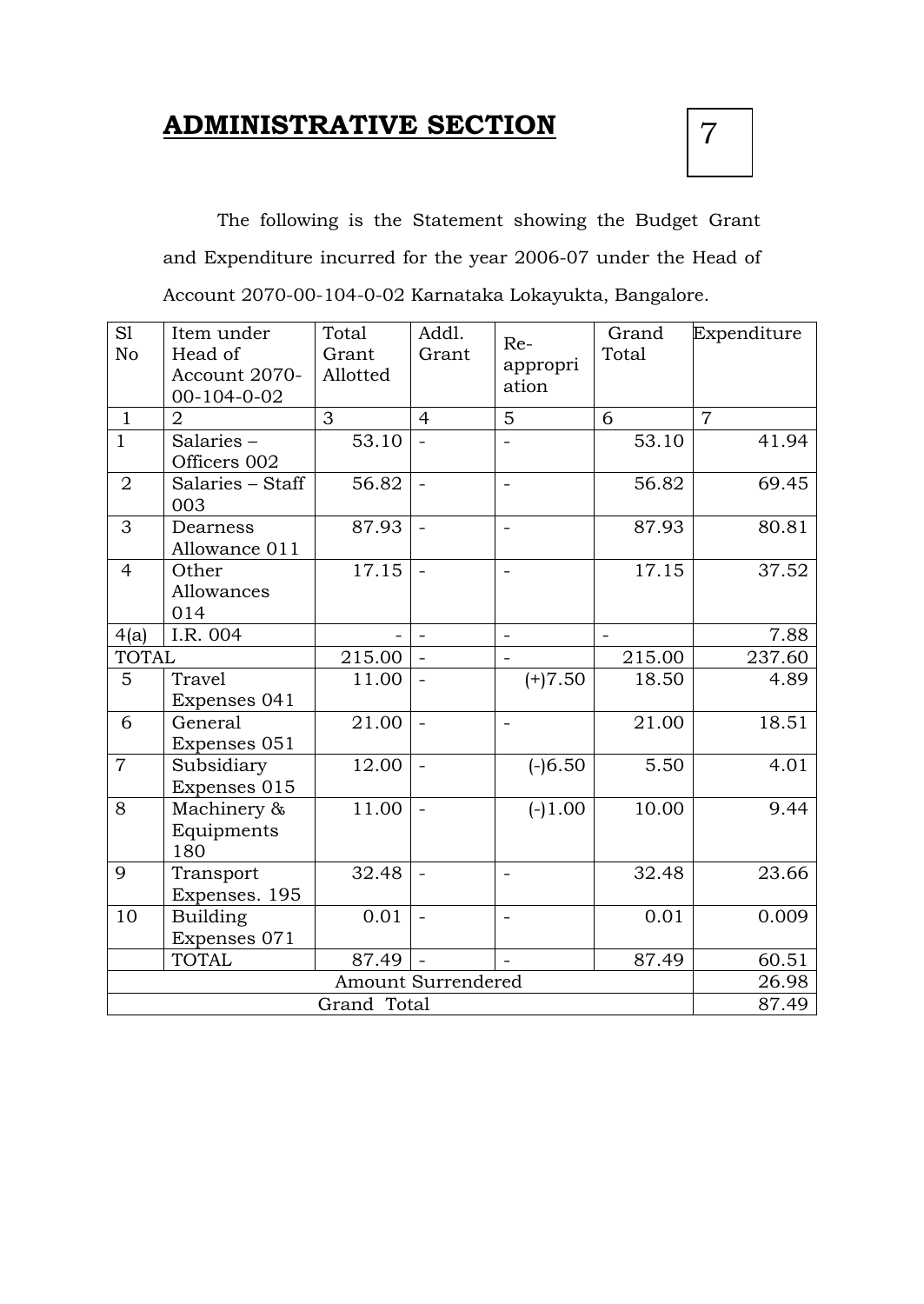## ADMINISTRATIVE SECTION

7

The following is the Statement showing the Budget Grant and Expenditure incurred for the year 2006-07 under the Head of Account 2070-00-104-0-02 Karnataka Lokayukta, Bangalore.

| Sl No | Item under Head of Account 2070-00-104-0-02 | Total Grant Allotted | Addl. Grant | Re-appropriation | Grand Total | Expenditure |
|---|---|---|---|---|---|---|
| 1 | 2 | 3 | 4 | 5 | 6 | 7 |
| 1 | Salaries – Officers 002 | 53.10 | - | - | 53.10 | 41.94 |
| 2 | Salaries – Staff 003 | 56.82 | - | - | 56.82 | 69.45 |
| 3 | Dearness Allowance 011 | 87.93 | - | - | 87.93 | 80.81 |
| 4 | Other Allowances 014 | 17.15 | - | - | 17.15 | 37.52 |
| 4(a) | I.R. 004 | - | - | - | - | 7.88 |
| TOTAL | | 215.00 | - | - | 215.00 | 237.60 |
| 5 | Travel Expenses 041 | 11.00 | - | (+)7.50 | 18.50 | 4.89 |
| 6 | General Expenses 051 | 21.00 | - | - | 21.00 | 18.51 |
| 7 | Subsidiary Expenses 015 | 12.00 | - | (-)6.50 | 5.50 | 4.01 |
| 8 | Machinery & Equipments 180 | 11.00 | - | (-)1.00 | 10.00 | 9.44 |
| 9 | Transport Expenses. 195 | 32.48 | - | - | 32.48 | 23.66 |
| 10 | Building Expenses 071 | 0.01 | - | - | 0.01 | 0.009 |
| | TOTAL | 87.49 | - | - | 87.49 | 60.51 |
| Amount Surrendered | | | | | | 26.98 |
| Grand Total | | | | | | 87.49 |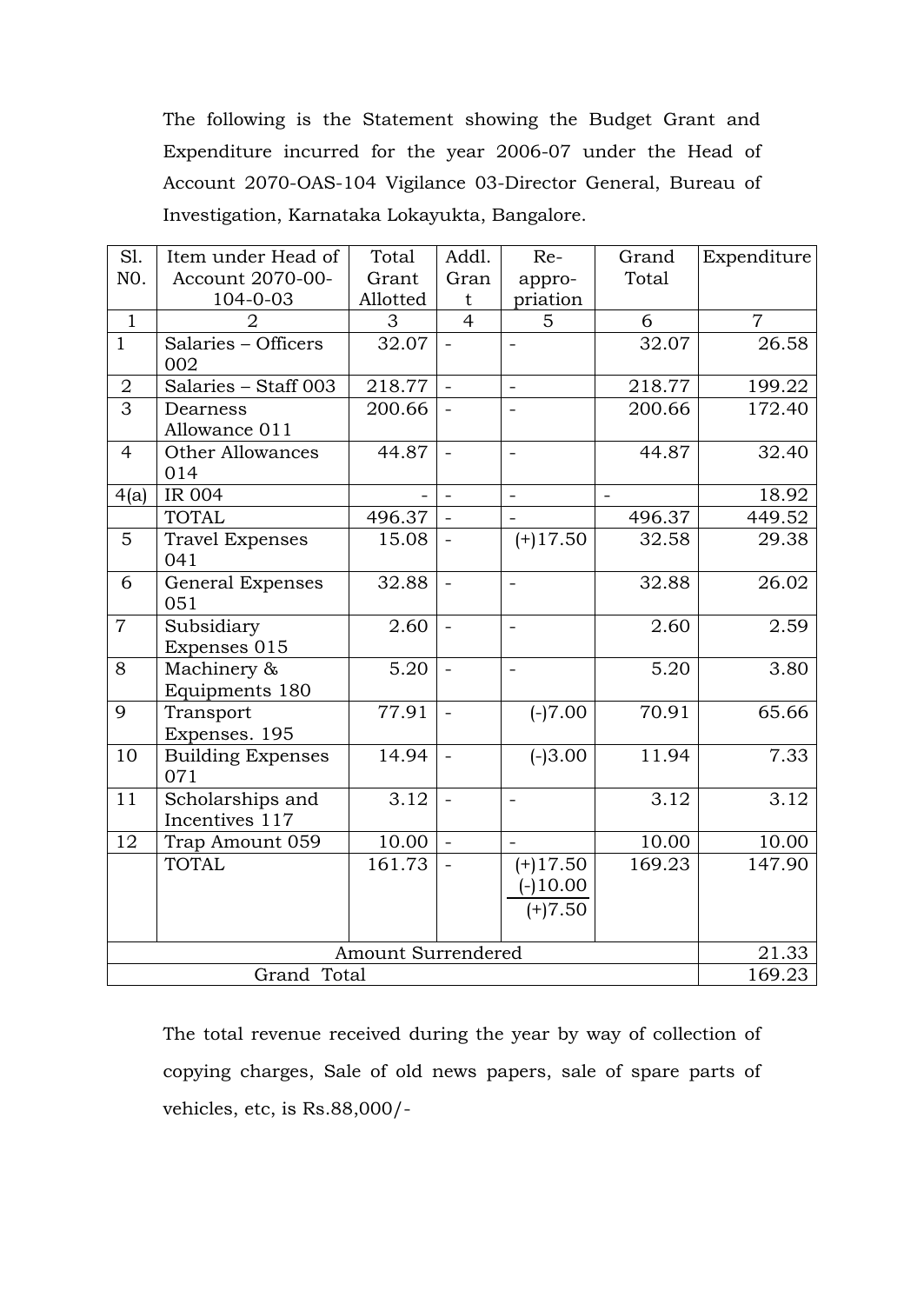The following is the Statement showing the Budget Grant and Expenditure incurred for the year 2006-07 under the Head of Account 2070-OAS-104 Vigilance 03-Director General, Bureau of Investigation, Karnataka Lokayukta, Bangalore.

| Sl. NO. | Item under Head of Account 2070-00-104-0-03 | Total Grant Allotted | Addl. Grant | Re-appro-priation | Grand Total | Expenditure |
|---|---|---|---|---|---|---|
| 1 | 2 | 3 | 4 | 5 | 6 | 7 |
| 1 | Salaries – Officers 002 | 32.07 | - | - | 32.07 | 26.58 |
| 2 | Salaries – Staff 003 | 218.77 | - | - | 218.77 | 199.22 |
| 3 | Dearness Allowance 011 | 200.66 | - | - | 200.66 | 172.40 |
| 4 | Other Allowances 014 | 44.87 | - | - | 44.87 | 32.40 |
| 4(a) | IR 004 | - | - | - | - | 18.92 |
| | TOTAL | 496.37 | - | - | 496.37 | 449.52 |
| 5 | Travel Expenses 041 | 15.08 | - | (+)17.50 | 32.58 | 29.38 |
| 6 | General Expenses 051 | 32.88 | - | - | 32.88 | 26.02 |
| 7 | Subsidiary Expenses 015 | 2.60 | - | - | 2.60 | 2.59 |
| 8 | Machinery & Equipments 180 | 5.20 | - | - | 5.20 | 3.80 |
| 9 | Transport Expenses. 195 | 77.91 | - | (-)7.00 | 70.91 | 65.66 |
| 10 | Building Expenses 071 | 14.94 | - | (-)3.00 | 11.94 | 7.33 |
| 11 | Scholarships and Incentives 117 | 3.12 | - | - | 3.12 | 3.12 |
| 12 | Trap Amount 059 | 10.00 | - | - | 10.00 | 10.00 |
| | TOTAL | 161.73 | - | (+)17.50<br>(-)10.00<br>(+)7.50 | 169.23 | 147.90 |
| Amount Surrendered | | | | | | 21.33 |
| Grand Total | | | | | | 169.23 |

The total revenue received during the year by way of collection of copying charges, Sale of old news papers, sale of spare parts of vehicles, etc, is Rs.88,000/-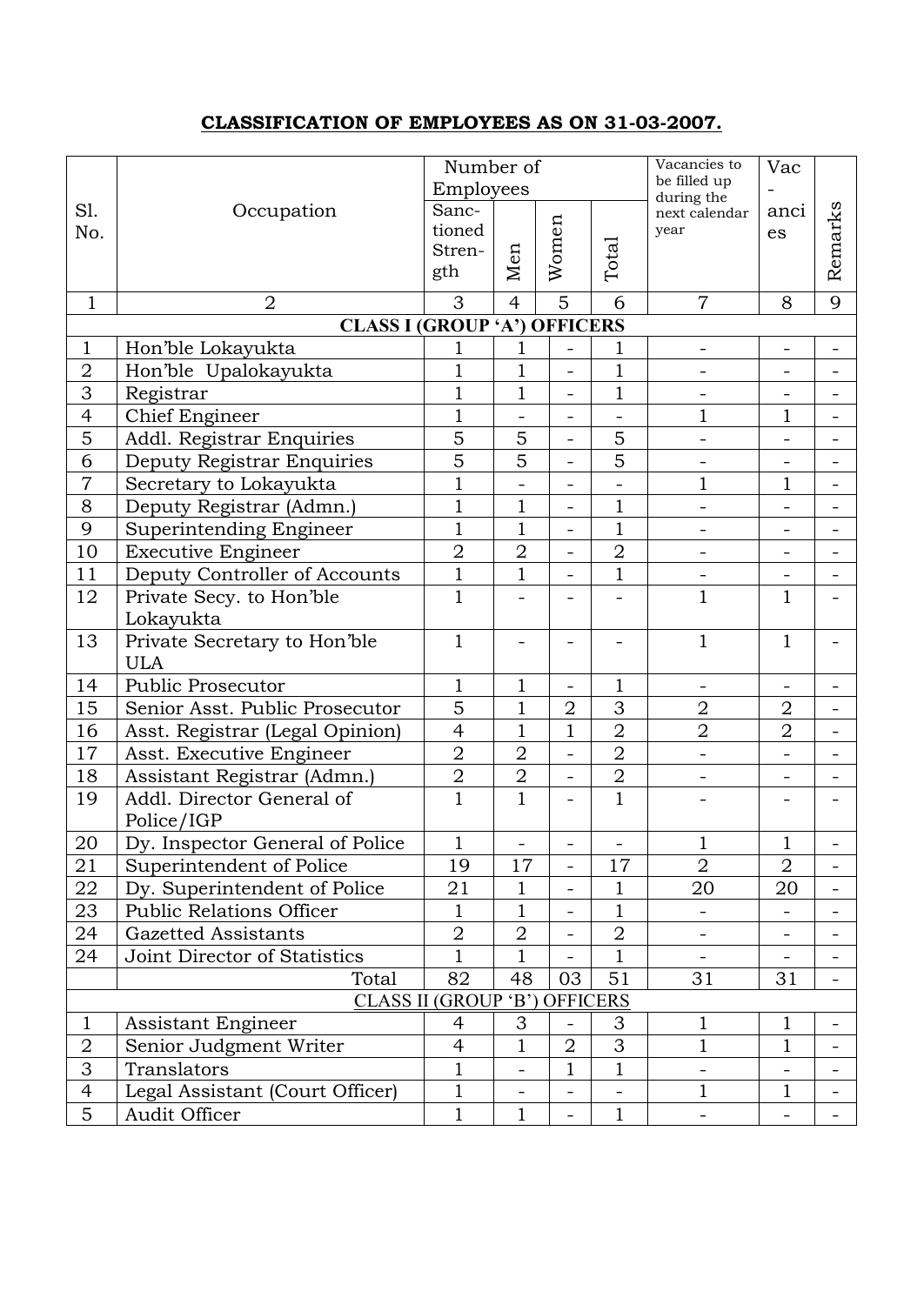## CLASSIFICATION OF EMPLOYEES AS ON 31-03-2007.

| Sl. No. | Occupation | Number of Employees | | | | Vacancies to be filled up during the next calendar year | Vac-anci es | Remarks |
|---|---|---|---|---|---|---|---|---|
| | | Sanc-tioned Stren-gth | Men | Women | Total | | | |
| 1 | 2 | 3 | 4 | 5 | 6 | 7 | 8 | 9 |
| **CLASS I (GROUP 'A') OFFICERS** | | | | | | | | |
| 1 | Hon'ble Lokayukta | 1 | 1 | - | 1 | - | - | - |
| 2 | Hon'ble Upalokayukta | 1 | 1 | - | 1 | - | - | - |
| 3 | Registrar | 1 | 1 | - | 1 | - | - | - |
| 4 | Chief Engineer | 1 | - | - | - | 1 | 1 | - |
| 5 | Addl. Registrar Enquiries | 5 | 5 | - | 5 | - | - | - |
| 6 | Deputy Registrar Enquiries | 5 | 5 | - | 5 | - | - | - |
| 7 | Secretary to Lokayukta | 1 | - | - | - | 1 | 1 | - |
| 8 | Deputy Registrar (Admn.) | 1 | 1 | - | 1 | - | - | - |
| 9 | Superintending Engineer | 1 | 1 | - | 1 | - | - | - |
| 10 | Executive Engineer | 2 | 2 | - | 2 | - | - | - |
| 11 | Deputy Controller of Accounts | 1 | 1 | - | 1 | - | - | - |
| 12 | Private Secy. to Hon'ble Lokayukta | 1 | - | - | - | 1 | 1 | - |
| 13 | Private Secretary to Hon'ble ULA | 1 | - | - | - | 1 | 1 | - |
| 14 | Public Prosecutor | 1 | 1 | - | 1 | - | - | - |
| 15 | Senior Asst. Public Prosecutor | 5 | 1 | 2 | 3 | 2 | 2 | - |
| 16 | Asst. Registrar (Legal Opinion) | 4 | 1 | 1 | 2 | 2 | 2 | - |
| 17 | Asst. Executive Engineer | 2 | 2 | - | 2 | - | - | - |
| 18 | Assistant Registrar (Admn.) | 2 | 2 | - | 2 | - | - | - |
| 19 | Addl. Director General of Police/IGP | 1 | 1 | - | 1 | - | - | - |
| 20 | Dy. Inspector General of Police | 1 | - | - | - | 1 | 1 | - |
| 21 | Superintendent of Police | 19 | 17 | - | 17 | 2 | 2 | - |
| 22 | Dy. Superintendent of Police | 21 | 1 | - | 1 | 20 | 20 | - |
| 23 | Public Relations Officer | 1 | 1 | - | 1 | - | - | - |
| 24 | Gazetted Assistants | 2 | 2 | - | 2 | - | - | - |
| 24 | Joint Director of Statistics | 1 | 1 | - | 1 | - | - | - |
| | Total | 82 | 48 | 03 | 51 | 31 | 31 | - |
| CLASS II (GROUP 'B') OFFICERS | | | | | | | | |
| 1 | Assistant Engineer | 4 | 3 | - | 3 | 1 | 1 | - |
| 2 | Senior Judgment Writer | 4 | 1 | 2 | 3 | 1 | 1 | - |
| 3 | Translators | 1 | - | 1 | 1 | - | - | - |
| 4 | Legal Assistant (Court Officer) | 1 | - | - | - | 1 | 1 | - |
| 5 | Audit Officer | 1 | 1 | - | 1 | - | - | - |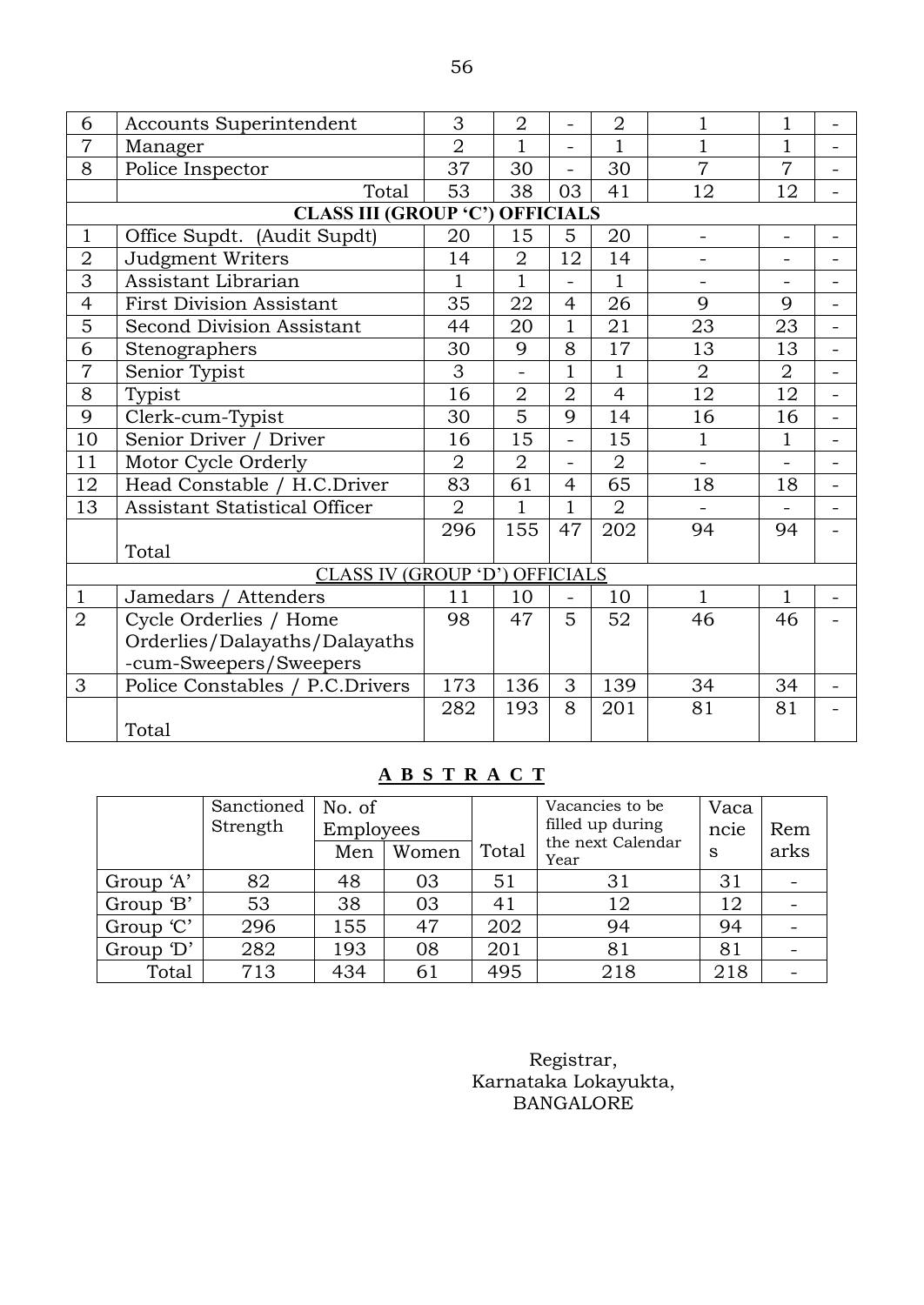| | | | | | | | | |
|---|---|---|---|---|---|---|---|---|
| 6 | Accounts Superintendent | 3 | 2 | - | 2 | 1 | 1 | - |
| 7 | Manager | 2 | 1 | - | 1 | 1 | 1 | - |
| 8 | Police Inspector | 37 | 30 | - | 30 | 7 | 7 | - |
| | Total | 53 | 38 | 03 | 41 | 12 | 12 | - |
| | **CLASS III (GROUP 'C') OFFICIALS** | | | | | | | |
| 1 | Office Supdt. (Audit Supdt) | 20 | 15 | 5 | 20 | - | - | - |
| 2 | Judgment Writers | 14 | 2 | 12 | 14 | - | - | - |
| 3 | Assistant Librarian | 1 | 1 | - | 1 | - | - | - |
| 4 | First Division Assistant | 35 | 22 | 4 | 26 | 9 | 9 | - |
| 5 | Second Division Assistant | 44 | 20 | 1 | 21 | 23 | 23 | - |
| 6 | Stenographers | 30 | 9 | 8 | 17 | 13 | 13 | - |
| 7 | Senior Typist | 3 | - | 1 | 1 | 2 | 2 | - |
| 8 | Typist | 16 | 2 | 2 | 4 | 12 | 12 | - |
| 9 | Clerk-cum-Typist | 30 | 5 | 9 | 14 | 16 | 16 | - |
| 10 | Senior Driver / Driver | 16 | 15 | - | 15 | 1 | 1 | - |
| 11 | Motor Cycle Orderly | 2 | 2 | - | 2 | - | - | - |
| 12 | Head Constable / H.C.Driver | 83 | 61 | 4 | 65 | 18 | 18 | - |
| 13 | Assistant Statistical Officer | 2 | 1 | 1 | 2 | - | - | - |
| | Total | 296 | 155 | 47 | 202 | 94 | 94 | - |
| | CLASS IV (GROUP 'D') OFFICIALS | | | | | | | |
| 1 | Jamedars / Attenders | 11 | 10 | - | 10 | 1 | 1 | - |
| 2 | Cycle Orderlies / Home Orderlies/Dalayaths/Dalayaths -cum-Sweepers/Sweepers | 98 | 47 | 5 | 52 | 46 | 46 | - |
| 3 | Police Constables / P.C.Drivers | 173 | 136 | 3 | 139 | 34 | 34 | - |
| | Total | 282 | 193 | 8 | 201 | 81 | 81 | - |

**A B S T R A C T**

| | Sanctioned Strength | No. of Employees | | Total | Vacancies to be filled up during the next Calendar Year | Vacancies | Remarks |
|---|---|---|---|---|---|---|---|
| | | Men | Women | | | | |
| Group 'A' | 82 | 48 | 03 | 51 | 31 | 31 | - |
| Group 'B' | 53 | 38 | 03 | 41 | 12 | 12 | - |
| Group 'C' | 296 | 155 | 47 | 202 | 94 | 94 | - |
| Group 'D' | 282 | 193 | 08 | 201 | 81 | 81 | - |
| Total | 713 | 434 | 61 | 495 | 218 | 218 | - |

Registrar,
Karnataka Lokayukta,
BANGALORE